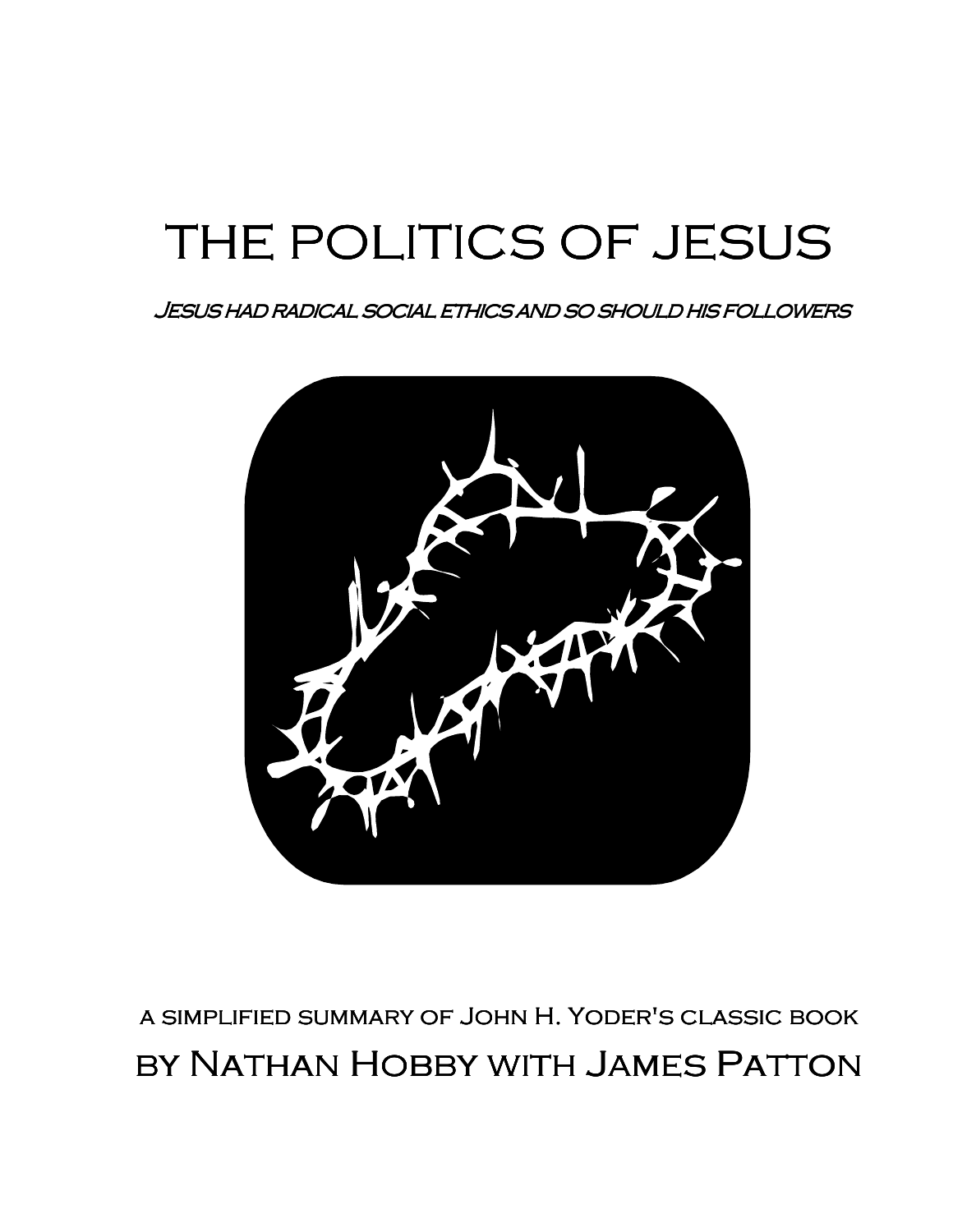# THE POLITICS OF JESUS

*Jesus had radical social ethics and so should his followers*

a simplified summary of John H. Yoder's classic book

by Nathan Hobby with James Patton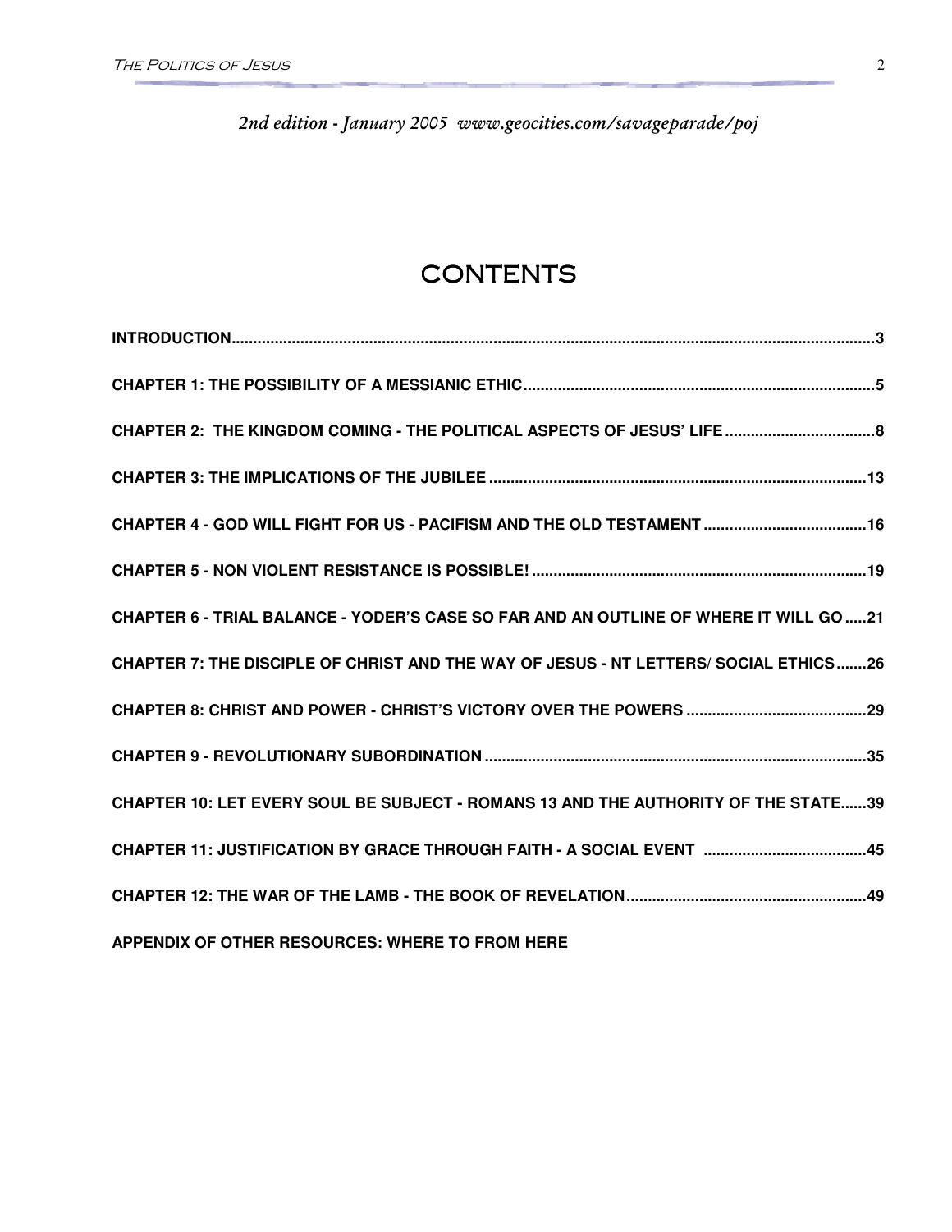*2nd edition - January 2005 www.geocities.com/savageparade/poj*

# CONTENTS

**INTRODUCTION....................................................3**

**CHAPTER 1: THE POSSIBILITY OF A MESSIANIC ETHIC....................................................5**

**CHAPTER 2: THE KINGDOM COMING - THE POLITICAL ASPECTS OF JESUS' LIFE....................................................8**

**CHAPTER 3: THE IMPLICATIONS OF THE JUBILEE....................................................13**

**CHAPTER 4 - GOD WILL FIGHT FOR US - PACIFISM AND THE OLD TESTAMENT....................................................16**

**CHAPTER 5 - NON VIOLENT RESISTANCE IS POSSIBLE!....................................................19**

**CHAPTER 6 - TRIAL BALANCE - YODER'S CASE SO FAR AND AN OUTLINE OF WHERE IT WILL GO.....21**

**CHAPTER 7: THE DISCIPLE OF CHRIST AND THE WAY OF JESUS - NT LETTERS/ SOCIAL ETHICS.......26**

**CHAPTER 8: CHRIST AND POWER - CHRIST'S VICTORY OVER THE POWERS....................................................29**

**CHAPTER 9 - REVOLUTIONARY SUBORDINATION....................................................35**

**CHAPTER 10: LET EVERY SOUL BE SUBJECT - ROMANS 13 AND THE AUTHORITY OF THE STATE......39**

**CHAPTER 11: JUSTIFICATION BY GRACE THROUGH FAITH - A SOCIAL EVENT....................................................45**

**CHAPTER 12: THE WAR OF THE LAMB - THE BOOK OF REVELATION....................................................49**

**APPENDIX OF OTHER RESOURCES: WHERE TO FROM HERE**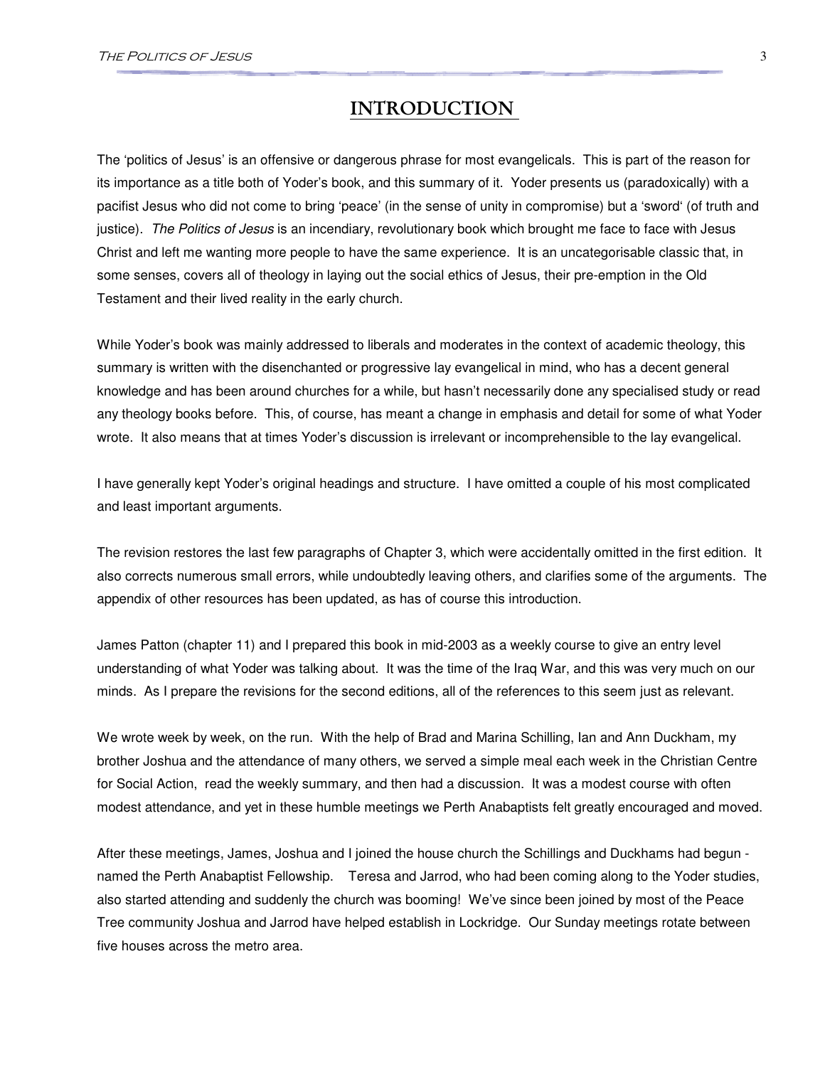# INTRODUCTION

The 'politics of Jesus' is an offensive or dangerous phrase for most evangelicals. This is part of the reason for its importance as a title both of Yoder's book, and this summary of it. Yoder presents us (paradoxically) with a pacifist Jesus who did not come to bring 'peace' (in the sense of unity in compromise) but a 'sword' (of truth and justice). *The Politics of Jesus* is an incendiary, revolutionary book which brought me face to face with Jesus Christ and left me wanting more people to have the same experience. It is an uncategorisable classic that, in some senses, covers all of theology in laying out the social ethics of Jesus, their pre-emption in the Old Testament and their lived reality in the early church.

While Yoder's book was mainly addressed to liberals and moderates in the context of academic theology, this summary is written with the disenchanted or progressive lay evangelical in mind, who has a decent general knowledge and has been around churches for a while, but hasn't necessarily done any specialised study or read any theology books before. This, of course, has meant a change in emphasis and detail for some of what Yoder wrote. It also means that at times Yoder's discussion is irrelevant or incomprehensible to the lay evangelical.

I have generally kept Yoder's original headings and structure. I have omitted a couple of his most complicated and least important arguments.

The revision restores the last few paragraphs of Chapter 3, which were accidentally omitted in the first edition. It also corrects numerous small errors, while undoubtedly leaving others, and clarifies some of the arguments. The appendix of other resources has been updated, as has of course this introduction.

James Patton (chapter 11) and I prepared this book in mid-2003 as a weekly course to give an entry level understanding of what Yoder was talking about. It was the time of the Iraq War, and this was very much on our minds. As I prepare the revisions for the second editions, all of the references to this seem just as relevant.

We wrote week by week, on the run. With the help of Brad and Marina Schilling, Ian and Ann Duckham, my brother Joshua and the attendance of many others, we served a simple meal each week in the Christian Centre for Social Action, read the weekly summary, and then had a discussion. It was a modest course with often modest attendance, and yet in these humble meetings we Perth Anabaptists felt greatly encouraged and moved.

After these meetings, James, Joshua and I joined the house church the Schillings and Duckhams had begun - named the Perth Anabaptist Fellowship. Teresa and Jarrod, who had been coming along to the Yoder studies, also started attending and suddenly the church was booming! We've since been joined by most of the Peace Tree community Joshua and Jarrod have helped establish in Lockridge. Our Sunday meetings rotate between five houses across the metro area.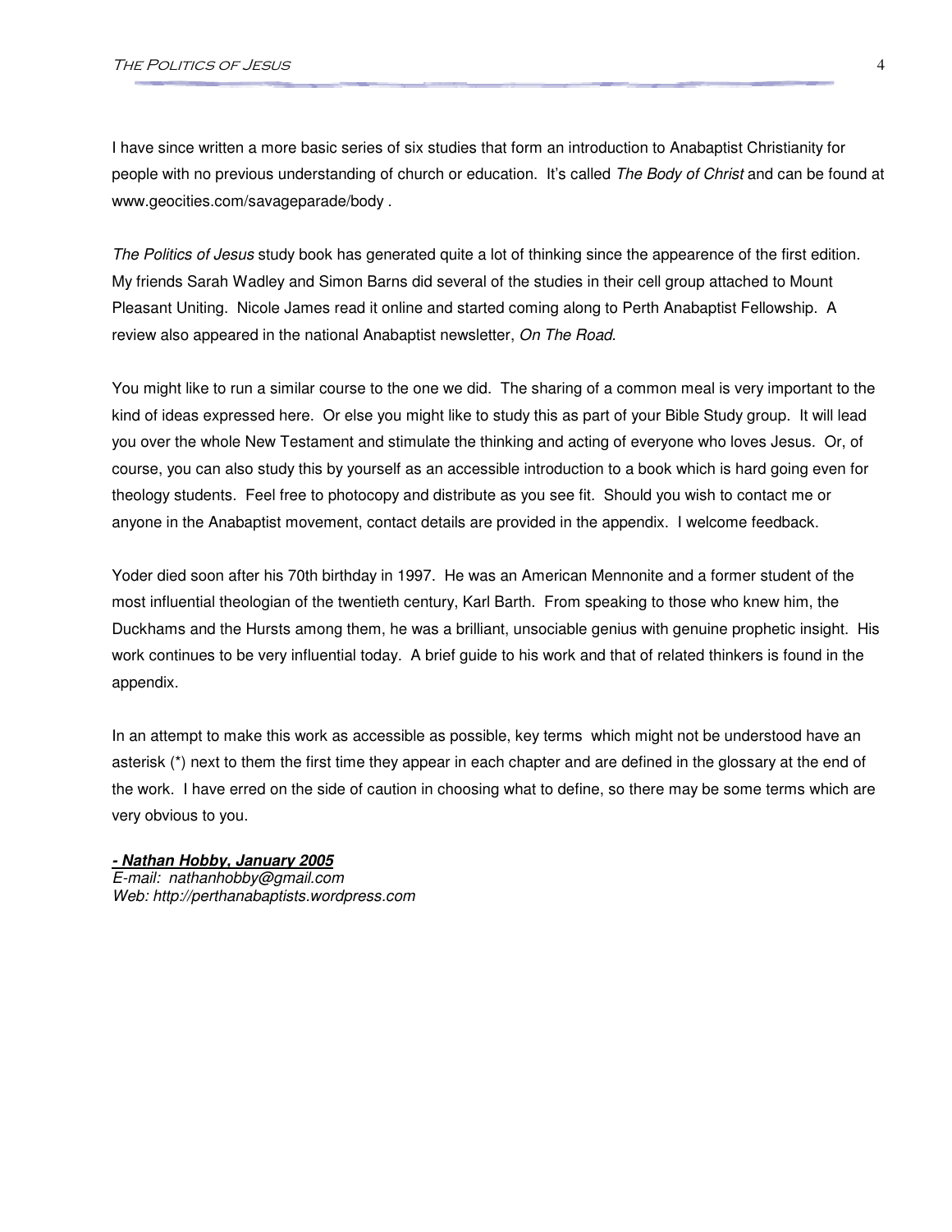I have since written a more basic series of six studies that form an introduction to Anabaptist Christianity for people with no previous understanding of church or education. It's called *The Body of Christ* and can be found at www.geocities.com/savageparade/body .

*The Politics of Jesus* study book has generated quite a lot of thinking since the appearence of the first edition. My friends Sarah Wadley and Simon Barns did several of the studies in their cell group attached to Mount Pleasant Uniting. Nicole James read it online and started coming along to Perth Anabaptist Fellowship. A review also appeared in the national Anabaptist newsletter, *On The Road*.

You might like to run a similar course to the one we did. The sharing of a common meal is very important to the kind of ideas expressed here. Or else you might like to study this as part of your Bible Study group. It will lead you over the whole New Testament and stimulate the thinking and acting of everyone who loves Jesus. Or, of course, you can also study this by yourself as an accessible introduction to a book which is hard going even for theology students. Feel free to photocopy and distribute as you see fit. Should you wish to contact me or anyone in the Anabaptist movement, contact details are provided in the appendix. I welcome feedback.

Yoder died soon after his 70th birthday in 1997. He was an American Mennonite and a former student of the most influential theologian of the twentieth century, Karl Barth. From speaking to those who knew him, the Duckhams and the Hursts among them, he was a brilliant, unsociable genius with genuine prophetic insight. His work continues to be very influential today. A brief guide to his work and that of related thinkers is found in the appendix.

In an attempt to make this work as accessible as possible, key terms which might not be understood have an asterisk (*) next to them the first time they appear in each chapter and are defined in the glossary at the end of the work. I have erred on the side of caution in choosing what to define, so there may be some terms which are very obvious to you.

***- Nathan Hobby, January 2005***
*E-mail: nathanhobby@gmail.com*
*Web: http://perthanabaptists.wordpress.com*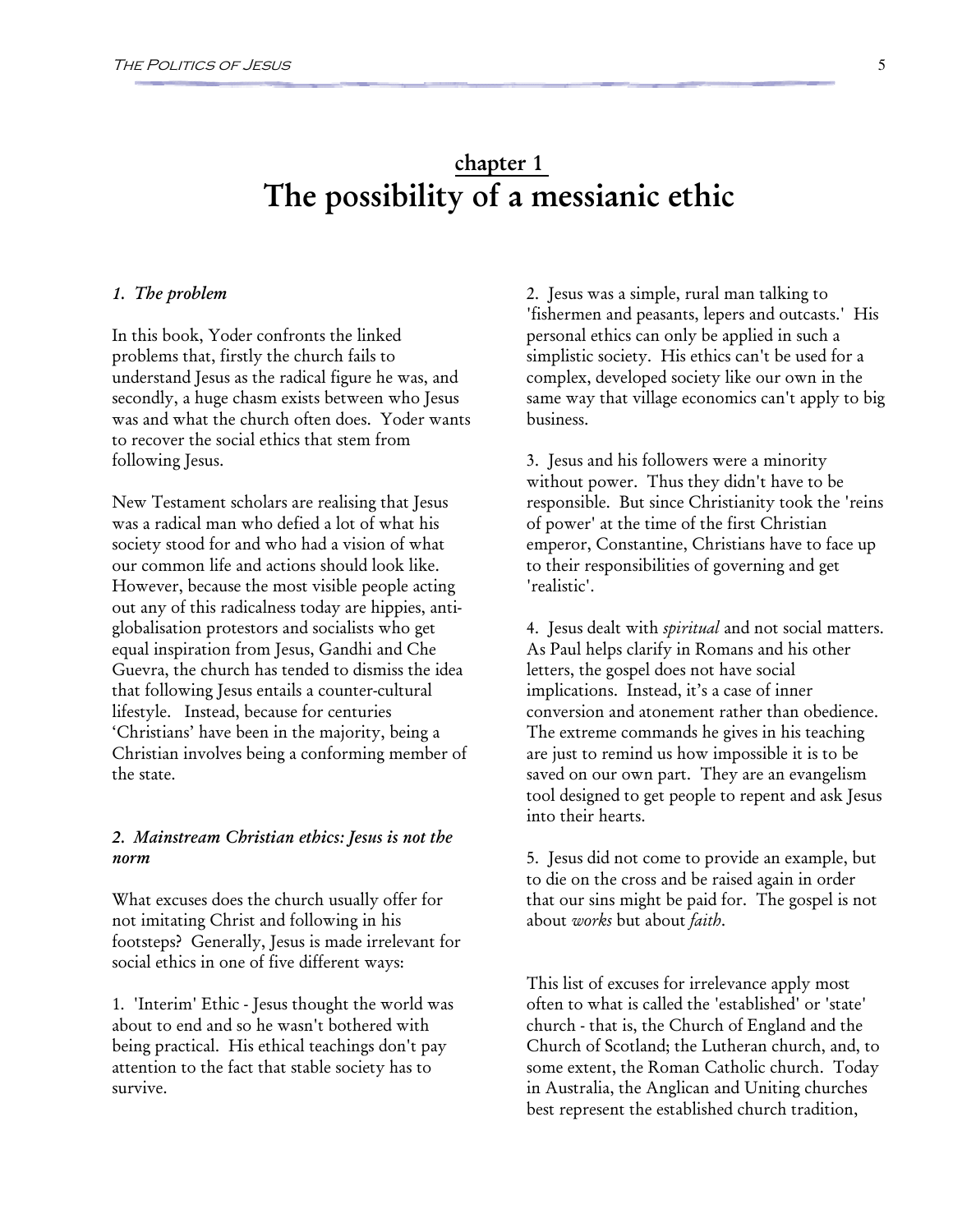# chapter 1
# The possibility of a messianic ethic

### *1. The problem*

In this book, Yoder confronts the linked problems that, firstly the church fails to understand Jesus as the radical figure he was, and secondly, a huge chasm exists between who Jesus was and what the church often does. Yoder wants to recover the social ethics that stem from following Jesus.

New Testament scholars are realising that Jesus was a radical man who defied a lot of what his society stood for and who had a vision of what our common life and actions should look like. However, because the most visible people acting out any of this radicalness today are hippies, anti-globalisation protestors and socialists who get equal inspiration from Jesus, Gandhi and Che Guevra, the church has tended to dismiss the idea that following Jesus entails a counter-cultural lifestyle. Instead, because for centuries 'Christians' have been in the majority, being a Christian involves being a conforming member of the state.

### *2. Mainstream Christian ethics: Jesus is not the norm*

What excuses does the church usually offer for not imitating Christ and following in his footsteps? Generally, Jesus is made irrelevant for social ethics in one of five different ways:

1. 'Interim' Ethic - Jesus thought the world was about to end and so he wasn't bothered with being practical. His ethical teachings don't pay attention to the fact that stable society has to survive.

2. Jesus was a simple, rural man talking to 'fishermen and peasants, lepers and outcasts.' His personal ethics can only be applied in such a simplistic society. His ethics can't be used for a complex, developed society like our own in the same way that village economics can't apply to big business.

3. Jesus and his followers were a minority without power. Thus they didn't have to be responsible. But since Christianity took the 'reins of power' at the time of the first Christian emperor, Constantine, Christians have to face up to their responsibilities of governing and get 'realistic'.

4. Jesus dealt with *spiritual* and not social matters. As Paul helps clarify in Romans and his other letters, the gospel does not have social implications. Instead, it's a case of inner conversion and atonement rather than obedience. The extreme commands he gives in his teaching are just to remind us how impossible it is to be saved on our own part. They are an evangelism tool designed to get people to repent and ask Jesus into their hearts.

5. Jesus did not come to provide an example, but to die on the cross and be raised again in order that our sins might be paid for. The gospel is not about *works* but about *faith*.

This list of excuses for irrelevance apply most often to what is called the 'established' or 'state' church - that is, the Church of England and the Church of Scotland; the Lutheran church, and, to some extent, the Roman Catholic church. Today in Australia, the Anglican and Uniting churches best represent the established church tradition,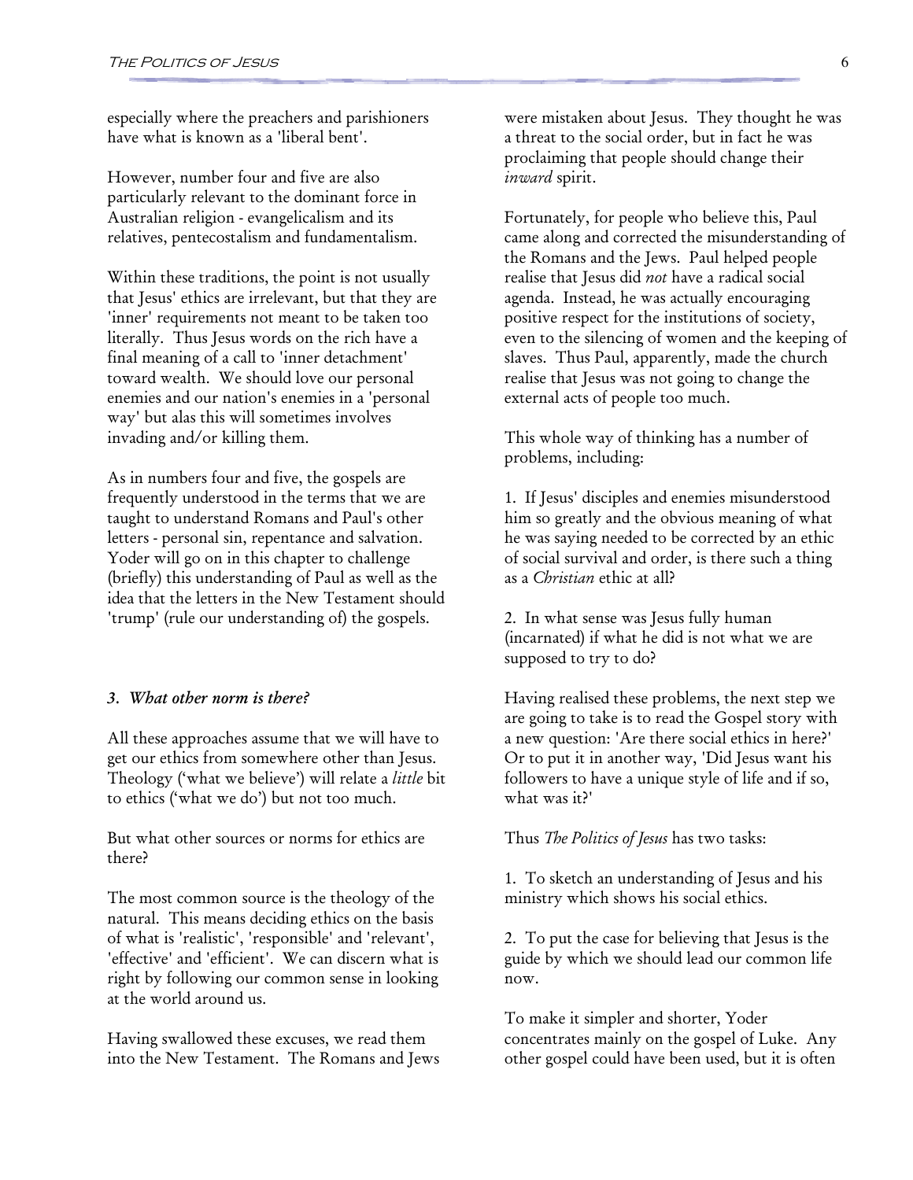especially where the preachers and parishioners have what is known as a 'liberal bent'.

However, number four and five are also particularly relevant to the dominant force in Australian religion - evangelicalism and its relatives, pentecostalism and fundamentalism.

Within these traditions, the point is not usually that Jesus' ethics are irrelevant, but that they are 'inner' requirements not meant to be taken too literally. Thus Jesus words on the rich have a final meaning of a call to 'inner detachment' toward wealth. We should love our personal enemies and our nation's enemies in a 'personal way' but alas this will sometimes involves invading and/or killing them.

As in numbers four and five, the gospels are frequently understood in the terms that we are taught to understand Romans and Paul's other letters - personal sin, repentance and salvation. Yoder will go on in this chapter to challenge (briefly) this understanding of Paul as well as the idea that the letters in the New Testament should 'trump' (rule our understanding of) the gospels.

### *3. What other norm is there?*

All these approaches assume that we will have to get our ethics from somewhere other than Jesus. Theology ('what we believe') will relate a *little* bit to ethics ('what we do') but not too much.

But what other sources or norms for ethics are there?

The most common source is the theology of the natural. This means deciding ethics on the basis of what is 'realistic', 'responsible' and 'relevant', 'effective' and 'efficient'. We can discern what is right by following our common sense in looking at the world around us.

Having swallowed these excuses, we read them into the New Testament. The Romans and Jews were mistaken about Jesus. They thought he was a threat to the social order, but in fact he was proclaiming that people should change their *inward* spirit.

Fortunately, for people who believe this, Paul came along and corrected the misunderstanding of the Romans and the Jews. Paul helped people realise that Jesus did *not* have a radical social agenda. Instead, he was actually encouraging positive respect for the institutions of society, even to the silencing of women and the keeping of slaves. Thus Paul, apparently, made the church realise that Jesus was not going to change the external acts of people too much.

This whole way of thinking has a number of problems, including:

1. If Jesus' disciples and enemies misunderstood him so greatly and the obvious meaning of what he was saying needed to be corrected by an ethic of social survival and order, is there such a thing as a *Christian* ethic at all?

2. In what sense was Jesus fully human (incarnated) if what he did is not what we are supposed to try to do?

Having realised these problems, the next step we are going to take is to read the Gospel story with a new question: 'Are there social ethics in here?' Or to put it in another way, 'Did Jesus want his followers to have a unique style of life and if so, what was it?'

Thus *The Politics of Jesus* has two tasks:

1. To sketch an understanding of Jesus and his ministry which shows his social ethics.

2. To put the case for believing that Jesus is the guide by which we should lead our common life now.

To make it simpler and shorter, Yoder concentrates mainly on the gospel of Luke. Any other gospel could have been used, but it is often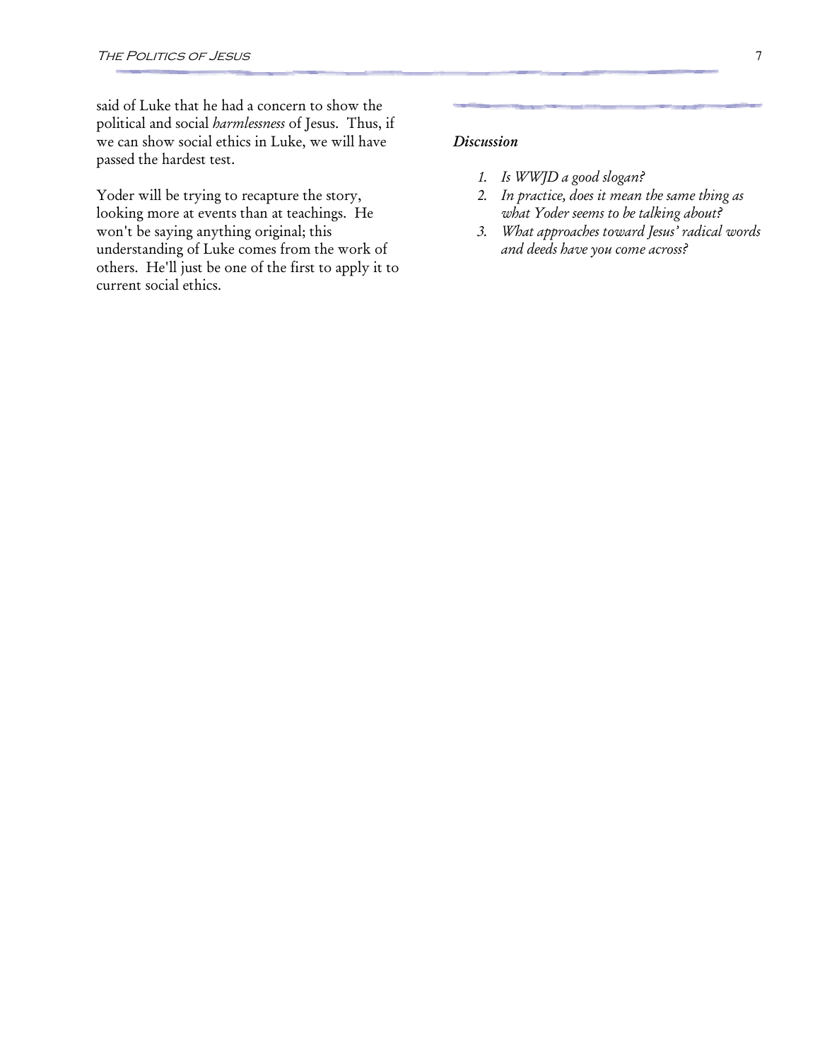said of Luke that he had a concern to show the political and social *harmlessness* of Jesus. Thus, if we can show social ethics in Luke, we will have passed the hardest test.

Yoder will be trying to recapture the story, looking more at events than at teachings. He won't be saying anything original; this understanding of Luke comes from the work of others. He'll just be one of the first to apply it to current social ethics.

### *Discussion*

1. *Is WWJD a good slogan?*
2. *In practice, does it mean the same thing as what Yoder seems to be talking about?*
3. *What approaches toward Jesus' radical words and deeds have you come across?*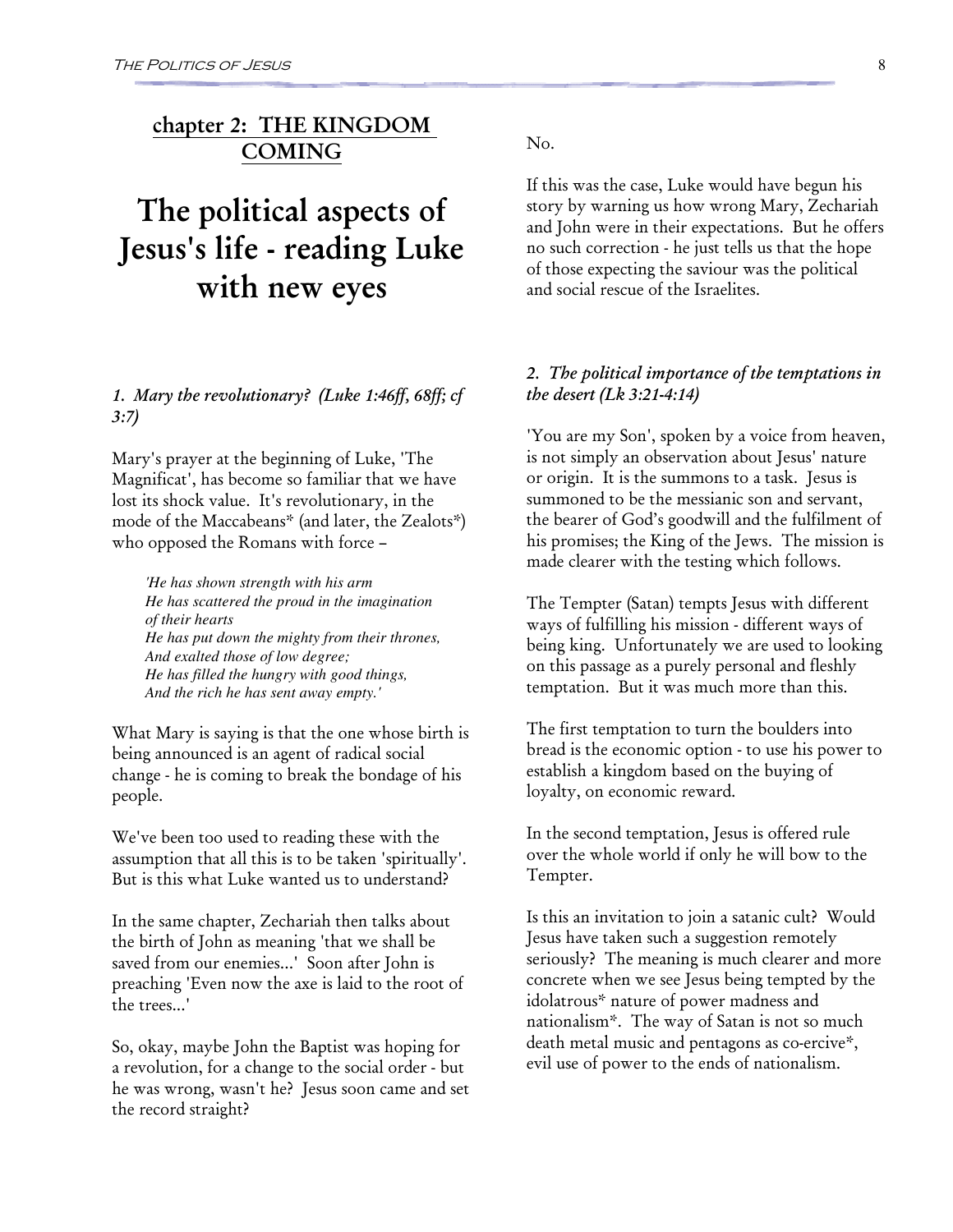## chapter 2: THE KINGDOM COMING

# The political aspects of Jesus's life - reading Luke with new eyes

### *1. Mary the revolutionary? (Luke 1:46ff, 68ff; cf 3:7)*

Mary's prayer at the beginning of Luke, 'The Magnificat', has become so familiar that we have lost its shock value. It's revolutionary, in the mode of the Maccabeans* (and later, the Zealots*) who opposed the Romans with force –

> *'He has shown strength with his arm*
> *He has scattered the proud in the imagination of their hearts*
> *He has put down the mighty from their thrones,*
> *And exalted those of low degree;*
> *He has filled the hungry with good things,*
> *And the rich he has sent away empty.'*

What Mary is saying is that the one whose birth is being announced is an agent of radical social change - he is coming to break the bondage of his people.

We've been too used to reading these with the assumption that all this is to be taken 'spiritually'. But is this what Luke wanted us to understand?

In the same chapter, Zechariah then talks about the birth of John as meaning 'that we shall be saved from our enemies...' Soon after John is preaching 'Even now the axe is laid to the root of the trees...'

So, okay, maybe John the Baptist was hoping for a revolution, for a change to the social order - but he was wrong, wasn't he? Jesus soon came and set the record straight?

No.

If this was the case, Luke would have begun his story by warning us how wrong Mary, Zechariah and John were in their expectations. But he offers no such correction - he just tells us that the hope of those expecting the saviour was the political and social rescue of the Israelites.

### *2. The political importance of the temptations in the desert (Lk 3:21-4:14)*

'You are my Son', spoken by a voice from heaven, is not simply an observation about Jesus' nature or origin. It is the summons to a task. Jesus is summoned to be the messianic son and servant, the bearer of God's goodwill and the fulfilment of his promises; the King of the Jews. The mission is made clearer with the testing which follows.

The Tempter (Satan) tempts Jesus with different ways of fulfilling his mission - different ways of being king. Unfortunately we are used to looking on this passage as a purely personal and fleshly temptation. But it was much more than this.

The first temptation to turn the boulders into bread is the economic option - to use his power to establish a kingdom based on the buying of loyalty, on economic reward.

In the second temptation, Jesus is offered rule over the whole world if only he will bow to the Tempter.

Is this an invitation to join a satanic cult? Would Jesus have taken such a suggestion remotely seriously? The meaning is much clearer and more concrete when we see Jesus being tempted by the idolatrous* nature of power madness and nationalism*. The way of Satan is not so much death metal music and pentagons as co-ercive*, evil use of power to the ends of nationalism.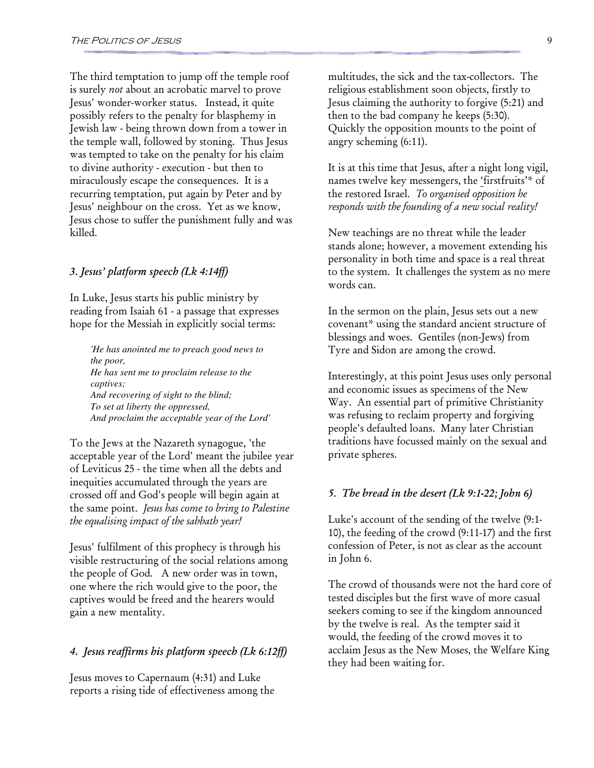The third temptation to jump off the temple roof is surely *not* about an acrobatic marvel to prove Jesus' wonder-worker status. Instead, it quite possibly refers to the penalty for blasphemy in Jewish law - being thrown down from a tower in the temple wall, followed by stoning. Thus Jesus was tempted to take on the penalty for his claim to divine authority - execution - but then to miraculously escape the consequences. It is a recurring temptation, put again by Peter and by Jesus' neighbour on the cross. Yet as we know, Jesus chose to suffer the punishment fully and was killed.

### *3. Jesus' platform speech (Lk 4:14ff)*

In Luke, Jesus starts his public ministry by reading from Isaiah 61 - a passage that expresses hope for the Messiah in explicitly social terms:

> *'He has anointed me to preach good news to the poor,*
> *He has sent me to proclaim release to the captives;*
> *And recovering of sight to the blind;*
> *To set at liberty the oppressed,*
> *And proclaim the acceptable year of the Lord'*

To the Jews at the Nazareth synagogue, 'the acceptable year of the Lord' meant the jubilee year of Leviticus 25 - the time when all the debts and inequities accumulated through the years are crossed off and God's people will begin again at the same point. *Jesus has come to bring to Palestine the equalising impact of the sabbath year!*

Jesus' fulfilment of this prophecy is through his visible restructuring of the social relations among the people of God. A new order was in town, one where the rich would give to the poor, the captives would be freed and the hearers would gain a new mentality.

### *4. Jesus reaffirms his platform speech (Lk 6:12ff)*

Jesus moves to Capernaum (4:31) and Luke reports a rising tide of effectiveness among the multitudes, the sick and the tax-collectors. The religious establishment soon objects, firstly to Jesus claiming the authority to forgive (5:21) and then to the bad company he keeps (5:30). Quickly the opposition mounts to the point of angry scheming (6:11).

It is at this time that Jesus, after a night long vigil, names twelve key messengers, the 'firstfruits'* of the restored Israel. *To organised opposition he responds with the founding of a new social reality!*

New teachings are no threat while the leader stands alone; however, a movement extending his personality in both time and space is a real threat to the system. It challenges the system as no mere words can.

In the sermon on the plain, Jesus sets out a new covenant* using the standard ancient structure of blessings and woes. Gentiles (non-Jews) from Tyre and Sidon are among the crowd.

Interestingly, at this point Jesus uses only personal and economic issues as specimens of the New Way. An essential part of primitive Christianity was refusing to reclaim property and forgiving people's defaulted loans. Many later Christian traditions have focussed mainly on the sexual and private spheres.

### *5. The bread in the desert (Lk 9:1-22; John 6)*

Luke's account of the sending of the twelve (9:1-10), the feeding of the crowd (9:11-17) and the first confession of Peter, is not as clear as the account in John 6.

The crowd of thousands were not the hard core of tested disciples but the first wave of more casual seekers coming to see if the kingdom announced by the twelve is real. As the tempter said it would, the feeding of the crowd moves it to acclaim Jesus as the New Moses, the Welfare King they had been waiting for.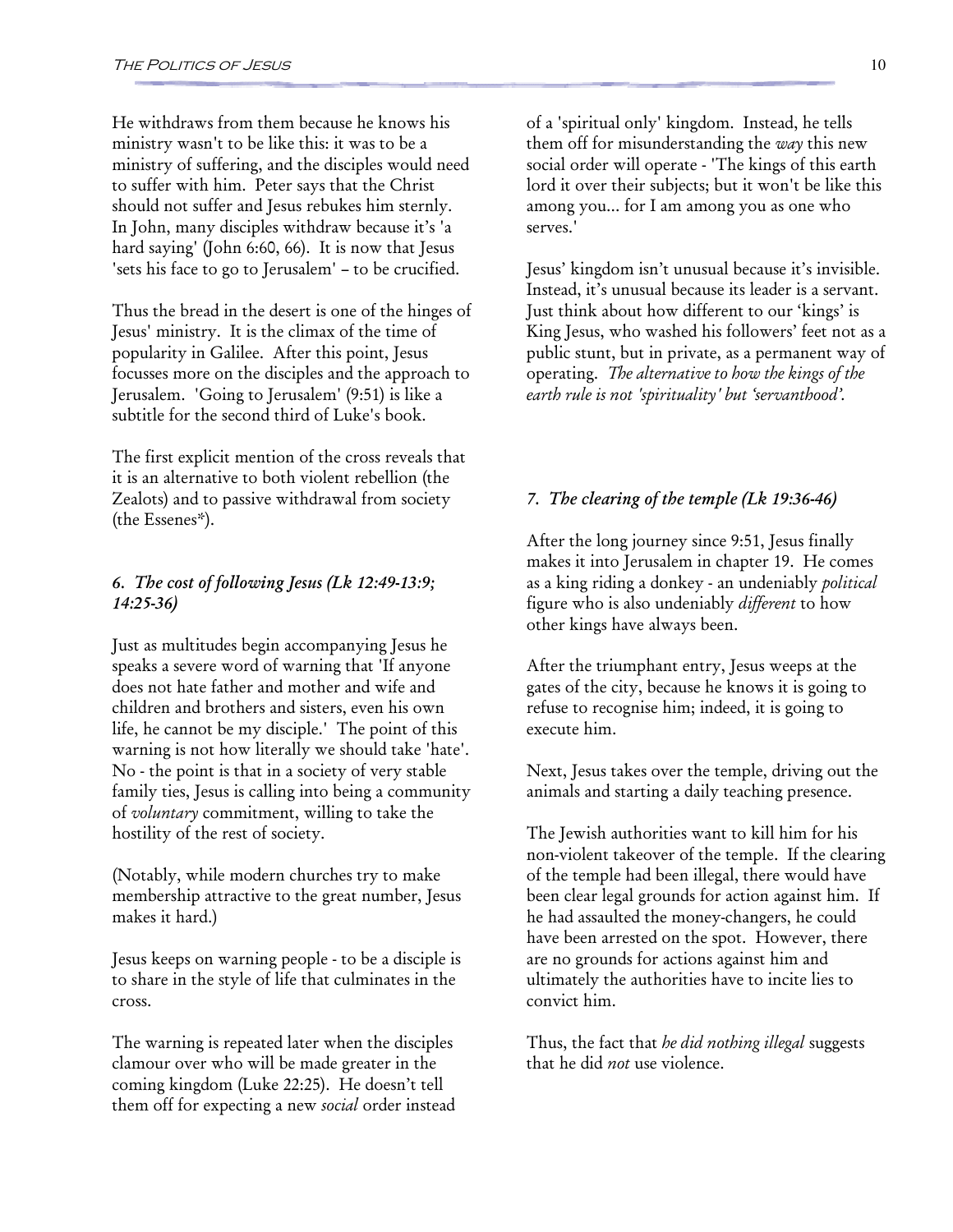He withdraws from them because he knows his ministry wasn't to be like this: it was to be a ministry of suffering, and the disciples would need to suffer with him. Peter says that the Christ should not suffer and Jesus rebukes him sternly. In John, many disciples withdraw because it's 'a hard saying' (John 6:60, 66). It is now that Jesus 'sets his face to go to Jerusalem' – to be crucified.

Thus the bread in the desert is one of the hinges of Jesus' ministry. It is the climax of the time of popularity in Galilee. After this point, Jesus focusses more on the disciples and the approach to Jerusalem. 'Going to Jerusalem' (9:51) is like a subtitle for the second third of Luke's book.

The first explicit mention of the cross reveals that it is an alternative to both violent rebellion (the Zealots) and to passive withdrawal from society (the Essenes*).

### *6. The cost of following Jesus (Lk 12:49-13:9; 14:25-36)*

Just as multitudes begin accompanying Jesus he speaks a severe word of warning that 'If anyone does not hate father and mother and wife and children and brothers and sisters, even his own life, he cannot be my disciple.' The point of this warning is not how literally we should take 'hate'. No - the point is that in a society of very stable family ties, Jesus is calling into being a community of *voluntary* commitment, willing to take the hostility of the rest of society.

(Notably, while modern churches try to make membership attractive to the great number, Jesus makes it hard.)

Jesus keeps on warning people - to be a disciple is to share in the style of life that culminates in the cross.

The warning is repeated later when the disciples clamour over who will be made greater in the coming kingdom (Luke 22:25). He doesn't tell them off for expecting a new *social* order instead of a 'spiritual only' kingdom. Instead, he tells them off for misunderstanding the *way* this new social order will operate - 'The kings of this earth lord it over their subjects; but it won't be like this among you... for I am among you as one who serves.'

Jesus' kingdom isn't unusual because it's invisible. Instead, it's unusual because its leader is a servant. Just think about how different to our 'kings' is King Jesus, who washed his followers' feet not as a public stunt, but in private, as a permanent way of operating. *The alternative to how the kings of the earth rule is not 'spirituality' but 'servanthood'.*

### *7. The clearing of the temple (Lk 19:36-46)*

After the long journey since 9:51, Jesus finally makes it into Jerusalem in chapter 19. He comes as a king riding a donkey - an undeniably *political* figure who is also undeniably *different* to how other kings have always been.

After the triumphant entry, Jesus weeps at the gates of the city, because he knows it is going to refuse to recognise him; indeed, it is going to execute him.

Next, Jesus takes over the temple, driving out the animals and starting a daily teaching presence.

The Jewish authorities want to kill him for his non-violent takeover of the temple. If the clearing of the temple had been illegal, there would have been clear legal grounds for action against him. If he had assaulted the money-changers, he could have been arrested on the spot. However, there are no grounds for actions against him and ultimately the authorities have to incite lies to convict him.

Thus, the fact that *he did nothing illegal* suggests that he did *not* use violence.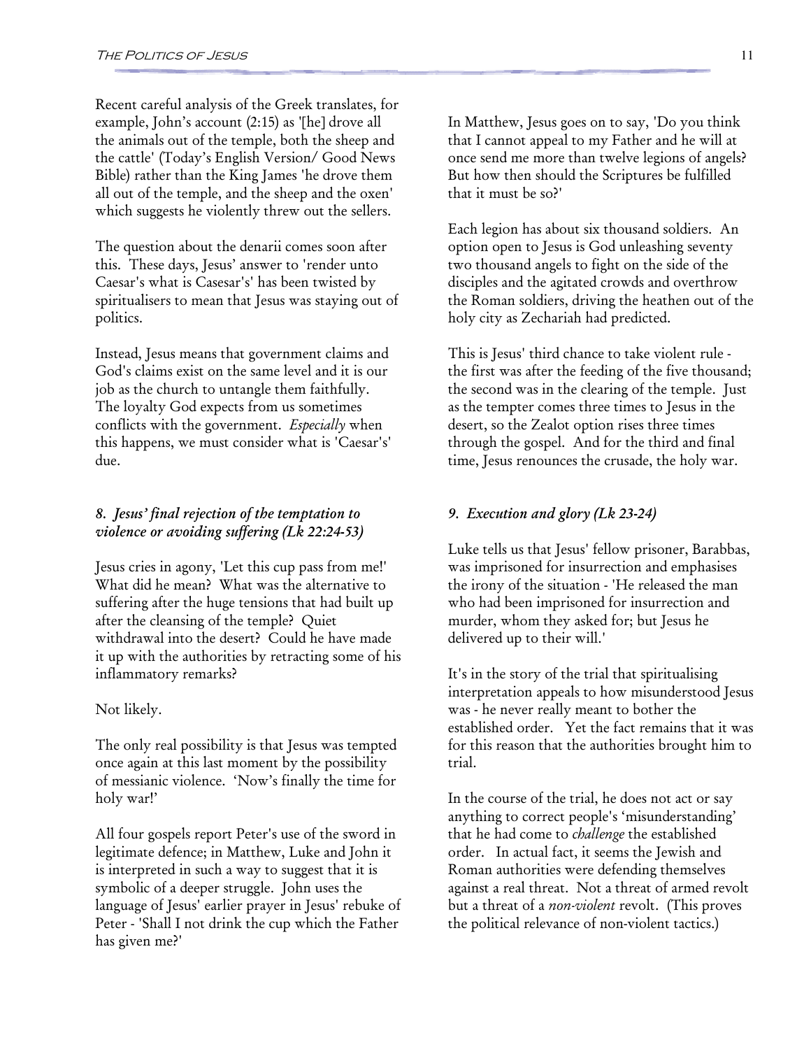Recent careful analysis of the Greek translates, for example, John's account (2:15) as '[he] drove all the animals out of the temple, both the sheep and the cattle' (Today's English Version/ Good News Bible) rather than the King James 'he drove them all out of the temple, and the sheep and the oxen' which suggests he violently threw out the sellers.

The question about the denarii comes soon after this. These days, Jesus' answer to 'render unto Caesar's what is Casesar's' has been twisted by spiritualisers to mean that Jesus was staying out of politics.

Instead, Jesus means that government claims and God's claims exist on the same level and it is our job as the church to untangle them faithfully. The loyalty God expects from us sometimes conflicts with the government. *Especially* when this happens, we must consider what is 'Caesar's' due.

### *8. Jesus' final rejection of the temptation to violence or avoiding suffering (Lk 22:24-53)*

Jesus cries in agony, 'Let this cup pass from me!' What did he mean? What was the alternative to suffering after the huge tensions that had built up after the cleansing of the temple? Quiet withdrawal into the desert? Could he have made it up with the authorities by retracting some of his inflammatory remarks?

Not likely.

The only real possibility is that Jesus was tempted once again at this last moment by the possibility of messianic violence. 'Now's finally the time for holy war!'

All four gospels report Peter's use of the sword in legitimate defence; in Matthew, Luke and John it is interpreted in such a way to suggest that it is symbolic of a deeper struggle. John uses the language of Jesus' earlier prayer in Jesus' rebuke of Peter - 'Shall I not drink the cup which the Father has given me?'

In Matthew, Jesus goes on to say, 'Do you think that I cannot appeal to my Father and he will at once send me more than twelve legions of angels? But how then should the Scriptures be fulfilled that it must be so?'

Each legion has about six thousand soldiers. An option open to Jesus is God unleashing seventy two thousand angels to fight on the side of the disciples and the agitated crowds and overthrow the Roman soldiers, driving the heathen out of the holy city as Zechariah had predicted.

This is Jesus' third chance to take violent rule - the first was after the feeding of the five thousand; the second was in the clearing of the temple. Just as the tempter comes three times to Jesus in the desert, so the Zealot option rises three times through the gospel. And for the third and final time, Jesus renounces the crusade, the holy war.

### *9. Execution and glory (Lk 23-24)*

Luke tells us that Jesus' fellow prisoner, Barabbas, was imprisoned for insurrection and emphasises the irony of the situation - 'He released the man who had been imprisoned for insurrection and murder, whom they asked for; but Jesus he delivered up to their will.'

It's in the story of the trial that spiritualising interpretation appeals to how misunderstood Jesus was - he never really meant to bother the established order. Yet the fact remains that it was for this reason that the authorities brought him to trial.

In the course of the trial, he does not act or say anything to correct people's 'misunderstanding' that he had come to *challenge* the established order. In actual fact, it seems the Jewish and Roman authorities were defending themselves against a real threat. Not a threat of armed revolt but a threat of a *non-violent* revolt. (This proves the political relevance of non-violent tactics.)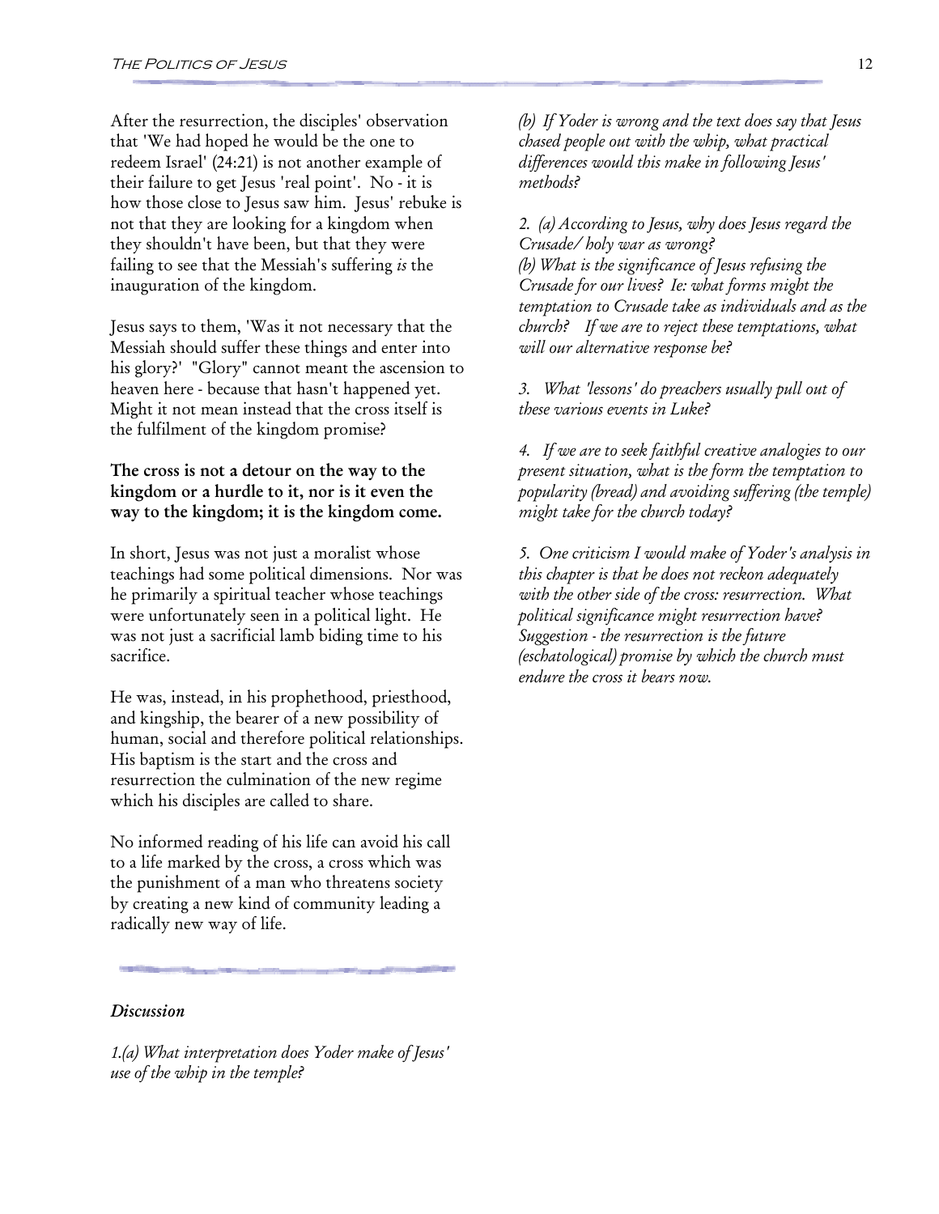After the resurrection, the disciples' observation that 'We had hoped he would be the one to redeem Israel' (24:21) is not another example of their failure to get Jesus 'real point'. No - it is how those close to Jesus saw him. Jesus' rebuke is not that they are looking for a kingdom when they shouldn't have been, but that they were failing to see that the Messiah's suffering *is* the inauguration of the kingdom.

Jesus says to them, 'Was it not necessary that the Messiah should suffer these things and enter into his glory?' "Glory" cannot meant the ascension to heaven here - because that hasn't happened yet. Might it not mean instead that the cross itself is the fulfilment of the kingdom promise?

**The cross is not a detour on the way to the kingdom or a hurdle to it, nor is it even the way to the kingdom; it is the kingdom come.**

In short, Jesus was not just a moralist whose teachings had some political dimensions. Nor was he primarily a spiritual teacher whose teachings were unfortunately seen in a political light. He was not just a sacrificial lamb biding time to his sacrifice.

He was, instead, in his prophethood, priesthood, and kingship, the bearer of a new possibility of human, social and therefore political relationships. His baptism is the start and the cross and resurrection the culmination of the new regime which his disciples are called to share.

No informed reading of his life can avoid his call to a life marked by the cross, a cross which was the punishment of a man who threatens society by creating a new kind of community leading a radically new way of life.

### *Discussion*

*1.(a) What interpretation does Yoder make of Jesus' use of the whip in the temple?*

*(b) If Yoder is wrong and the text does say that Jesus chased people out with the whip, what practical differences would this make in following Jesus' methods?*

*2. (a) According to Jesus, why does Jesus regard the Crusade/ holy war as wrong?*
*(b) What is the significance of Jesus refusing the Crusade for our lives? Ie: what forms might the temptation to Crusade take as individuals and as the church? If we are to reject these temptations, what will our alternative response be?*

*3. What 'lessons' do preachers usually pull out of these various events in Luke?*

*4. If we are to seek faithful creative analogies to our present situation, what is the form the temptation to popularity (bread) and avoiding suffering (the temple) might take for the church today?*

*5. One criticism I would make of Yoder's analysis in this chapter is that he does not reckon adequately with the other side of the cross: resurrection. What political significance might resurrection have? Suggestion - the resurrection is the future (eschatological) promise by which the church must endure the cross it bears now.*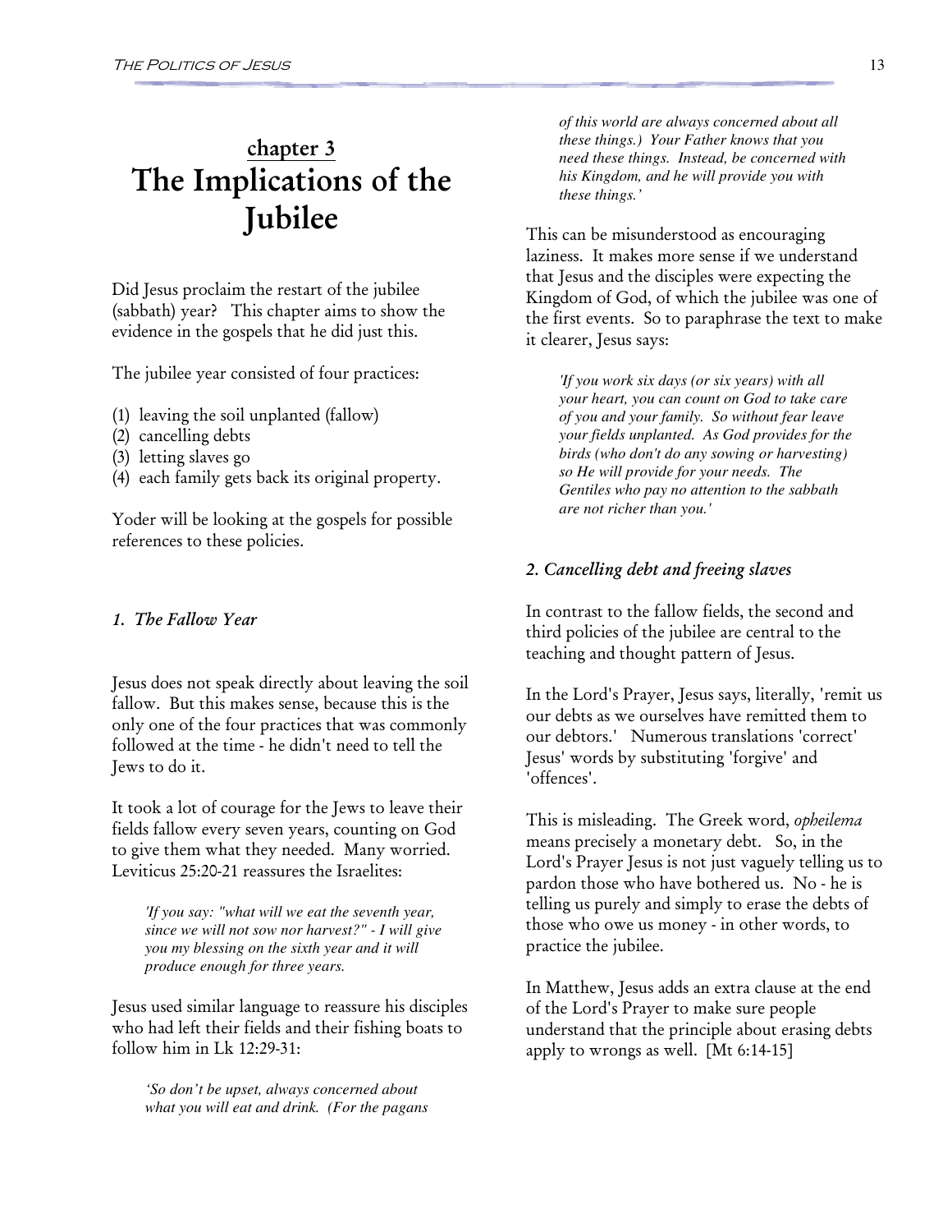## chapter 3
# The Implications of the Jubilee

Did Jesus proclaim the restart of the jubilee (sabbath) year? This chapter aims to show the evidence in the gospels that he did just this.

The jubilee year consisted of four practices:

(1) leaving the soil unplanted (fallow)
(2) cancelling debts
(3) letting slaves go
(4) each family gets back its original property.

Yoder will be looking at the gospels for possible references to these policies.

### *1. The Fallow Year*

Jesus does not speak directly about leaving the soil fallow. But this makes sense, because this is the only one of the four practices that was commonly followed at the time - he didn't need to tell the Jews to do it.

It took a lot of courage for the Jews to leave their fields fallow every seven years, counting on God to give them what they needed. Many worried. Leviticus 25:20-21 reassures the Israelites:

> *'If you say: "what will we eat the seventh year, since we will not sow nor harvest?" - I will give you my blessing on the sixth year and it will produce enough for three years.*

Jesus used similar language to reassure his disciples who had left their fields and their fishing boats to follow him in Lk 12:29-31:

> *'So don't be upset, always concerned about what you will eat and drink. (For the pagans of this world are always concerned about all these things.) Your Father knows that you need these things. Instead, be concerned with his Kingdom, and he will provide you with these things.'*

This can be misunderstood as encouraging laziness. It makes more sense if we understand that Jesus and the disciples were expecting the Kingdom of God, of which the jubilee was one of the first events. So to paraphrase the text to make it clearer, Jesus says:

> *'If you work six days (or six years) with all your heart, you can count on God to take care of you and your family. So without fear leave your fields unplanted. As God provides for the birds (who don't do any sowing or harvesting) so He will provide for your needs. The Gentiles who pay no attention to the sabbath are not richer than you.'*

### *2. Cancelling debt and freeing slaves*

In contrast to the fallow fields, the second and third policies of the jubilee are central to the teaching and thought pattern of Jesus.

In the Lord's Prayer, Jesus says, literally, 'remit us our debts as we ourselves have remitted them to our debtors.' Numerous translations 'correct' Jesus' words by substituting 'forgive' and 'offences'.

This is misleading. The Greek word, *opheilema* means precisely a monetary debt. So, in the Lord's Prayer Jesus is not just vaguely telling us to pardon those who have bothered us. No - he is telling us purely and simply to erase the debts of those who owe us money - in other words, to practice the jubilee.

In Matthew, Jesus adds an extra clause at the end of the Lord's Prayer to make sure people understand that the principle about erasing debts apply to wrongs as well. [Mt 6:14-15]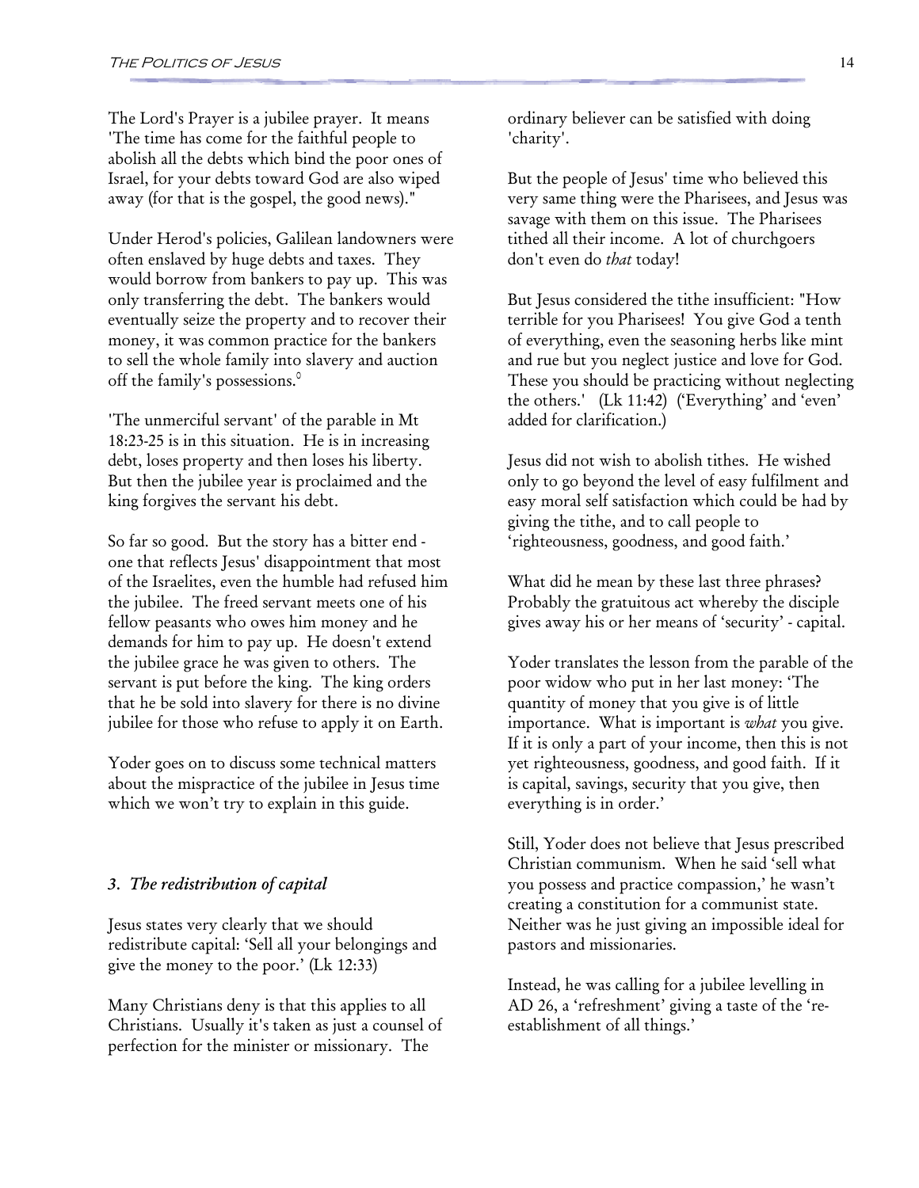The Lord's Prayer is a jubilee prayer. It means 'The time has come for the faithful people to abolish all the debts which bind the poor ones of Israel, for your debts toward God are also wiped away (for that is the gospel, the good news)."

Under Herod's policies, Galilean landowners were often enslaved by huge debts and taxes. They would borrow from bankers to pay up. This was only transferring the debt. The bankers would eventually seize the property and to recover their money, it was common practice for the bankers to sell the whole family into slavery and auction off the family's possessions.[0]

'The unmerciful servant' of the parable in Mt 18:23-25 is in this situation. He is in increasing debt, loses property and then loses his liberty. But then the jubilee year is proclaimed and the king forgives the servant his debt.

So far so good. But the story has a bitter end - one that reflects Jesus' disappointment that most of the Israelites, even the humble had refused him the jubilee. The freed servant meets one of his fellow peasants who owes him money and he demands for him to pay up. He doesn't extend the jubilee grace he was given to others. The servant is put before the king. The king orders that he be sold into slavery for there is no divine jubilee for those who refuse to apply it on Earth.

Yoder goes on to discuss some technical matters about the mispractice of the jubilee in Jesus time which we won't try to explain in this guide.

### *3. The redistribution of capital*

Jesus states very clearly that we should redistribute capital: 'Sell all your belongings and give the money to the poor.' (Lk 12:33)

Many Christians deny is that this applies to all Christians. Usually it's taken as just a counsel of perfection for the minister or missionary. The ordinary believer can be satisfied with doing 'charity'.

But the people of Jesus' time who believed this very same thing were the Pharisees, and Jesus was savage with them on this issue. The Pharisees tithed all their income. A lot of churchgoers don't even do *that* today!

But Jesus considered the tithe insufficient: "How terrible for you Pharisees! You give God a tenth of everything, even the seasoning herbs like mint and rue but you neglect justice and love for God. These you should be practicing without neglecting the others.' (Lk 11:42) ('Everything' and 'even' added for clarification.)

Jesus did not wish to abolish tithes. He wished only to go beyond the level of easy fulfilment and easy moral self satisfaction which could be had by giving the tithe, and to call people to 'righteousness, goodness, and good faith.'

What did he mean by these last three phrases? Probably the gratuitous act whereby the disciple gives away his or her means of 'security' - capital.

Yoder translates the lesson from the parable of the poor widow who put in her last money: 'The quantity of money that you give is of little importance. What is important is *what* you give. If it is only a part of your income, then this is not yet righteousness, goodness, and good faith. If it is capital, savings, security that you give, then everything is in order.'

Still, Yoder does not believe that Jesus prescribed Christian communism. When he said 'sell what you possess and practice compassion,' he wasn't creating a constitution for a communist state. Neither was he just giving an impossible ideal for pastors and missionaries.

Instead, he was calling for a jubilee levelling in AD 26, a 'refreshment' giving a taste of the 're-establishment of all things.'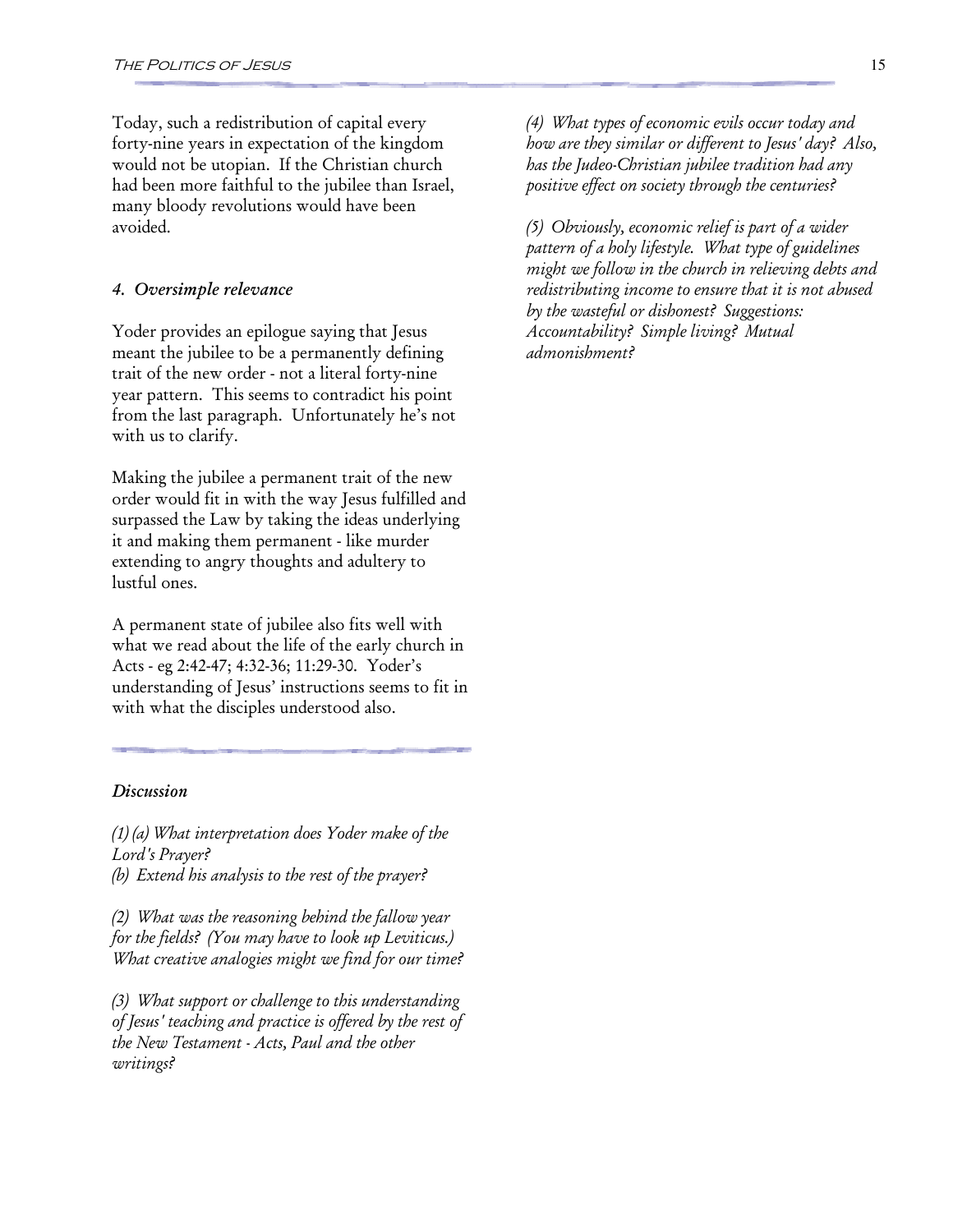Today, such a redistribution of capital every forty-nine years in expectation of the kingdom would not be utopian. If the Christian church had been more faithful to the jubilee than Israel, many bloody revolutions would have been avoided.

### *4. Oversimple relevance*

Yoder provides an epilogue saying that Jesus meant the jubilee to be a permanently defining trait of the new order - not a literal forty-nine year pattern. This seems to contradict his point from the last paragraph. Unfortunately he's not with us to clarify.

Making the jubilee a permanent trait of the new order would fit in with the way Jesus fulfilled and surpassed the Law by taking the ideas underlying it and making them permanent - like murder extending to angry thoughts and adultery to lustful ones.

A permanent state of jubilee also fits well with what we read about the life of the early church in Acts - eg 2:42-47; 4:32-36; 11:29-30. Yoder's understanding of Jesus' instructions seems to fit in with what the disciples understood also.

---

### *Discussion*

*(1) (a) What interpretation does Yoder make of the Lord's Prayer?*
*(b) Extend his analysis to the rest of the prayer?*

*(2) What was the reasoning behind the fallow year for the fields? (You may have to look up Leviticus.) What creative analogies might we find for our time?*

*(3) What support or challenge to this understanding of Jesus' teaching and practice is offered by the rest of the New Testament - Acts, Paul and the other writings?*

*(4) What types of economic evils occur today and how are they similar or different to Jesus' day? Also, has the Judeo-Christian jubilee tradition had any positive effect on society through the centuries?*

*(5) Obviously, economic relief is part of a wider pattern of a holy lifestyle. What type of guidelines might we follow in the church in relieving debts and redistributing income to ensure that it is not abused by the wasteful or dishonest? Suggestions: Accountability? Simple living? Mutual admonishment?*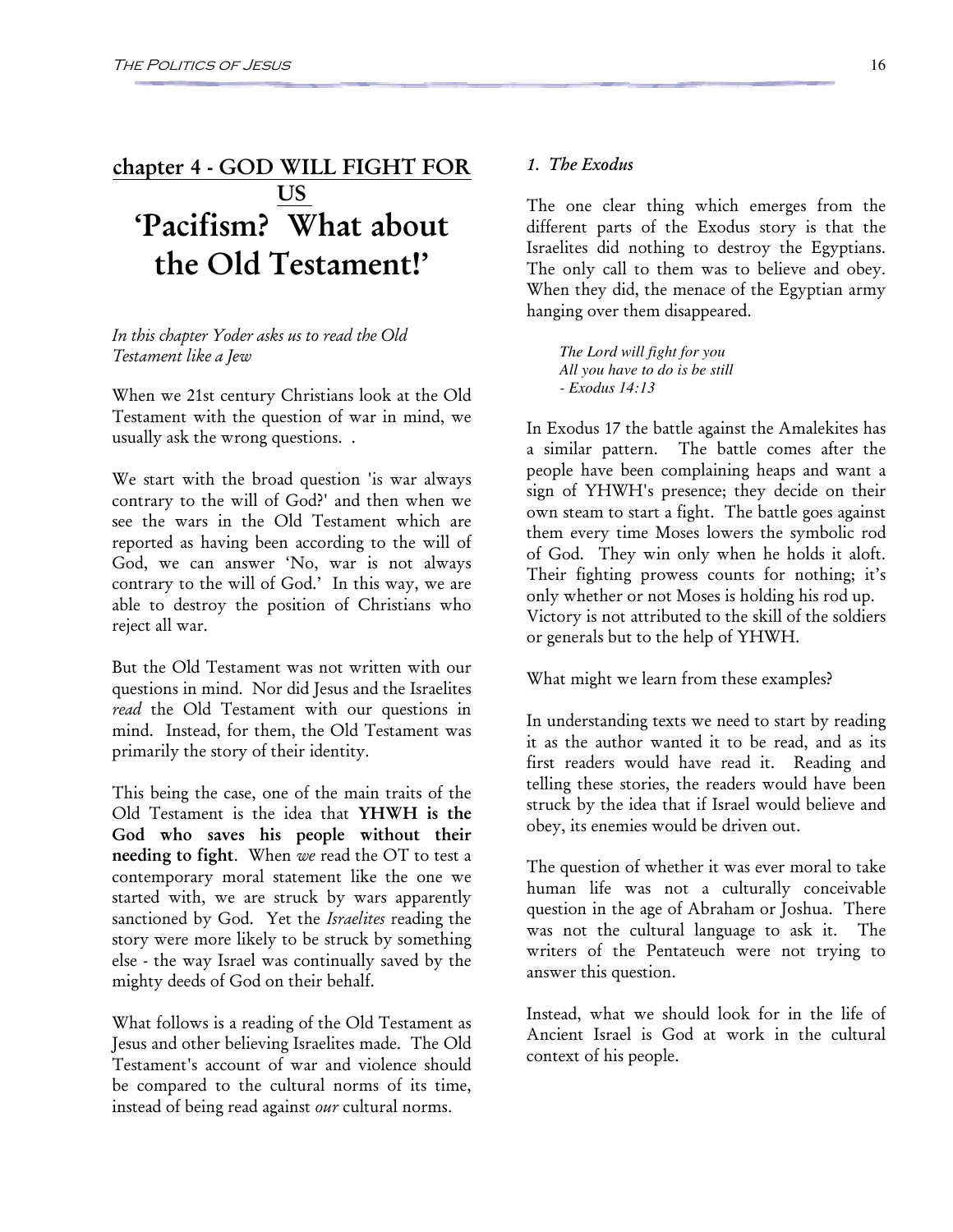## chapter 4 - GOD WILL FIGHT FOR US

# 'Pacifism? What about the Old Testament!'

*In this chapter Yoder asks us to read the Old Testament like a Jew*

When we 21st century Christians look at the Old Testament with the question of war in mind, we usually ask the wrong questions. .

We start with the broad question 'is war always contrary to the will of God?' and then when we see the wars in the Old Testament which are reported as having been according to the will of God, we can answer 'No, war is not always contrary to the will of God.' In this way, we are able to destroy the position of Christians who reject all war.

But the Old Testament was not written with our questions in mind. Nor did Jesus and the Israelites *read* the Old Testament with our questions in mind. Instead, for them, the Old Testament was primarily the story of their identity.

This being the case, one of the main traits of the Old Testament is the idea that **YHWH is the God who saves his people without their needing to fight**. When *we* read the OT to test a contemporary moral statement like the one we started with, we are struck by wars apparently sanctioned by God. Yet the *Israelites* reading the story were more likely to be struck by something else - the way Israel was continually saved by the mighty deeds of God on their behalf.

What follows is a reading of the Old Testament as Jesus and other believing Israelites made. The Old Testament's account of war and violence should be compared to the cultural norms of its time, instead of being read against *our* cultural norms.

### *1. The Exodus*

The one clear thing which emerges from the different parts of the Exodus story is that the Israelites did nothing to destroy the Egyptians. The only call to them was to believe and obey. When they did, the menace of the Egyptian army hanging over them disappeared.

> *The Lord will fight for you*
> *All you have to do is be still*
> *- Exodus 14:13*

In Exodus 17 the battle against the Amalekites has a similar pattern. The battle comes after the people have been complaining heaps and want a sign of YHWH's presence; they decide on their own steam to start a fight. The battle goes against them every time Moses lowers the symbolic rod of God. They win only when he holds it aloft. Their fighting prowess counts for nothing; it's only whether or not Moses is holding his rod up. Victory is not attributed to the skill of the soldiers or generals but to the help of YHWH.

What might we learn from these examples?

In understanding texts we need to start by reading it as the author wanted it to be read, and as its first readers would have read it. Reading and telling these stories, the readers would have been struck by the idea that if Israel would believe and obey, its enemies would be driven out.

The question of whether it was ever moral to take human life was not a culturally conceivable question in the age of Abraham or Joshua. There was not the cultural language to ask it. The writers of the Pentateuch were not trying to answer this question.

Instead, what we should look for in the life of Ancient Israel is God at work in the cultural context of his people.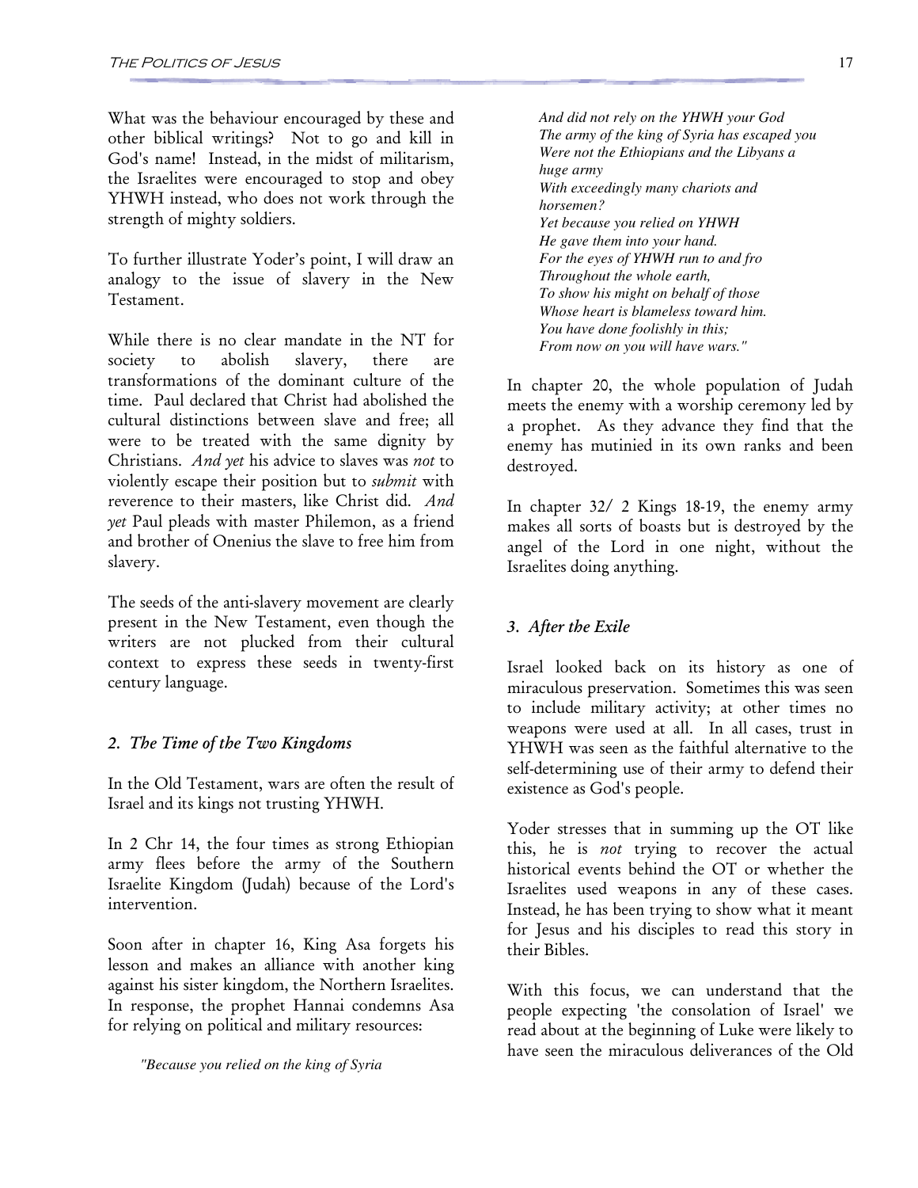What was the behaviour encouraged by these and other biblical writings? Not to go and kill in God's name! Instead, in the midst of militarism, the Israelites were encouraged to stop and obey YHWH instead, who does not work through the strength of mighty soldiers.

To further illustrate Yoder's point, I will draw an analogy to the issue of slavery in the New Testament.

While there is no clear mandate in the NT for society to abolish slavery, there are transformations of the dominant culture of the time. Paul declared that Christ had abolished the cultural distinctions between slave and free; all were to be treated with the same dignity by Christians. *And yet* his advice to slaves was *not* to violently escape their position but to *submit* with reverence to their masters, like Christ did. *And yet* Paul pleads with master Philemon, as a friend and brother of Onenius the slave to free him from slavery.

The seeds of the anti-slavery movement are clearly present in the New Testament, even though the writers are not plucked from their cultural context to express these seeds in twenty-first century language.

### *2. The Time of the Two Kingdoms*

In the Old Testament, wars are often the result of Israel and its kings not trusting YHWH.

In 2 Chr 14, the four times as strong Ethiopian army flees before the army of the Southern Israelite Kingdom (Judah) because of the Lord's intervention.

Soon after in chapter 16, King Asa forgets his lesson and makes an alliance with another king against his sister kingdom, the Northern Israelites. In response, the prophet Hannai condemns Asa for relying on political and military resources:

> *"Because you relied on the king of Syria*
> *And did not rely on the YHWH your God*
> *The army of the king of Syria has escaped you*
> *Were not the Ethiopians and the Libyans a huge army*
> *With exceedingly many chariots and horsemen?*
> *Yet because you relied on YHWH*
> *He gave them into your hand.*
> *For the eyes of YHWH run to and fro*
> *Throughout the whole earth,*
> *To show his might on behalf of those*
> *Whose heart is blameless toward him.*
> *You have done foolishly in this;*
> *From now on you will have wars."*

In chapter 20, the whole population of Judah meets the enemy with a worship ceremony led by a prophet. As they advance they find that the enemy has mutinied in its own ranks and been destroyed.

In chapter 32/ 2 Kings 18-19, the enemy army makes all sorts of boasts but is destroyed by the angel of the Lord in one night, without the Israelites doing anything.

### *3. After the Exile*

Israel looked back on its history as one of miraculous preservation. Sometimes this was seen to include military activity; at other times no weapons were used at all. In all cases, trust in YHWH was seen as the faithful alternative to the self-determining use of their army to defend their existence as God's people.

Yoder stresses that in summing up the OT like this, he is *not* trying to recover the actual historical events behind the OT or whether the Israelites used weapons in any of these cases. Instead, he has been trying to show what it meant for Jesus and his disciples to read this story in their Bibles.

With this focus, we can understand that the people expecting 'the consolation of Israel' we read about at the beginning of Luke were likely to have seen the miraculous deliverances of the Old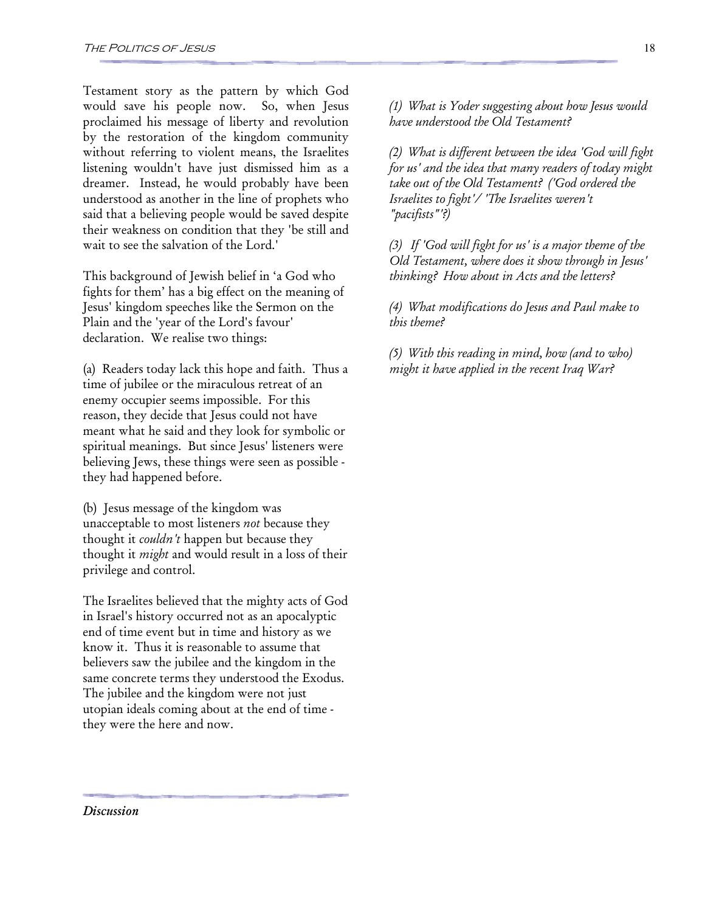Testament story as the pattern by which God would save his people now. So, when Jesus proclaimed his message of liberty and revolution by the restoration of the kingdom community without referring to violent means, the Israelites listening wouldn't have just dismissed him as a dreamer. Instead, he would probably have been understood as another in the line of prophets who said that a believing people would be saved despite their weakness on condition that they 'be still and wait to see the salvation of the Lord.'

This background of Jewish belief in 'a God who fights for them' has a big effect on the meaning of Jesus' kingdom speeches like the Sermon on the Plain and the 'year of the Lord's favour' declaration. We realise two things:

(a) Readers today lack this hope and faith. Thus a time of jubilee or the miraculous retreat of an enemy occupier seems impossible. For this reason, they decide that Jesus could not have meant what he said and they look for symbolic or spiritual meanings. But since Jesus' listeners were believing Jews, these things were seen as possible - they had happened before.

(b) Jesus message of the kingdom was unacceptable to most listeners *not* because they thought it *couldn't* happen but because they thought it *might* and would result in a loss of their privilege and control.

The Israelites believed that the mighty acts of God in Israel's history occurred not as an apocalyptic end of time event but in time and history as we know it. Thus it is reasonable to assume that believers saw the jubilee and the kingdom in the same concrete terms they understood the Exodus. The jubilee and the kingdom were not just utopian ideals coming about at the end of time - they were the here and now.

### *Discussion*

*(1) What is Yoder suggesting about how Jesus would have understood the Old Testament?*

*(2) What is different between the idea 'God will fight for us' and the idea that many readers of today might take out of the Old Testament? ('God ordered the Israelites to fight'/ 'The Israelites weren't "pacifists"'?)*

*(3) If 'God will fight for us' is a major theme of the Old Testament, where does it show through in Jesus' thinking? How about in Acts and the letters?*

*(4) What modifications do Jesus and Paul make to this theme?*

*(5) With this reading in mind, how (and to who) might it have applied in the recent Iraq War?*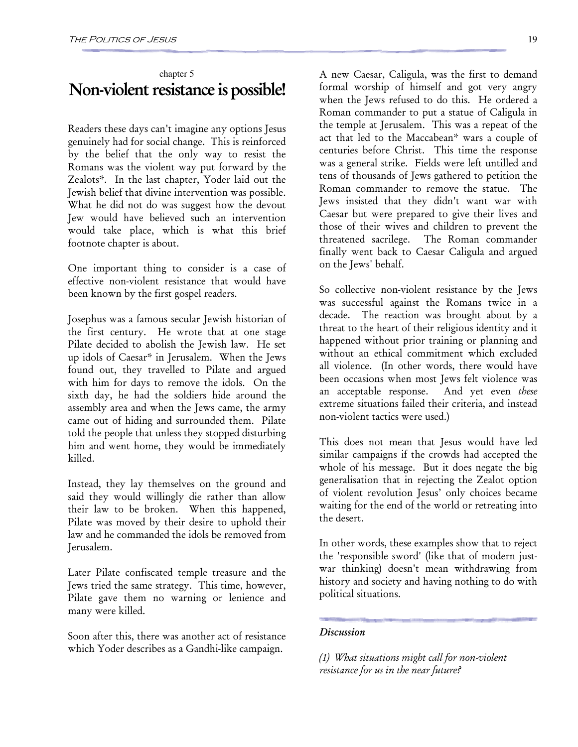chapter 5

# Non-violent resistance is possible!

Readers these days can't imagine any options Jesus genuinely had for social change. This is reinforced by the belief that the only way to resist the Romans was the violent way put forward by the Zealots*. In the last chapter, Yoder laid out the Jewish belief that divine intervention was possible. What he did not do was suggest how the devout Jew would have believed such an intervention would take place, which is what this brief footnote chapter is about.

One important thing to consider is a case of effective non-violent resistance that would have been known by the first gospel readers.

Josephus was a famous secular Jewish historian of the first century. He wrote that at one stage Pilate decided to abolish the Jewish law. He set up idols of Caesar* in Jerusalem. When the Jews found out, they travelled to Pilate and argued with him for days to remove the idols. On the sixth day, he had the soldiers hide around the assembly area and when the Jews came, the army came out of hiding and surrounded them. Pilate told the people that unless they stopped disturbing him and went home, they would be immediately killed.

Instead, they lay themselves on the ground and said they would willingly die rather than allow their law to be broken. When this happened, Pilate was moved by their desire to uphold their law and he commanded the idols be removed from Jerusalem.

Later Pilate confiscated temple treasure and the Jews tried the same strategy. This time, however, Pilate gave them no warning or lenience and many were killed.

Soon after this, there was another act of resistance which Yoder describes as a Gandhi-like campaign.

A new Caesar, Caligula, was the first to demand formal worship of himself and got very angry when the Jews refused to do this. He ordered a Roman commander to put a statue of Caligula in the temple at Jerusalem. This was a repeat of the act that led to the Maccabean* wars a couple of centuries before Christ. This time the response was a general strike. Fields were left untilled and tens of thousands of Jews gathered to petition the Roman commander to remove the statue. The Jews insisted that they didn't want war with Caesar but were prepared to give their lives and those of their wives and children to prevent the threatened sacrilege. The Roman commander finally went back to Caesar Caligula and argued on the Jews' behalf.

So collective non-violent resistance by the Jews was successful against the Romans twice in a decade. The reaction was brought about by a threat to the heart of their religious identity and it happened without prior training or planning and without an ethical commitment which excluded all violence. (In other words, there would have been occasions when most Jews felt violence was an acceptable response. And yet even *these* extreme situations failed their criteria, and instead non-violent tactics were used.)

This does not mean that Jesus would have led similar campaigns if the crowds had accepted the whole of his message. But it does negate the big generalisation that in rejecting the Zealot option of violent revolution Jesus' only choices became waiting for the end of the world or retreating into the desert.

In other words, these examples show that to reject the 'responsible sword' (like that of modern just-war thinking) doesn't mean withdrawing from history and society and having nothing to do with political situations.

***Discussion***

*(1) What situations might call for non-violent resistance for us in the near future?*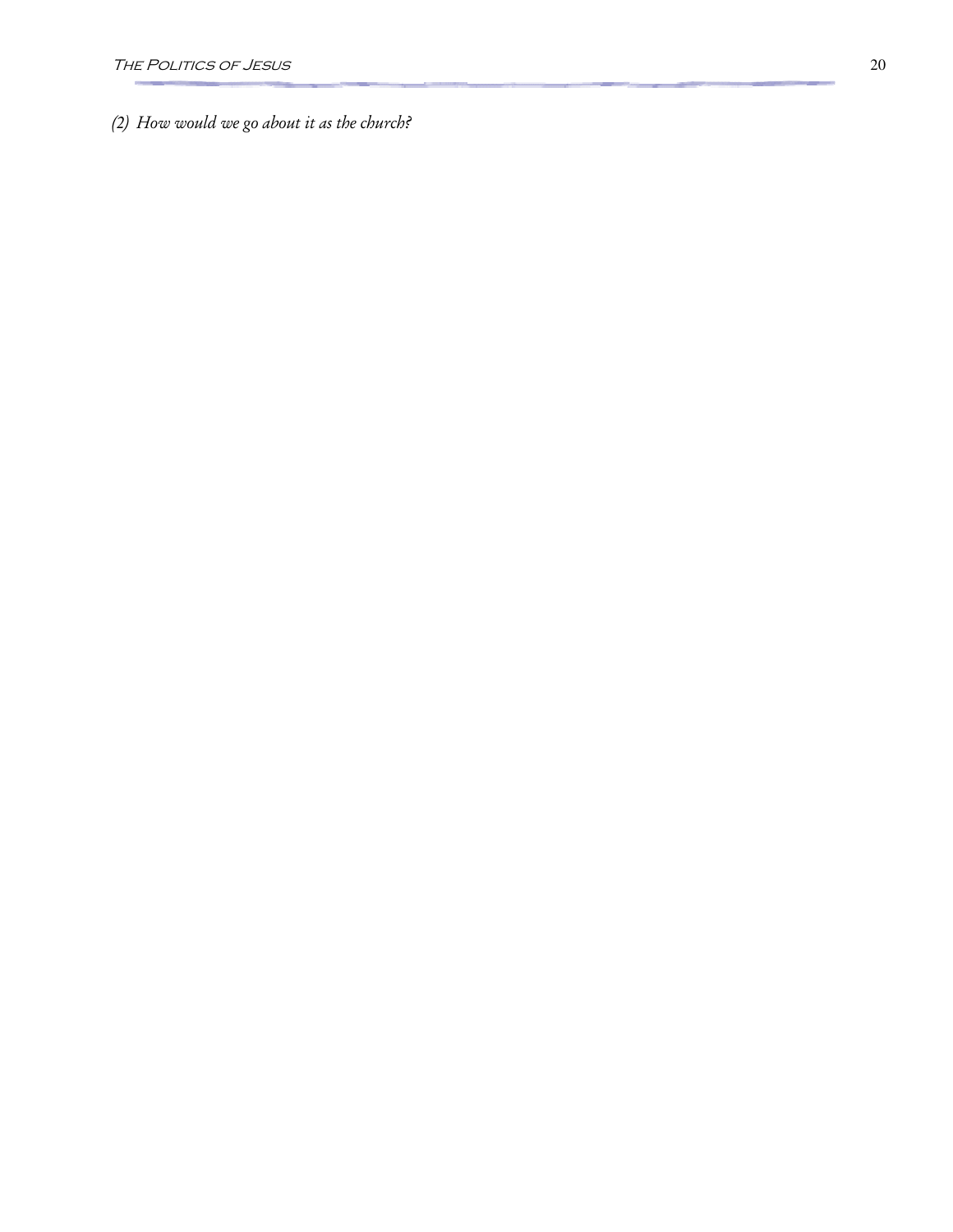*(2) How would we go about it as the church?*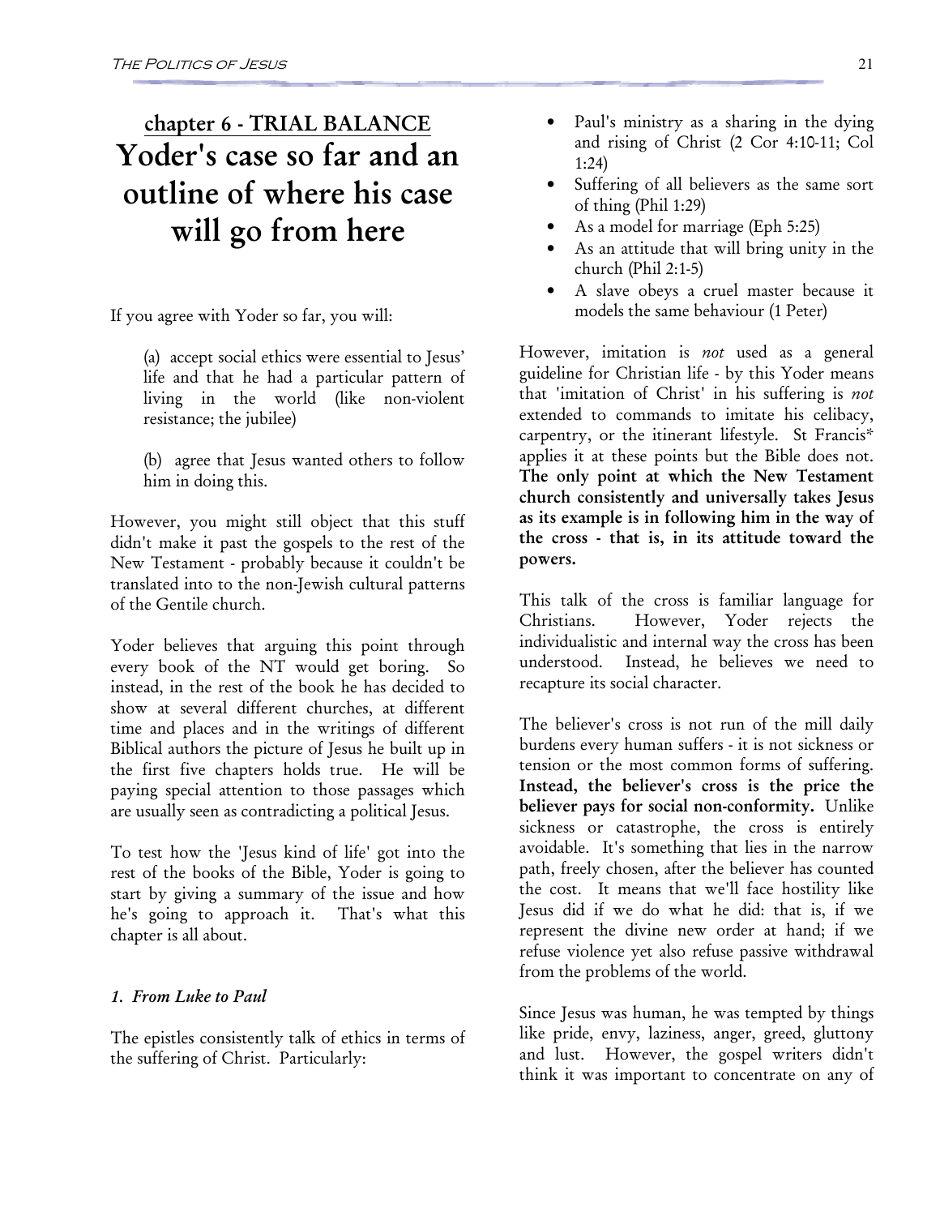## chapter 6 - TRIAL BALANCE

# Yoder's case so far and an outline of where his case will go from here

If you agree with Yoder so far, you will:

(a) accept social ethics were essential to Jesus' life and that he had a particular pattern of living in the world (like non-violent resistance; the jubilee)

(b) agree that Jesus wanted others to follow him in doing this.

However, you might still object that this stuff didn't make it past the gospels to the rest of the New Testament - probably because it couldn't be translated into to the non-Jewish cultural patterns of the Gentile church.

Yoder believes that arguing this point through every book of the NT would get boring. So instead, in the rest of the book he has decided to show at several different churches, at different time and places and in the writings of different Biblical authors the picture of Jesus he built up in the first five chapters holds true. He will be paying special attention to those passages which are usually seen as contradicting a political Jesus.

To test how the 'Jesus kind of life' got into the rest of the books of the Bible, Yoder is going to start by giving a summary of the issue and how he's going to approach it. That's what this chapter is all about.

### *1. From Luke to Paul*

The epistles consistently talk of ethics in terms of the suffering of Christ. Particularly:

- Paul's ministry as a sharing in the dying and rising of Christ (2 Cor 4:10-11; Col 1:24)
- Suffering of all believers as the same sort of thing (Phil 1:29)
- As a model for marriage (Eph 5:25)
- As an attitude that will bring unity in the church (Phil 2:1-5)
- A slave obeys a cruel master because it models the same behaviour (1 Peter)

However, imitation is *not* used as a general guideline for Christian life - by this Yoder means that 'imitation of Christ' in his suffering is *not* extended to commands to imitate his celibacy, carpentry, or the itinerant lifestyle. St Francis* applies it at these points but the Bible does not. **The only point at which the New Testament church consistently and universally takes Jesus as its example is in following him in the way of the cross - that is, in its attitude toward the powers.**

This talk of the cross is familiar language for Christians. However, Yoder rejects the individualistic and internal way the cross has been understood. Instead, he believes we need to recapture its social character.

The believer's cross is not run of the mill daily burdens every human suffers - it is not sickness or tension or the most common forms of suffering. **Instead, the believer's cross is the price the believer pays for social non-conformity.** Unlike sickness or catastrophe, the cross is entirely avoidable. It's something that lies in the narrow path, freely chosen, after the believer has counted the cost. It means that we'll face hostility like Jesus did if we do what he did: that is, if we represent the divine new order at hand; if we refuse violence yet also refuse passive withdrawal from the problems of the world.

Since Jesus was human, he was tempted by things like pride, envy, laziness, anger, greed, gluttony and lust. However, the gospel writers didn't think it was important to concentrate on any of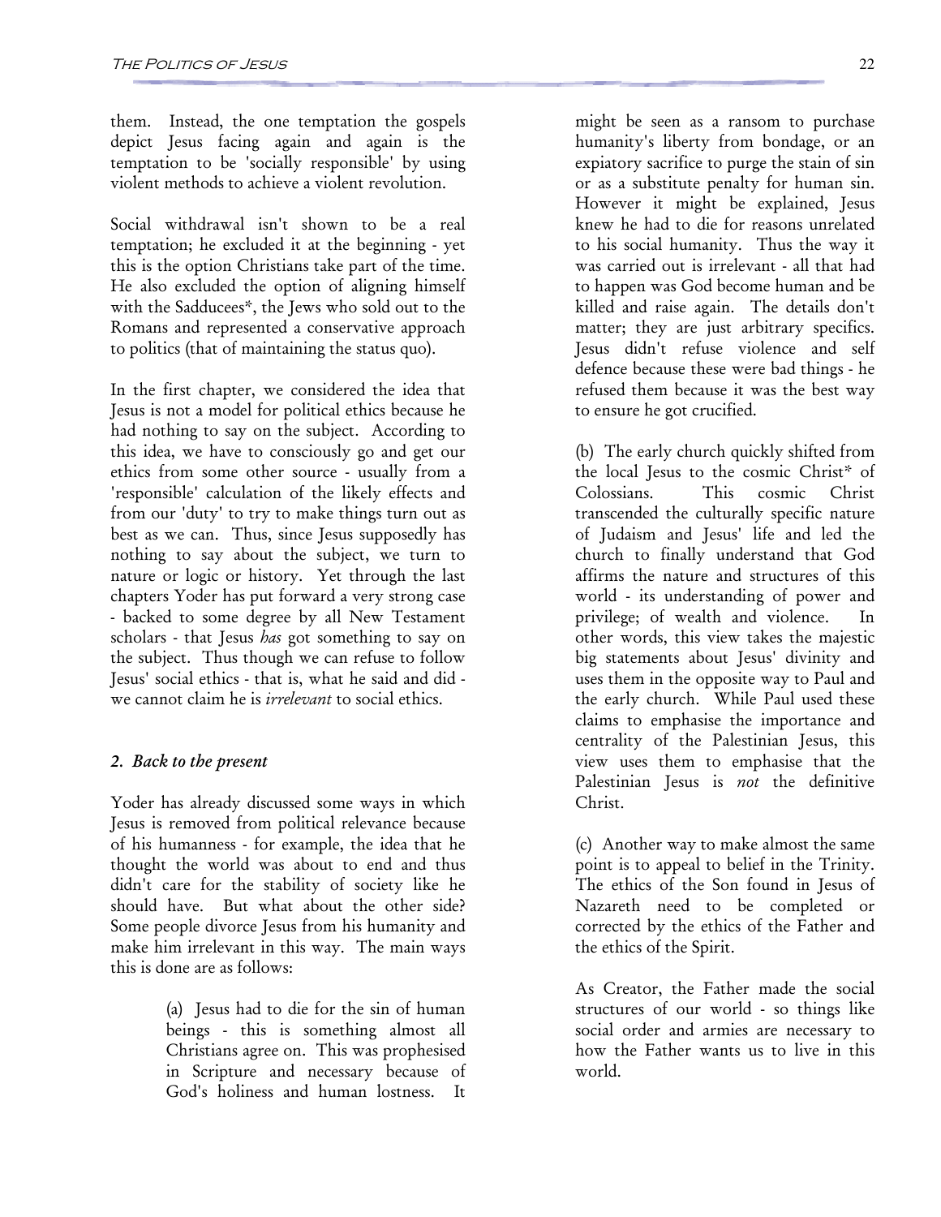them. Instead, the one temptation the gospels depict Jesus facing again and again is the temptation to be 'socially responsible' by using violent methods to achieve a violent revolution.

Social withdrawal isn't shown to be a real temptation; he excluded it at the beginning - yet this is the option Christians take part of the time. He also excluded the option of aligning himself with the Sadducees*, the Jews who sold out to the Romans and represented a conservative approach to politics (that of maintaining the status quo).

In the first chapter, we considered the idea that Jesus is not a model for political ethics because he had nothing to say on the subject. According to this idea, we have to consciously go and get our ethics from some other source - usually from a 'responsible' calculation of the likely effects and from our 'duty' to try to make things turn out as best as we can. Thus, since Jesus supposedly has nothing to say about the subject, we turn to nature or logic or history. Yet through the last chapters Yoder has put forward a very strong case - backed to some degree by all New Testament scholars - that Jesus *has* got something to say on the subject. Thus though we can refuse to follow Jesus' social ethics - that is, what he said and did - we cannot claim he is *irrelevant* to social ethics.

### *2. Back to the present*

Yoder has already discussed some ways in which Jesus is removed from political relevance because of his humanness - for example, the idea that he thought the world was about to end and thus didn't care for the stability of society like he should have. But what about the other side? Some people divorce Jesus from his humanity and make him irrelevant in this way. The main ways this is done are as follows:

> (a) Jesus had to die for the sin of human beings - this is something almost all Christians agree on. This was prophesised in Scripture and necessary because of God's holiness and human lostness. It might be seen as a ransom to purchase humanity's liberty from bondage, or an expiatory sacrifice to purge the stain of sin or as a substitute penalty for human sin. However it might be explained, Jesus knew he had to die for reasons unrelated to his social humanity. Thus the way it was carried out is irrelevant - all that had to happen was God become human and be killed and raise again. The details don't matter; they are just arbitrary specifics. Jesus didn't refuse violence and self defence because these were bad things - he refused them because it was the best way to ensure he got crucified.
>
> (b) The early church quickly shifted from the local Jesus to the cosmic Christ* of Colossians. This cosmic Christ transcended the culturally specific nature of Judaism and Jesus' life and led the church to finally understand that God affirms the nature and structures of this world - its understanding of power and privilege; of wealth and violence. In other words, this view takes the majestic big statements about Jesus' divinity and uses them in the opposite way to Paul and the early church. While Paul used these claims to emphasise the importance and centrality of the Palestinian Jesus, this view uses them to emphasise that the Palestinian Jesus is *not* the definitive Christ.
>
> (c) Another way to make almost the same point is to appeal to belief in the Trinity. The ethics of the Son found in Jesus of Nazareth need to be completed or corrected by the ethics of the Father and the ethics of the Spirit.
>
> As Creator, the Father made the social structures of our world - so things like social order and armies are necessary to how the Father wants us to live in this world.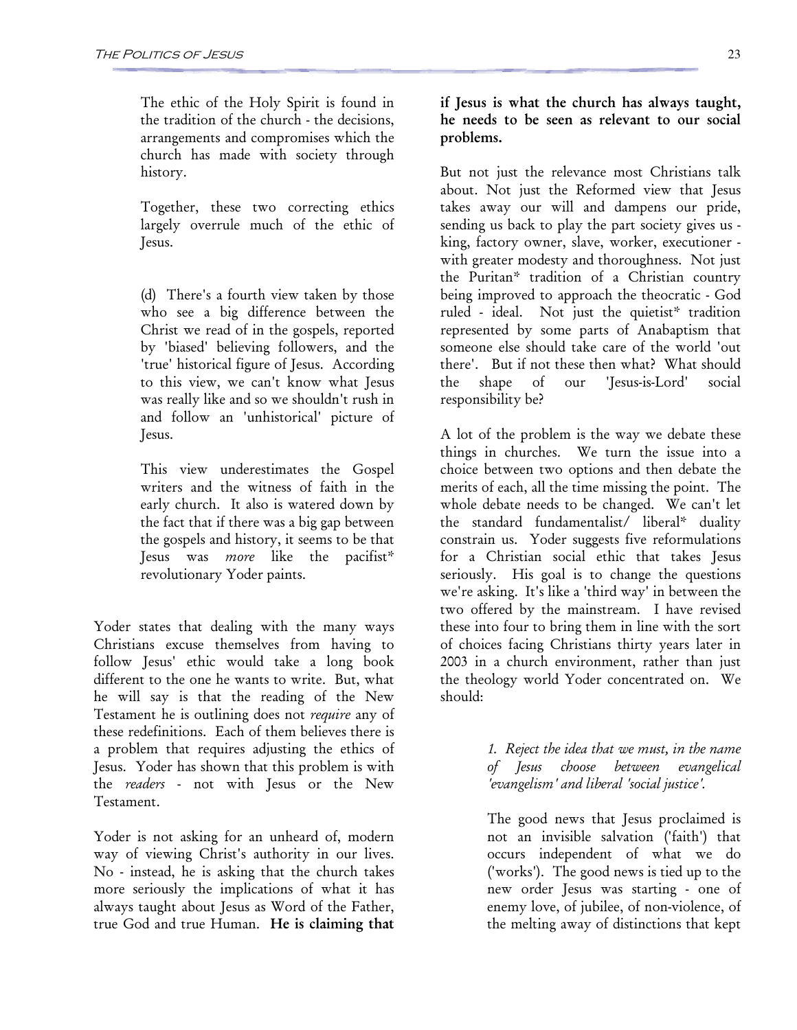The ethic of the Holy Spirit is found in the tradition of the church - the decisions, arrangements and compromises which the church has made with society through history.

Together, these two correcting ethics largely overrule much of the ethic of Jesus.

(d) There's a fourth view taken by those who see a big difference between the Christ we read of in the gospels, reported by 'biased' believing followers, and the 'true' historical figure of Jesus. According to this view, we can't know what Jesus was really like and so we shouldn't rush in and follow an 'unhistorical' picture of Jesus.

This view underestimates the Gospel writers and the witness of faith in the early church. It also is watered down by the fact that if there was a big gap between the gospels and history, it seems to be that Jesus was *more* like the pacifist* revolutionary Yoder paints.

Yoder states that dealing with the many ways Christians excuse themselves from having to follow Jesus' ethic would take a long book different to the one he wants to write. But, what he will say is that the reading of the New Testament he is outlining does not *require* any of these redefinitions. Each of them believes there is a problem that requires adjusting the ethics of Jesus. Yoder has shown that this problem is with the *readers* - not with Jesus or the New Testament.

Yoder is not asking for an unheard of, modern way of viewing Christ's authority in our lives. No - instead, he is asking that the church takes more seriously the implications of what it has always taught about Jesus as Word of the Father, true God and true Human. **He is claiming that if Jesus is what the church has always taught, he needs to be seen as relevant to our social problems.**

But not just the relevance most Christians talk about. Not just the Reformed view that Jesus takes away our will and dampens our pride, sending us back to play the part society gives us - king, factory owner, slave, worker, executioner - with greater modesty and thoroughness. Not just the Puritan* tradition of a Christian country being improved to approach the theocratic - God ruled - ideal. Not just the quietist* tradition represented by some parts of Anabaptism that someone else should take care of the world 'out there'. But if not these then what? What should the shape of our 'Jesus-is-Lord' social responsibility be?

A lot of the problem is the way we debate these things in churches. We turn the issue into a choice between two options and then debate the merits of each, all the time missing the point. The whole debate needs to be changed. We can't let the standard fundamentalist/ liberal* duality constrain us. Yoder suggests five reformulations for a Christian social ethic that takes Jesus seriously. His goal is to change the questions we're asking. It's like a 'third way' in between the two offered by the mainstream. I have revised these into four to bring them in line with the sort of choices facing Christians thirty years later in 2003 in a church environment, rather than just the theology world Yoder concentrated on. We should:

*1. Reject the idea that we must, in the name of Jesus choose between evangelical 'evangelism' and liberal 'social justice'.*

The good news that Jesus proclaimed is not an invisible salvation ('faith') that occurs independent of what we do ('works'). The good news is tied up to the new order Jesus was starting - one of enemy love, of jubilee, of non-violence, of the melting away of distinctions that kept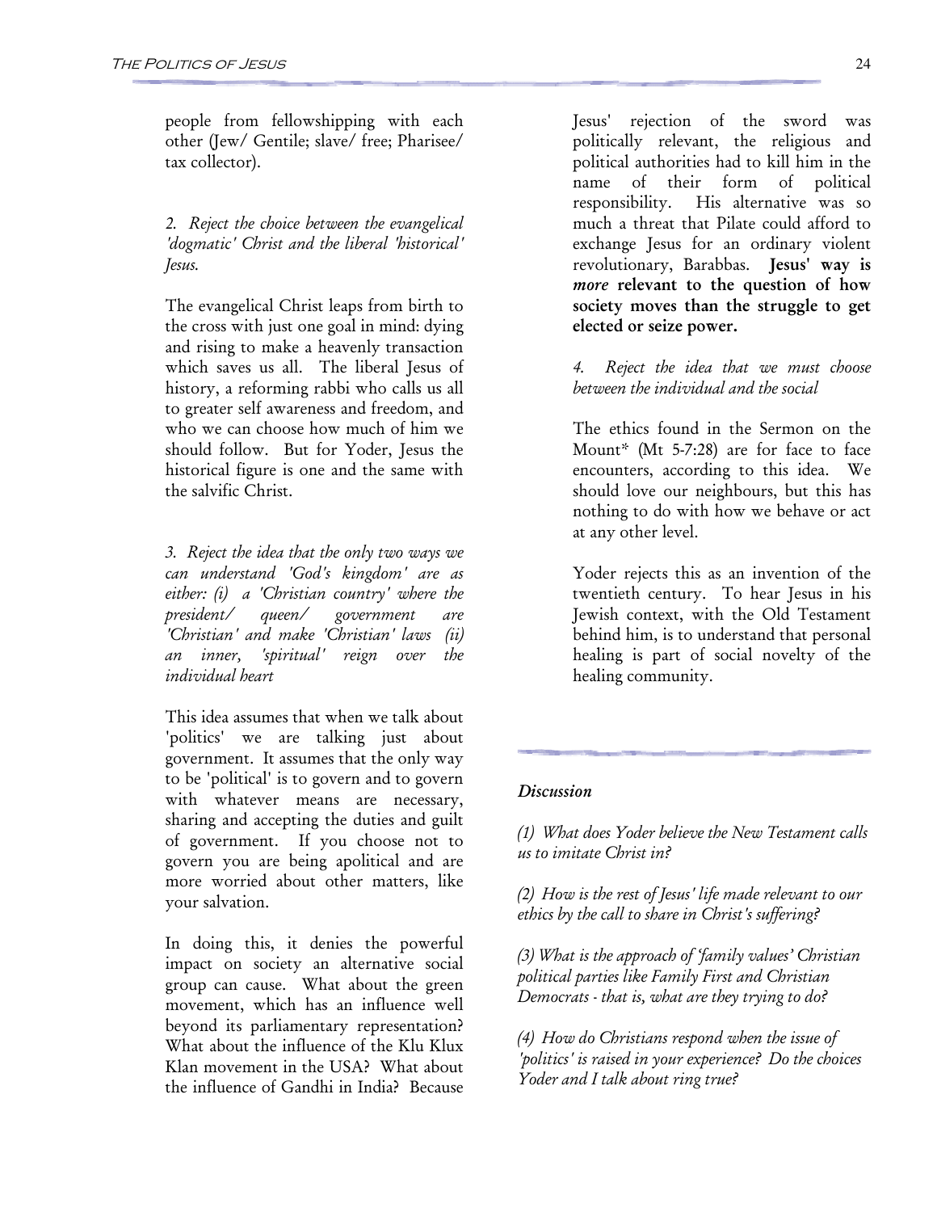people from fellowshipping with each other (Jew/ Gentile; slave/ free; Pharisee/ tax collector).

*2. Reject the choice between the evangelical 'dogmatic' Christ and the liberal 'historical' Jesus.*

The evangelical Christ leaps from birth to the cross with just one goal in mind: dying and rising to make a heavenly transaction which saves us all. The liberal Jesus of history, a reforming rabbi who calls us all to greater self awareness and freedom, and who we can choose how much of him we should follow. But for Yoder, Jesus the historical figure is one and the same with the salvific Christ.

*3. Reject the idea that the only two ways we can understand 'God's kingdom' are as either: (i) a 'Christian country' where the president/ queen/ government are 'Christian' and make 'Christian' laws (ii) an inner, 'spiritual' reign over the individual heart*

This idea assumes that when we talk about 'politics' we are talking just about government. It assumes that the only way to be 'political' is to govern and to govern with whatever means are necessary, sharing and accepting the duties and guilt of government. If you choose not to govern you are being apolitical and are more worried about other matters, like your salvation.

In doing this, it denies the powerful impact on society an alternative social group can cause. What about the green movement, which has an influence well beyond its parliamentary representation? What about the influence of the Klu Klux Klan movement in the USA? What about the influence of Gandhi in India? Because Jesus' rejection of the sword was politically relevant, the religious and political authorities had to kill him in the name of their form of political responsibility. His alternative was so much a threat that Pilate could afford to exchange Jesus for an ordinary violent revolutionary, Barabbas. **Jesus' way is *more* relevant to the question of how society moves than the struggle to get elected or seize power.**

*4. Reject the idea that we must choose between the individual and the social*

The ethics found in the Sermon on the Mount* (Mt 5-7:28) are for face to face encounters, according to this idea. We should love our neighbours, but this has nothing to do with how we behave or act at any other level.

Yoder rejects this as an invention of the twentieth century. To hear Jesus in his Jewish context, with the Old Testament behind him, is to understand that personal healing is part of social novelty of the healing community.

---

### *Discussion*

*(1) What does Yoder believe the New Testament calls us to imitate Christ in?*

*(2) How is the rest of Jesus' life made relevant to our ethics by the call to share in Christ's suffering?*

*(3) What is the approach of 'family values' Christian political parties like Family First and Christian Democrats - that is, what are they trying to do?*

*(4) How do Christians respond when the issue of 'politics' is raised in your experience? Do the choices Yoder and I talk about ring true?*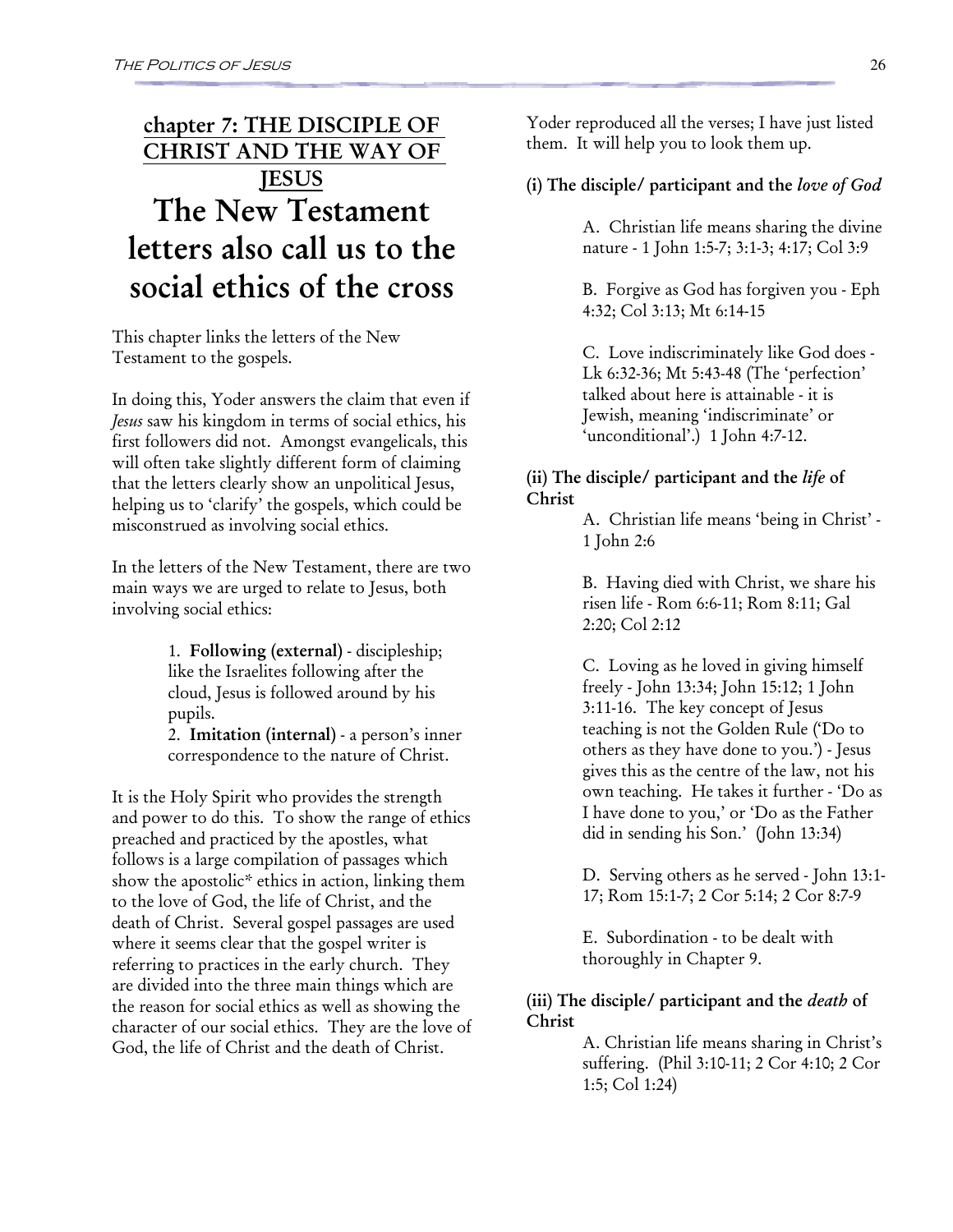## chapter 7: THE DISCIPLE OF CHRIST AND THE WAY OF JESUS

# The New Testament letters also call us to the social ethics of the cross

This chapter links the letters of the New Testament to the gospels.

In doing this, Yoder answers the claim that even if *Jesus* saw his kingdom in terms of social ethics, his first followers did not. Amongst evangelicals, this will often take slightly different form of claiming that the letters clearly show an unpolitical Jesus, helping us to 'clarify' the gospels, which could be misconstrued as involving social ethics.

In the letters of the New Testament, there are two main ways we are urged to relate to Jesus, both involving social ethics:

> 1. **Following (external)** - discipleship; like the Israelites following after the cloud, Jesus is followed around by his pupils.
> 2. **Imitation (internal)** - a person's inner correspondence to the nature of Christ.

It is the Holy Spirit who provides the strength and power to do this. To show the range of ethics preached and practiced by the apostles, what follows is a large compilation of passages which show the apostolic* ethics in action, linking them to the love of God, the life of Christ, and the death of Christ. Several gospel passages are used where it seems clear that the gospel writer is referring to practices in the early church. They are divided into the three main things which are the reason for social ethics as well as showing the character of our social ethics. They are the love of God, the life of Christ and the death of Christ.

Yoder reproduced all the verses; I have just listed them. It will help you to look them up.

### (i) The disciple/ participant and the *love of God*

A. Christian life means sharing the divine nature - 1 John 1:5-7; 3:1-3; 4:17; Col 3:9

B. Forgive as God has forgiven you - Eph 4:32; Col 3:13; Mt 6:14-15

C. Love indiscriminately like God does - Lk 6:32-36; Mt 5:43-48 (The 'perfection' talked about here is attainable - it is Jewish, meaning 'indiscriminate' or 'unconditional'.) 1 John 4:7-12.

### (ii) The disciple/ participant and the *life* of Christ

A. Christian life means 'being in Christ' - 1 John 2:6

B. Having died with Christ, we share his risen life - Rom 6:6-11; Rom 8:11; Gal 2:20; Col 2:12

C. Loving as he loved in giving himself freely - John 13:34; John 15:12; 1 John 3:11-16. The key concept of Jesus teaching is not the Golden Rule ('Do to others as they have done to you.') - Jesus gives this as the centre of the law, not his own teaching. He takes it further - 'Do as I have done to you,' or 'Do as the Father did in sending his Son.' (John 13:34)

D. Serving others as he served - John 13:1-17; Rom 15:1-7; 2 Cor 5:14; 2 Cor 8:7-9

E. Subordination - to be dealt with thoroughly in Chapter 9.

### (iii) The disciple/ participant and the *death* of Christ

A. Christian life means sharing in Christ's suffering. (Phil 3:10-11; 2 Cor 4:10; 2 Cor 1:5; Col 1:24)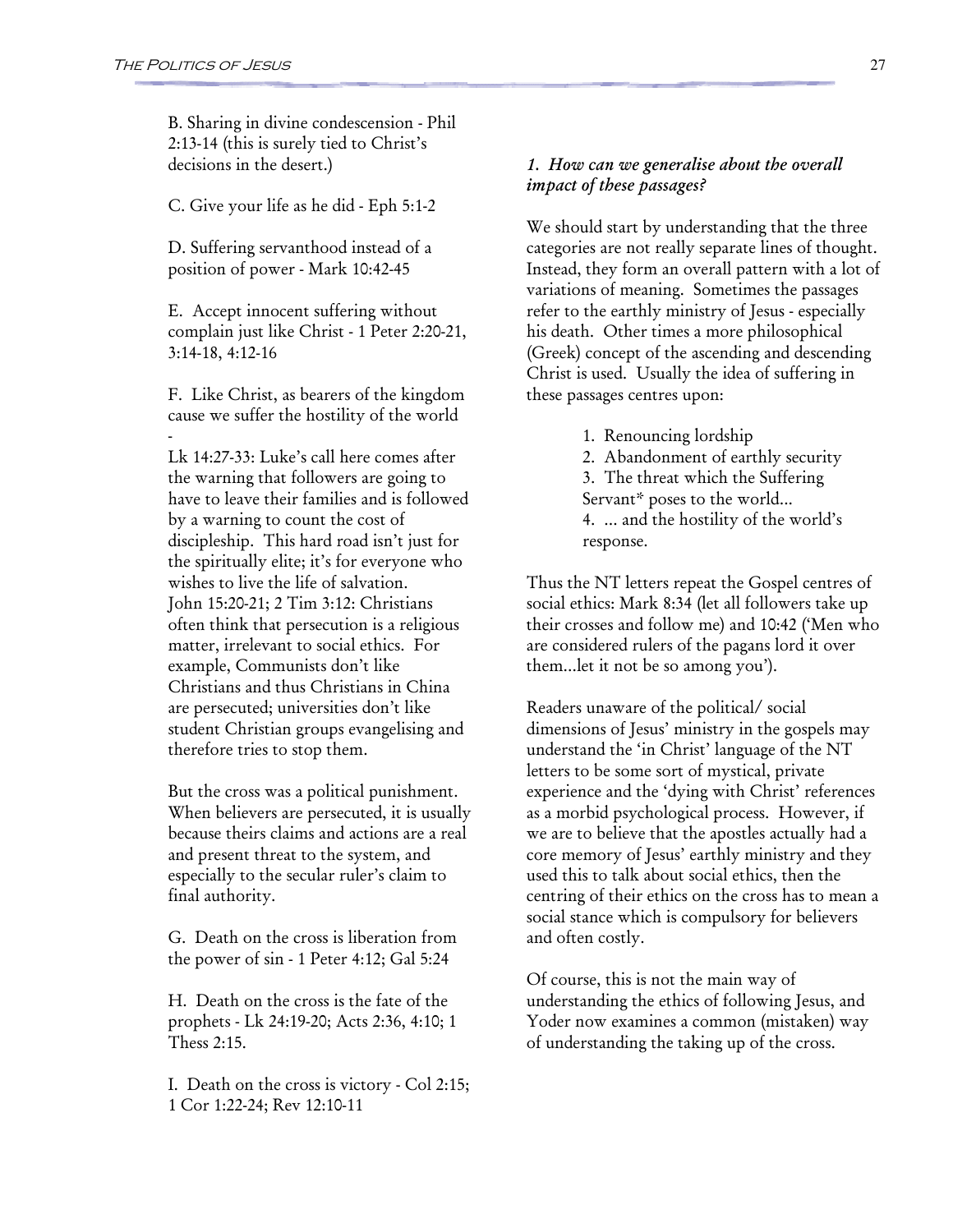B. Sharing in divine condescension - Phil 2:13-14 (this is surely tied to Christ's decisions in the desert.)

C. Give your life as he did - Eph 5:1-2

D. Suffering servanthood instead of a position of power - Mark 10:42-45

E. Accept innocent suffering without complain just like Christ - 1 Peter 2:20-21, 3:14-18, 4:12-16

F. Like Christ, as bearers of the kingdom cause we suffer the hostility of the world -

Lk 14:27-33: Luke's call here comes after the warning that followers are going to have to leave their families and is followed by a warning to count the cost of discipleship. This hard road isn't just for the spiritually elite; it's for everyone who wishes to live the life of salvation.
John 15:20-21; 2 Tim 3:12: Christians often think that persecution is a religious matter, irrelevant to social ethics. For example, Communists don't like Christians and thus Christians in China are persecuted; universities don't like student Christian groups evangelising and therefore tries to stop them.

But the cross was a political punishment. When believers are persecuted, it is usually because theirs claims and actions are a real and present threat to the system, and especially to the secular ruler's claim to final authority.

G. Death on the cross is liberation from the power of sin - 1 Peter 4:12; Gal 5:24

H. Death on the cross is the fate of the prophets - Lk 24:19-20; Acts 2:36, 4:10; 1 Thess 2:15.

I. Death on the cross is victory - Col 2:15; 1 Cor 1:22-24; Rev 12:10-11

### *1. How can we generalise about the overall impact of these passages?*

We should start by understanding that the three categories are not really separate lines of thought. Instead, they form an overall pattern with a lot of variations of meaning. Sometimes the passages refer to the earthly ministry of Jesus - especially his death. Other times a more philosophical (Greek) concept of the ascending and descending Christ is used. Usually the idea of suffering in these passages centres upon:

1. Renouncing lordship
2. Abandonment of earthly security
3. The threat which the Suffering Servant* poses to the world...
4. ... and the hostility of the world's response.

Thus the NT letters repeat the Gospel centres of social ethics: Mark 8:34 (let all followers take up their crosses and follow me) and 10:42 ('Men who are considered rulers of the pagans lord it over them...let it not be so among you').

Readers unaware of the political/ social dimensions of Jesus' ministry in the gospels may understand the 'in Christ' language of the NT letters to be some sort of mystical, private experience and the 'dying with Christ' references as a morbid psychological process. However, if we are to believe that the apostles actually had a core memory of Jesus' earthly ministry and they used this to talk about social ethics, then the centring of their ethics on the cross has to mean a social stance which is compulsory for believers and often costly.

Of course, this is not the main way of understanding the ethics of following Jesus, and Yoder now examines a common (mistaken) way of understanding the taking up of the cross.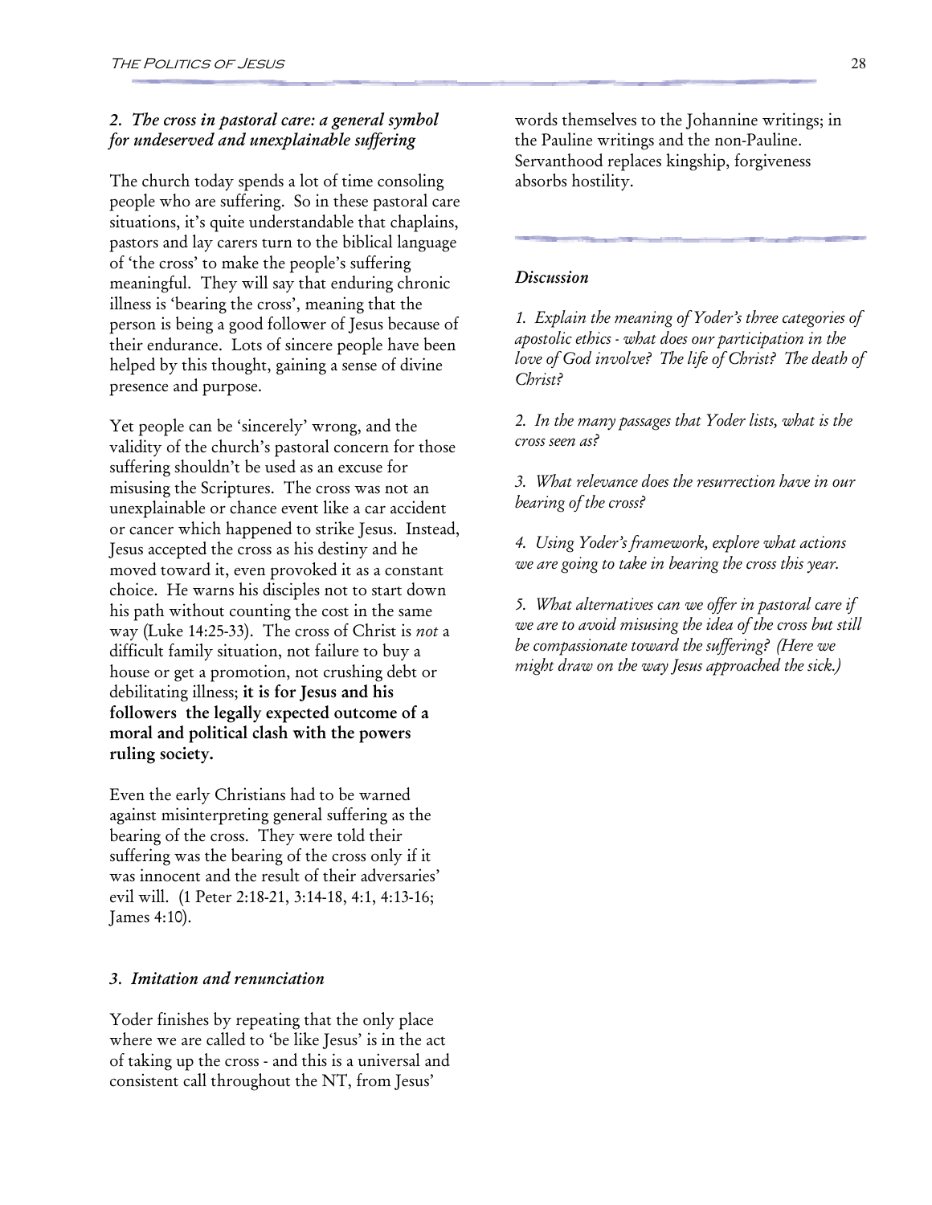### *2. The cross in pastoral care: a general symbol for undeserved and unexplainable suffering*

The church today spends a lot of time consoling people who are suffering. So in these pastoral care situations, it's quite understandable that chaplains, pastors and lay carers turn to the biblical language of 'the cross' to make the people's suffering meaningful. They will say that enduring chronic illness is 'bearing the cross', meaning that the person is being a good follower of Jesus because of their endurance. Lots of sincere people have been helped by this thought, gaining a sense of divine presence and purpose.

Yet people can be 'sincerely' wrong, and the validity of the church's pastoral concern for those suffering shouldn't be used as an excuse for misusing the Scriptures. The cross was not an unexplainable or chance event like a car accident or cancer which happened to strike Jesus. Instead, Jesus accepted the cross as his destiny and he moved toward it, even provoked it as a constant choice. He warns his disciples not to start down his path without counting the cost in the same way (Luke 14:25-33). The cross of Christ is *not* a difficult family situation, not failure to buy a house or get a promotion, not crushing debt or debilitating illness; **it is for Jesus and his followers the legally expected outcome of a moral and political clash with the powers ruling society.**

Even the early Christians had to be warned against misinterpreting general suffering as the bearing of the cross. They were told their suffering was the bearing of the cross only if it was innocent and the result of their adversaries' evil will. (1 Peter 2:18-21, 3:14-18, 4:1, 4:13-16; James 4:10).

### *3. Imitation and renunciation*

Yoder finishes by repeating that the only place where we are called to 'be like Jesus' is in the act of taking up the cross - and this is a universal and consistent call throughout the NT, from Jesus' words themselves to the Johannine writings; in the Pauline writings and the non-Pauline. Servanthood replaces kingship, forgiveness absorbs hostility.

### *Discussion*

*1. Explain the meaning of Yoder's three categories of apostolic ethics - what does our participation in the love of God involve? The life of Christ? The death of Christ?*

*2. In the many passages that Yoder lists, what is the cross seen as?*

*3. What relevance does the resurrection have in our bearing of the cross?*

*4. Using Yoder's framework, explore what actions we are going to take in bearing the cross this year.*

*5. What alternatives can we offer in pastoral care if we are to avoid misusing the idea of the cross but still be compassionate toward the suffering? (Here we might draw on the way Jesus approached the sick.)*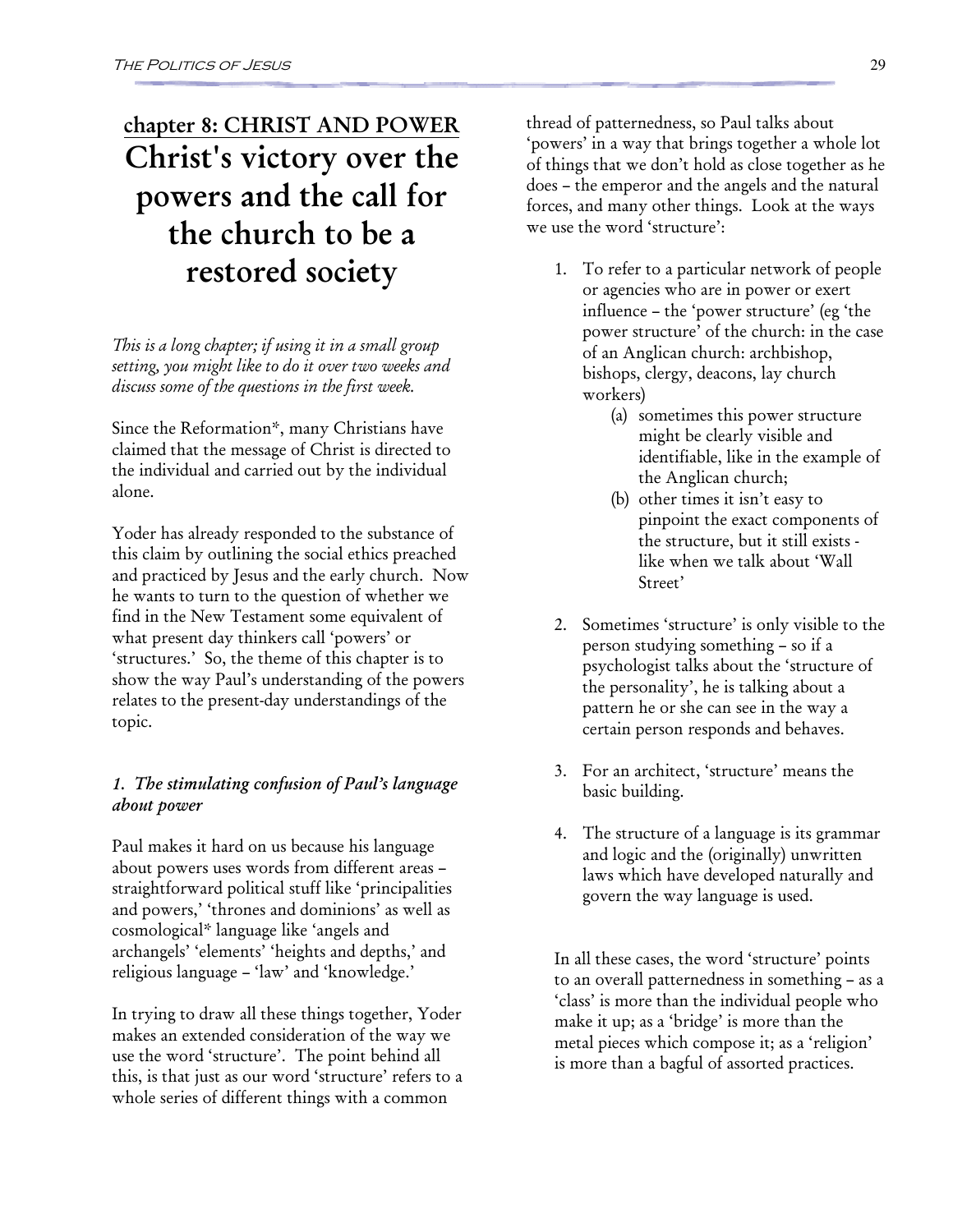## chapter 8: CHRIST AND POWER

# Christ's victory over the powers and the call for the church to be a restored society

*This is a long chapter; if using it in a small group setting, you might like to do it over two weeks and discuss some of the questions in the first week.*

Since the Reformation*, many Christians have claimed that the message of Christ is directed to the individual and carried out by the individual alone.

Yoder has already responded to the substance of this claim by outlining the social ethics preached and practiced by Jesus and the early church. Now he wants to turn to the question of whether we find in the New Testament some equivalent of what present day thinkers call 'powers' or 'structures.' So, the theme of this chapter is to show the way Paul's understanding of the powers relates to the present-day understandings of the topic.

### *1. The stimulating confusion of Paul's language about power*

Paul makes it hard on us because his language about powers uses words from different areas – straightforward political stuff like 'principalities and powers,' 'thrones and dominions' as well as cosmological* language like 'angels and archangels' 'elements' 'heights and depths,' and religious language – 'law' and 'knowledge.'

In trying to draw all these things together, Yoder makes an extended consideration of the way we use the word 'structure'. The point behind all this, is that just as our word 'structure' refers to a whole series of different things with a common thread of patternedness, so Paul talks about 'powers' in a way that brings together a whole lot of things that we don't hold as close together as he does – the emperor and the angels and the natural forces, and many other things. Look at the ways we use the word 'structure':

1. To refer to a particular network of people or agencies who are in power or exert influence – the 'power structure' (eg 'the power structure' of the church: in the case of an Anglican church: archbishop, bishops, clergy, deacons, lay church workers)
    (a) sometimes this power structure might be clearly visible and identifiable, like in the example of the Anglican church;
    (b) other times it isn't easy to pinpoint the exact components of the structure, but it still exists - like when we talk about 'Wall Street'

2. Sometimes 'structure' is only visible to the person studying something – so if a psychologist talks about the 'structure of the personality', he is talking about a pattern he or she can see in the way a certain person responds and behaves.

3. For an architect, 'structure' means the basic building.

4. The structure of a language is its grammar and logic and the (originally) unwritten laws which have developed naturally and govern the way language is used.

In all these cases, the word 'structure' points to an overall patternedness in something – as a 'class' is more than the individual people who make it up; as a 'bridge' is more than the metal pieces which compose it; as a 'religion' is more than a bagful of assorted practices.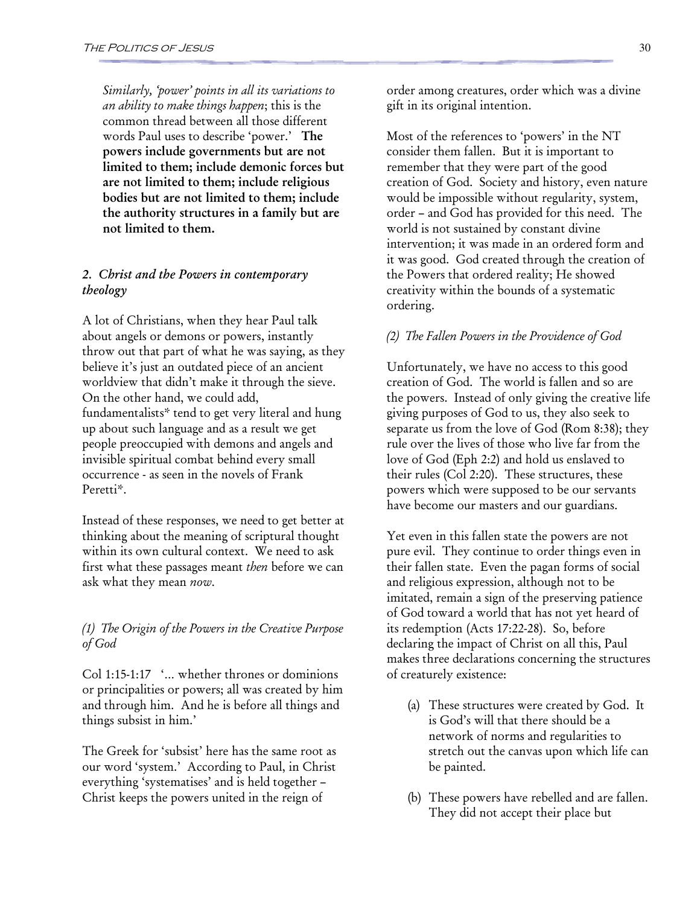*Similarly, 'power' points in all its variations to an ability to make things happen*; this is the common thread between all those different words Paul uses to describe 'power.' **The powers include governments but are not limited to them; include demonic forces but are not limited to them; include religious bodies but are not limited to them; include the authority structures in a family but are not limited to them.**

### *2. Christ and the Powers in contemporary theology*

A lot of Christians, when they hear Paul talk about angels or demons or powers, instantly throw out that part of what he was saying, as they believe it's just an outdated piece of an ancient worldview that didn't make it through the sieve. On the other hand, we could add, fundamentalists* tend to get very literal and hung up about such language and as a result we get people preoccupied with demons and angels and invisible spiritual combat behind every small occurrence - as seen in the novels of Frank Peretti*.

Instead of these responses, we need to get better at thinking about the meaning of scriptural thought within its own cultural context. We need to ask first what these passages meant *then* before we can ask what they mean *now*.

#### *(1) The Origin of the Powers in the Creative Purpose of God*

Col 1:15-1:17 '... whether thrones or dominions or principalities or powers; all was created by him and through him. And he is before all things and things subsist in him.'

The Greek for 'subsist' here has the same root as our word 'system.' According to Paul, in Christ everything 'systematises' and is held together – Christ keeps the powers united in the reign of order among creatures, order which was a divine gift in its original intention.

Most of the references to 'powers' in the NT consider them fallen. But it is important to remember that they were part of the good creation of God. Society and history, even nature would be impossible without regularity, system, order – and God has provided for this need. The world is not sustained by constant divine intervention; it was made in an ordered form and it was good. God created through the creation of the Powers that ordered reality; He showed creativity within the bounds of a systematic ordering.

#### *(2) The Fallen Powers in the Providence of God*

Unfortunately, we have no access to this good creation of God. The world is fallen and so are the powers. Instead of only giving the creative life giving purposes of God to us, they also seek to separate us from the love of God (Rom 8:38); they rule over the lives of those who live far from the love of God (Eph 2:2) and hold us enslaved to their rules (Col 2:20). These structures, these powers which were supposed to be our servants have become our masters and our guardians.

Yet even in this fallen state the powers are not pure evil. They continue to order things even in their fallen state. Even the pagan forms of social and religious expression, although not to be imitated, remain a sign of the preserving patience of God toward a world that has not yet heard of its redemption (Acts 17:22-28). So, before declaring the impact of Christ on all this, Paul makes three declarations concerning the structures of creaturely existence:

(a) These structures were created by God. It is God's will that there should be a network of norms and regularities to stretch out the canvas upon which life can be painted.

(b) These powers have rebelled and are fallen. They did not accept their place but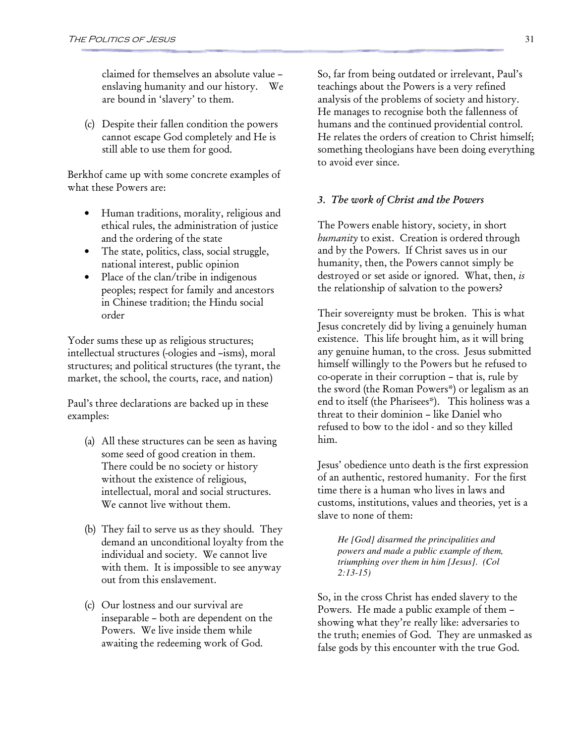claimed for themselves an absolute value – enslaving humanity and our history. We are bound in 'slavery' to them.

(c) Despite their fallen condition the powers cannot escape God completely and He is still able to use them for good.

Berkhof came up with some concrete examples of what these Powers are:

- Human traditions, morality, religious and ethical rules, the administration of justice and the ordering of the state
- The state, politics, class, social struggle, national interest, public opinion
- Place of the clan/tribe in indigenous peoples; respect for family and ancestors in Chinese tradition; the Hindu social order

Yoder sums these up as religious structures; intellectual structures (-ologies and –isms), moral structures; and political structures (the tyrant, the market, the school, the courts, race, and nation)

Paul's three declarations are backed up in these examples:

(a) All these structures can be seen as having some seed of good creation in them. There could be no society or history without the existence of religious, intellectual, moral and social structures. We cannot live without them.

(b) They fail to serve us as they should. They demand an unconditional loyalty from the individual and society. We cannot live with them. It is impossible to see anyway out from this enslavement.

(c) Our lostness and our survival are inseparable – both are dependent on the Powers. We live inside them while awaiting the redeeming work of God.

So, far from being outdated or irrelevant, Paul's teachings about the Powers is a very refined analysis of the problems of society and history. He manages to recognise both the fallenness of humans and the continued providential control. He relates the orders of creation to Christ himself; something theologians have been doing everything to avoid ever since.

### *3. The work of Christ and the Powers*

The Powers enable history, society, in short *humanity* to exist. Creation is ordered through and by the Powers. If Christ saves us in our humanity, then, the Powers cannot simply be destroyed or set aside or ignored. What, then, *is* the relationship of salvation to the powers?

Their sovereignty must be broken. This is what Jesus concretely did by living a genuinely human existence. This life brought him, as it will bring any genuine human, to the cross. Jesus submitted himself willingly to the Powers but he refused to co-operate in their corruption – that is, rule by the sword (the Roman Powers*) or legalism as an end to itself (the Pharisees*). This holiness was a threat to their dominion – like Daniel who refused to bow to the idol - and so they killed him.

Jesus' obedience unto death is the first expression of an authentic, restored humanity. For the first time there is a human who lives in laws and customs, institutions, values and theories, yet is a slave to none of them:

> *He [God] disarmed the principalities and powers and made a public example of them, triumphing over them in him [Jesus]. (Col 2:13-15)*

So, in the cross Christ has ended slavery to the Powers. He made a public example of them – showing what they're really like: adversaries to the truth; enemies of God. They are unmasked as false gods by this encounter with the true God.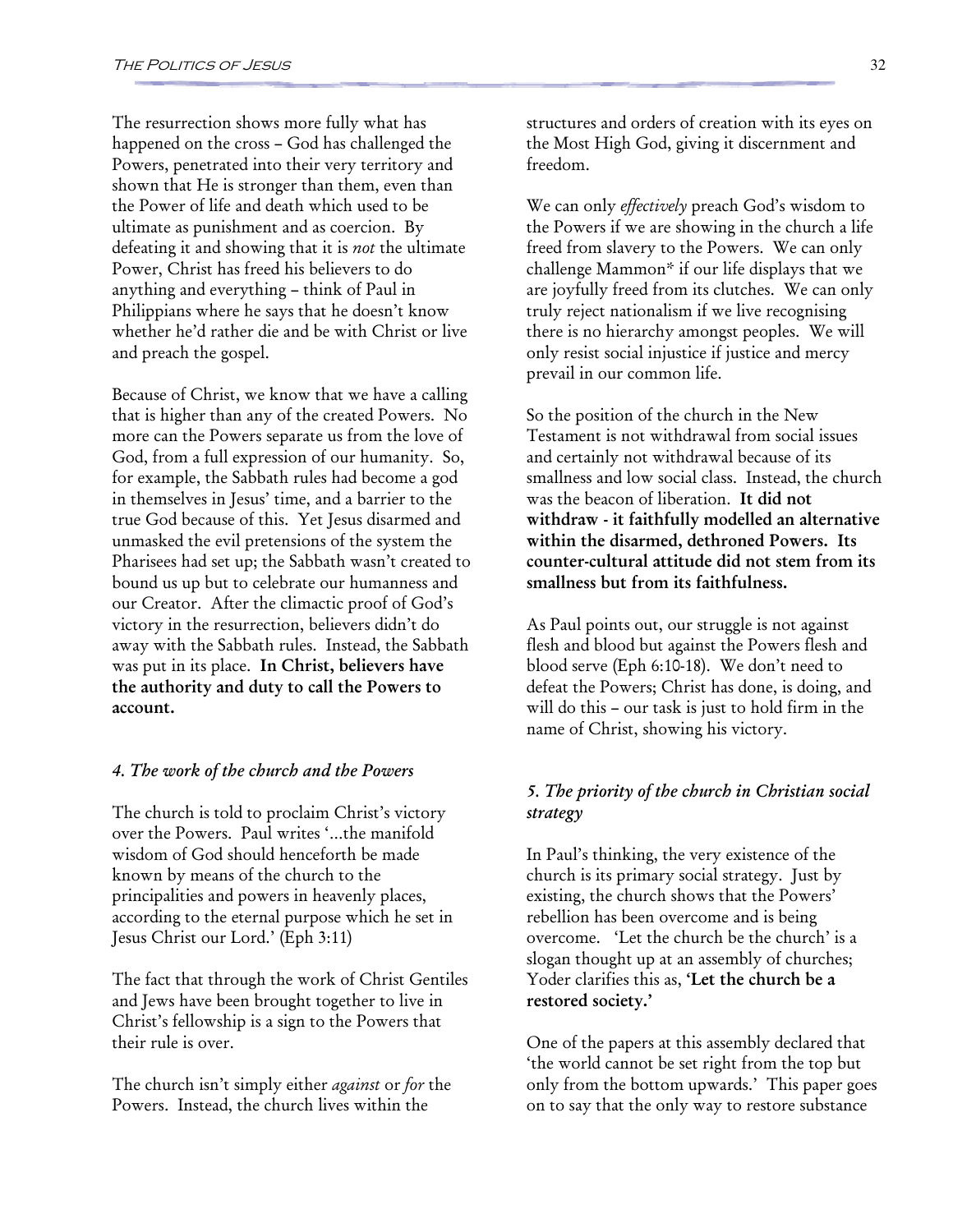The resurrection shows more fully what has happened on the cross – God has challenged the Powers, penetrated into their very territory and shown that He is stronger than them, even than the Power of life and death which used to be ultimate as punishment and as coercion. By defeating it and showing that it is *not* the ultimate Power, Christ has freed his believers to do anything and everything – think of Paul in Philippians where he says that he doesn't know whether he'd rather die and be with Christ or live and preach the gospel.

Because of Christ, we know that we have a calling that is higher than any of the created Powers. No more can the Powers separate us from the love of God, from a full expression of our humanity. So, for example, the Sabbath rules had become a god in themselves in Jesus' time, and a barrier to the true God because of this. Yet Jesus disarmed and unmasked the evil pretensions of the system the Pharisees had set up; the Sabbath wasn't created to bound us up but to celebrate our humanness and our Creator. After the climactic proof of God's victory in the resurrection, believers didn't do away with the Sabbath rules. Instead, the Sabbath was put in its place. **In Christ, believers have the authority and duty to call the Powers to account.**

### *4. The work of the church and the Powers*

The church is told to proclaim Christ's victory over the Powers. Paul writes '…the manifold wisdom of God should henceforth be made known by means of the church to the principalities and powers in heavenly places, according to the eternal purpose which he set in Jesus Christ our Lord.' (Eph 3:11)

The fact that through the work of Christ Gentiles and Jews have been brought together to live in Christ's fellowship is a sign to the Powers that their rule is over.

The church isn't simply either *against* or *for* the Powers. Instead, the church lives within the structures and orders of creation with its eyes on the Most High God, giving it discernment and freedom.

We can only *effectively* preach God's wisdom to the Powers if we are showing in the church a life freed from slavery to the Powers. We can only challenge Mammon* if our life displays that we are joyfully freed from its clutches. We can only truly reject nationalism if we live recognising there is no hierarchy amongst peoples. We will only resist social injustice if justice and mercy prevail in our common life.

So the position of the church in the New Testament is not withdrawal from social issues and certainly not withdrawal because of its smallness and low social class. Instead, the church was the beacon of liberation. **It did not withdraw - it faithfully modelled an alternative within the disarmed, dethroned Powers. Its counter-cultural attitude did not stem from its smallness but from its faithfulness.**

As Paul points out, our struggle is not against flesh and blood but against the Powers flesh and blood serve (Eph 6:10-18). We don't need to defeat the Powers; Christ has done, is doing, and will do this – our task is just to hold firm in the name of Christ, showing his victory.

### *5. The priority of the church in Christian social strategy*

In Paul's thinking, the very existence of the church is its primary social strategy. Just by existing, the church shows that the Powers' rebellion has been overcome and is being overcome. 'Let the church be the church' is a slogan thought up at an assembly of churches; Yoder clarifies this as, **'Let the church be a restored society.'**

One of the papers at this assembly declared that 'the world cannot be set right from the top but only from the bottom upwards.' This paper goes on to say that the only way to restore substance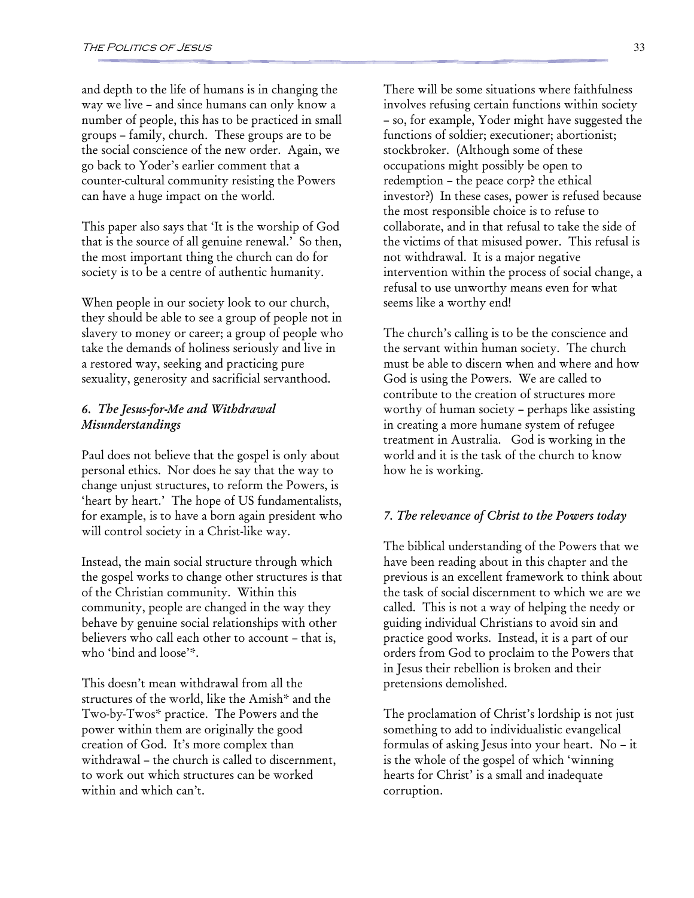and depth to the life of humans is in changing the way we live – and since humans can only know a number of people, this has to be practiced in small groups – family, church. These groups are to be the social conscience of the new order. Again, we go back to Yoder's earlier comment that a counter-cultural community resisting the Powers can have a huge impact on the world.

This paper also says that 'It is the worship of God that is the source of all genuine renewal.' So then, the most important thing the church can do for society is to be a centre of authentic humanity.

When people in our society look to our church, they should be able to see a group of people not in slavery to money or career; a group of people who take the demands of holiness seriously and live in a restored way, seeking and practicing pure sexuality, generosity and sacrificial servanthood.

### *6. The Jesus-for-Me and Withdrawal Misunderstandings*

Paul does not believe that the gospel is only about personal ethics. Nor does he say that the way to change unjust structures, to reform the Powers, is 'heart by heart.' The hope of US fundamentalists, for example, is to have a born again president who will control society in a Christ-like way.

Instead, the main social structure through which the gospel works to change other structures is that of the Christian community. Within this community, people are changed in the way they behave by genuine social relationships with other believers who call each other to account – that is, who 'bind and loose'*.

This doesn't mean withdrawal from all the structures of the world, like the Amish* and the Two-by-Twos* practice. The Powers and the power within them are originally the good creation of God. It's more complex than withdrawal – the church is called to discernment, to work out which structures can be worked within and which can't.

There will be some situations where faithfulness involves refusing certain functions within society – so, for example, Yoder might have suggested the functions of soldier; executioner; abortionist; stockbroker. (Although some of these occupations might possibly be open to redemption – the peace corp? the ethical investor?) In these cases, power is refused because the most responsible choice is to refuse to collaborate, and in that refusal to take the side of the victims of that misused power. This refusal is not withdrawal. It is a major negative intervention within the process of social change, a refusal to use unworthy means even for what seems like a worthy end!

The church's calling is to be the conscience and the servant within human society. The church must be able to discern when and where and how God is using the Powers. We are called to contribute to the creation of structures more worthy of human society – perhaps like assisting in creating a more humane system of refugee treatment in Australia. God is working in the world and it is the task of the church to know how he is working.

### *7. The relevance of Christ to the Powers today*

The biblical understanding of the Powers that we have been reading about in this chapter and the previous is an excellent framework to think about the task of social discernment to which we are we called. This is not a way of helping the needy or guiding individual Christians to avoid sin and practice good works. Instead, it is a part of our orders from God to proclaim to the Powers that in Jesus their rebellion is broken and their pretensions demolished.

The proclamation of Christ's lordship is not just something to add to individualistic evangelical formulas of asking Jesus into your heart. No – it is the whole of the gospel of which 'winning hearts for Christ' is a small and inadequate corruption.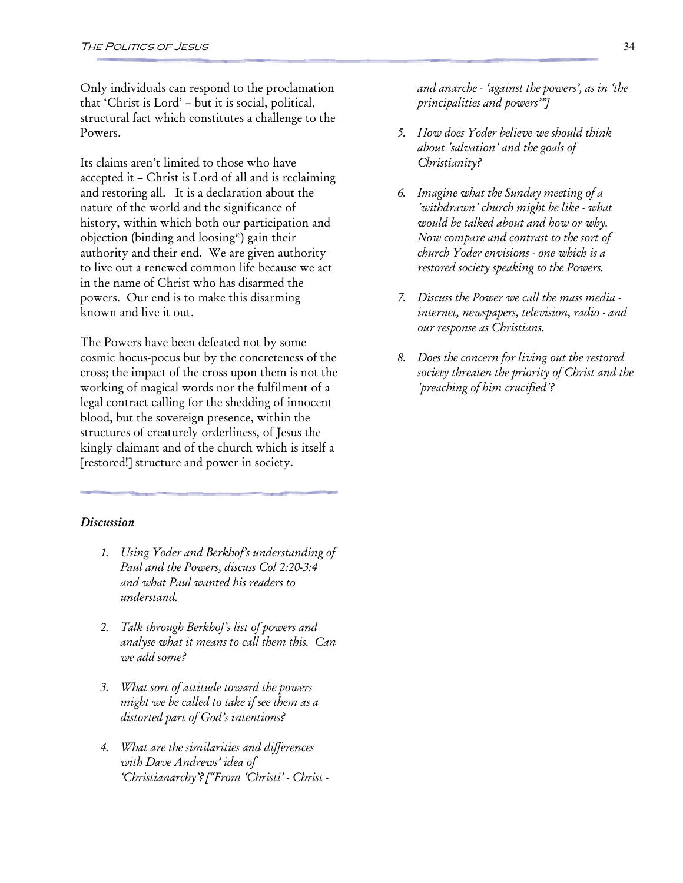Only individuals can respond to the proclamation that 'Christ is Lord' – but it is social, political, structural fact which constitutes a challenge to the Powers.

Its claims aren't limited to those who have accepted it – Christ is Lord of all and is reclaiming and restoring all. It is a declaration about the nature of the world and the significance of history, within which both our participation and objection (binding and loosing*) gain their authority and their end. We are given authority to live out a renewed common life because we act in the name of Christ who has disarmed the powers. Our end is to make this disarming known and live it out.

The Powers have been defeated not by some cosmic hocus-pocus but by the concreteness of the cross; the impact of the cross upon them is not the working of magical words nor the fulfilment of a legal contract calling for the shedding of innocent blood, but the sovereign presence, within the structures of creaturely orderliness, of Jesus the kingly claimant and of the church which is itself a [restored!] structure and power in society.

---

### *Discussion*

1. *Using Yoder and Berkhof's understanding of Paul and the Powers, discuss Col 2:20-3:4 and what Paul wanted his readers to understand.*

2. *Talk through Berkhof's list of powers and analyse what it means to call them this. Can we add some?*

3. *What sort of attitude toward the powers might we be called to take if see them as a distorted part of God's intentions?*

4. *What are the similarities and differences with Dave Andrews' idea of 'Christianarchy'? ["From 'Christi' - Christ - and anarche - 'against the powers', as in 'the principalities and powers'"]*

5. *How does Yoder believe we should think about 'salvation' and the goals of Christianity?*

6. *Imagine what the Sunday meeting of a 'withdrawn' church might be like - what would be talked about and how or why. Now compare and contrast to the sort of church Yoder envisions - one which is a restored society speaking to the Powers.*

7. *Discuss the Power we call the mass media - internet, newspapers, television, radio - and our response as Christians.*

8. *Does the concern for living out the restored society threaten the priority of Christ and the 'preaching of him crucified'?*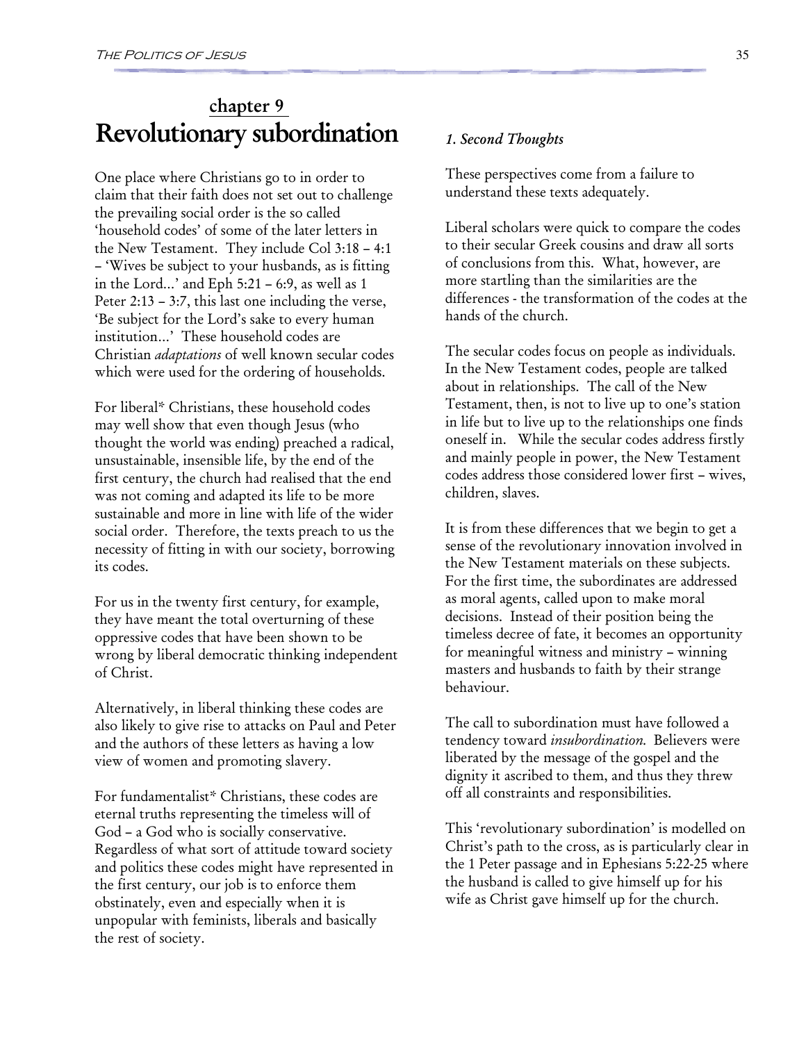## chapter 9

# Revolutionary subordination

One place where Christians go to in order to claim that their faith does not set out to challenge the prevailing social order is the so called 'household codes' of some of the later letters in the New Testament. They include Col 3:18 – 4:1 – 'Wives be subject to your husbands, as is fitting in the Lord...' and Eph 5:21 – 6:9, as well as 1 Peter 2:13 – 3:7, this last one including the verse, 'Be subject for the Lord's sake to every human institution...' These household codes are Christian *adaptations* of well known secular codes which were used for the ordering of households.

For liberal* Christians, these household codes may well show that even though Jesus (who thought the world was ending) preached a radical, unsustainable, insensible life, by the end of the first century, the church had realised that the end was not coming and adapted its life to be more sustainable and more in line with life of the wider social order. Therefore, the texts preach to us the necessity of fitting in with our society, borrowing its codes.

For us in the twenty first century, for example, they have meant the total overturning of these oppressive codes that have been shown to be wrong by liberal democratic thinking independent of Christ.

Alternatively, in liberal thinking these codes are also likely to give rise to attacks on Paul and Peter and the authors of these letters as having a low view of women and promoting slavery.

For fundamentalist* Christians, these codes are eternal truths representing the timeless will of God – a God who is socially conservative. Regardless of what sort of attitude toward society and politics these codes might have represented in the first century, our job is to enforce them obstinately, even and especially when it is unpopular with feminists, liberals and basically the rest of society.

### *1. Second Thoughts*

These perspectives come from a failure to understand these texts adequately.

Liberal scholars were quick to compare the codes to their secular Greek cousins and draw all sorts of conclusions from this. What, however, are more startling than the similarities are the differences - the transformation of the codes at the hands of the church.

The secular codes focus on people as individuals. In the New Testament codes, people are talked about in relationships. The call of the New Testament, then, is not to live up to one's station in life but to live up to the relationships one finds oneself in. While the secular codes address firstly and mainly people in power, the New Testament codes address those considered lower first – wives, children, slaves.

It is from these differences that we begin to get a sense of the revolutionary innovation involved in the New Testament materials on these subjects. For the first time, the subordinates are addressed as moral agents, called upon to make moral decisions. Instead of their position being the timeless decree of fate, it becomes an opportunity for meaningful witness and ministry – winning masters and husbands to faith by their strange behaviour.

The call to subordination must have followed a tendency toward *insubordination.* Believers were liberated by the message of the gospel and the dignity it ascribed to them, and thus they threw off all constraints and responsibilities.

This 'revolutionary subordination' is modelled on Christ's path to the cross, as is particularly clear in the 1 Peter passage and in Ephesians 5:22-25 where the husband is called to give himself up for his wife as Christ gave himself up for the church.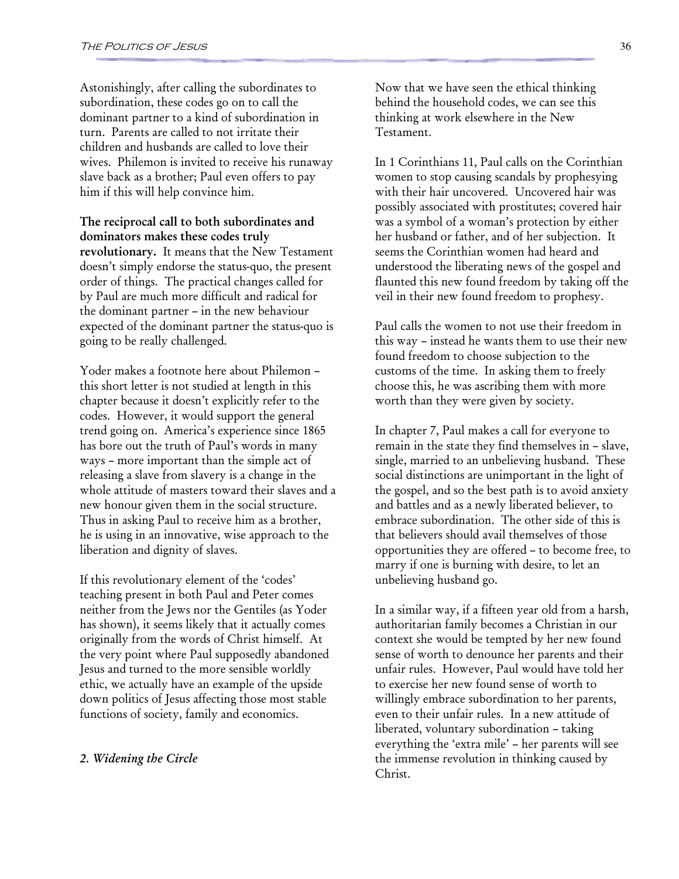Astonishingly, after calling the subordinates to subordination, these codes go on to call the dominant partner to a kind of subordination in turn. Parents are called to not irritate their children and husbands are called to love their wives. Philemon is invited to receive his runaway slave back as a brother; Paul even offers to pay him if this will help convince him.

**The reciprocal call to both subordinates and dominators makes these codes truly revolutionary.** It means that the New Testament doesn't simply endorse the status-quo, the present order of things. The practical changes called for by Paul are much more difficult and radical for the dominant partner – in the new behaviour expected of the dominant partner the status-quo is going to be really challenged.

Yoder makes a footnote here about Philemon – this short letter is not studied at length in this chapter because it doesn't explicitly refer to the codes. However, it would support the general trend going on. America's experience since 1865 has bore out the truth of Paul's words in many ways – more important than the simple act of releasing a slave from slavery is a change in the whole attitude of masters toward their slaves and a new honour given them in the social structure. Thus in asking Paul to receive him as a brother, he is using in an innovative, wise approach to the liberation and dignity of slaves.

If this revolutionary element of the 'codes' teaching present in both Paul and Peter comes neither from the Jews nor the Gentiles (as Yoder has shown), it seems likely that it actually comes originally from the words of Christ himself. At the very point where Paul supposedly abandoned Jesus and turned to the more sensible worldly ethic, we actually have an example of the upside down politics of Jesus affecting those most stable functions of society, family and economics.

### *2. Widening the Circle*

Now that we have seen the ethical thinking behind the household codes, we can see this thinking at work elsewhere in the New Testament.

In 1 Corinthians 11, Paul calls on the Corinthian women to stop causing scandals by prophesying with their hair uncovered. Uncovered hair was possibly associated with prostitutes; covered hair was a symbol of a woman's protection by either her husband or father, and of her subjection. It seems the Corinthian women had heard and understood the liberating news of the gospel and flaunted this new found freedom by taking off the veil in their new found freedom to prophesy.

Paul calls the women to not use their freedom in this way – instead he wants them to use their new found freedom to choose subjection to the customs of the time. In asking them to freely choose this, he was ascribing them with more worth than they were given by society.

In chapter 7, Paul makes a call for everyone to remain in the state they find themselves in – slave, single, married to an unbelieving husband. These social distinctions are unimportant in the light of the gospel, and so the best path is to avoid anxiety and battles and as a newly liberated believer, to embrace subordination. The other side of this is that believers should avail themselves of those opportunities they are offered – to become free, to marry if one is burning with desire, to let an unbelieving husband go.

In a similar way, if a fifteen year old from a harsh, authoritarian family becomes a Christian in our context she would be tempted by her new found sense of worth to denounce her parents and their unfair rules. However, Paul would have told her to exercise her new found sense of worth to willingly embrace subordination to her parents, even to their unfair rules. In a new attitude of liberated, voluntary subordination – taking everything the 'extra mile' – her parents will see the immense revolution in thinking caused by Christ.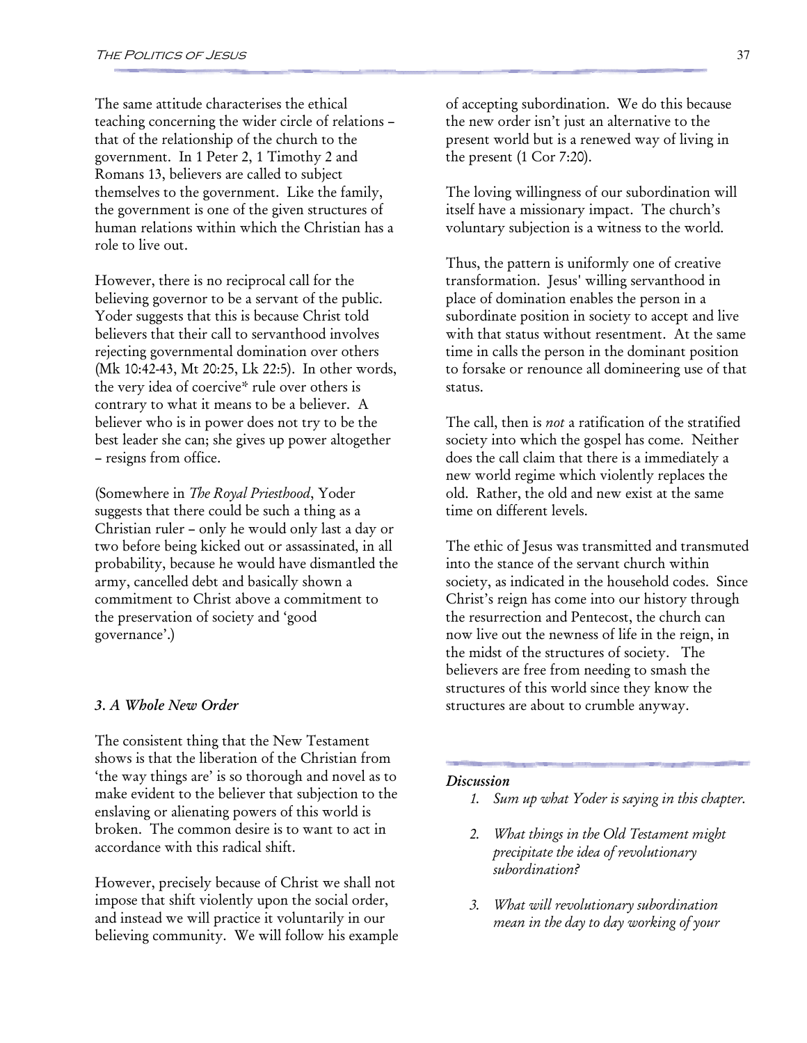The same attitude characterises the ethical teaching concerning the wider circle of relations – that of the relationship of the church to the government. In 1 Peter 2, 1 Timothy 2 and Romans 13, believers are called to subject themselves to the government. Like the family, the government is one of the given structures of human relations within which the Christian has a role to live out.

However, there is no reciprocal call for the believing governor to be a servant of the public. Yoder suggests that this is because Christ told believers that their call to servanthood involves rejecting governmental domination over others (Mk 10:42-43, Mt 20:25, Lk 22:5). In other words, the very idea of coercive* rule over others is contrary to what it means to be a believer. A believer who is in power does not try to be the best leader she can; she gives up power altogether – resigns from office.

(Somewhere in *The Royal Priesthood*, Yoder suggests that there could be such a thing as a Christian ruler – only he would only last a day or two before being kicked out or assassinated, in all probability, because he would have dismantled the army, cancelled debt and basically shown a commitment to Christ above a commitment to the preservation of society and 'good governance'.)

### *3. A Whole New Order*

The consistent thing that the New Testament shows is that the liberation of the Christian from 'the way things are' is so thorough and novel as to make evident to the believer that subjection to the enslaving or alienating powers of this world is broken. The common desire is to want to act in accordance with this radical shift.

However, precisely because of Christ we shall not impose that shift violently upon the social order, and instead we will practice it voluntarily in our believing community. We will follow his example of accepting subordination. We do this because the new order isn't just an alternative to the present world but is a renewed way of living in the present (1 Cor 7:20).

The loving willingness of our subordination will itself have a missionary impact. The church's voluntary subjection is a witness to the world.

Thus, the pattern is uniformly one of creative transformation. Jesus' willing servanthood in place of domination enables the person in a subordinate position in society to accept and live with that status without resentment. At the same time in calls the person in the dominant position to forsake or renounce all domineering use of that status.

The call, then is *not* a ratification of the stratified society into which the gospel has come. Neither does the call claim that there is a immediately a new world regime which violently replaces the old. Rather, the old and new exist at the same time on different levels.

The ethic of Jesus was transmitted and transmuted into the stance of the servant church within society, as indicated in the household codes. Since Christ's reign has come into our history through the resurrection and Pentecost, the church can now live out the newness of life in the reign, in the midst of the structures of society. The believers are free from needing to smash the structures of this world since they know the structures are about to crumble anyway.

#### *Discussion*

1. *Sum up what Yoder is saying in this chapter.*
2. *What things in the Old Testament might precipitate the idea of revolutionary subordination?*
3. *What will revolutionary subordination mean in the day to day working of your*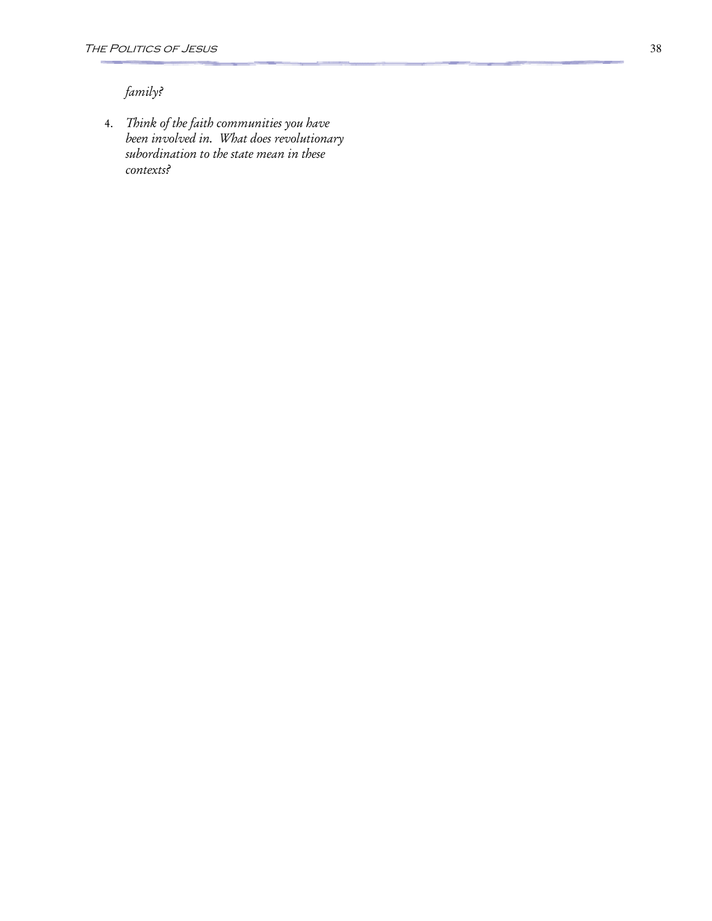*family?*

4. *Think of the faith communities you have been involved in. What does revolutionary subordination to the state mean in these contexts?*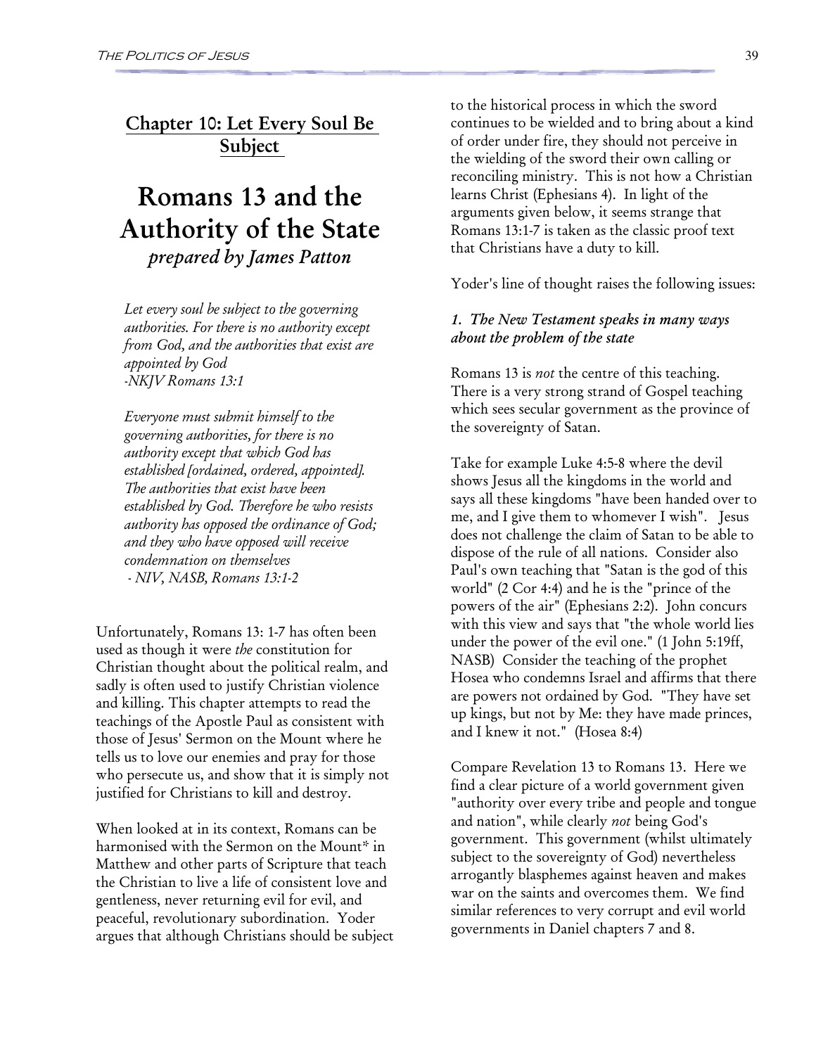## Chapter 10: Let Every Soul Be Subject

# Romans 13 and the Authority of the State

*prepared by James Patton*

> *Let every soul be subject to the governing authorities. For there is no authority except from God, and the authorities that exist are appointed by God*
> *-NKJV Romans 13:1*

> *Everyone must submit himself to the governing authorities, for there is no authority except that which God has established [ordained, ordered, appointed]. The authorities that exist have been established by God. Therefore he who resists authority has opposed the ordinance of God; and they who have opposed will receive condemnation on themselves*
> *- NIV, NASB, Romans 13:1-2*

Unfortunately, Romans 13: 1-7 has often been used as though it were *the* constitution for Christian thought about the political realm, and sadly is often used to justify Christian violence and killing. This chapter attempts to read the teachings of the Apostle Paul as consistent with those of Jesus' Sermon on the Mount where he tells us to love our enemies and pray for those who persecute us, and show that it is simply not justified for Christians to kill and destroy.

When looked at in its context, Romans can be harmonised with the Sermon on the Mount* in Matthew and other parts of Scripture that teach the Christian to live a life of consistent love and gentleness, never returning evil for evil, and peaceful, revolutionary subordination. Yoder argues that although Christians should be subject to the historical process in which the sword continues to be wielded and to bring about a kind of order under fire, they should not perceive in the wielding of the sword their own calling or reconciling ministry. This is not how a Christian learns Christ (Ephesians 4). In light of the arguments given below, it seems strange that Romans 13:1-7 is taken as the classic proof text that Christians have a duty to kill.

Yoder's line of thought raises the following issues:

### *1. The New Testament speaks in many ways about the problem of the state*

Romans 13 is *not* the centre of this teaching. There is a very strong strand of Gospel teaching which sees secular government as the province of the sovereignty of Satan.

Take for example Luke 4:5-8 where the devil shows Jesus all the kingdoms in the world and says all these kingdoms "have been handed over to me, and I give them to whomever I wish". Jesus does not challenge the claim of Satan to be able to dispose of the rule of all nations. Consider also Paul's own teaching that "Satan is the god of this world" (2 Cor 4:4) and he is the "prince of the powers of the air" (Ephesians 2:2). John concurs with this view and says that "the whole world lies under the power of the evil one." (1 John 5:19ff, NASB) Consider the teaching of the prophet Hosea who condemns Israel and affirms that there are powers not ordained by God. "They have set up kings, but not by Me: they have made princes, and I knew it not." (Hosea 8:4)

Compare Revelation 13 to Romans 13. Here we find a clear picture of a world government given "authority over every tribe and people and tongue and nation", while clearly *not* being God's government. This government (whilst ultimately subject to the sovereignty of God) nevertheless arrogantly blasphemes against heaven and makes war on the saints and overcomes them. We find similar references to very corrupt and evil world governments in Daniel chapters 7 and 8.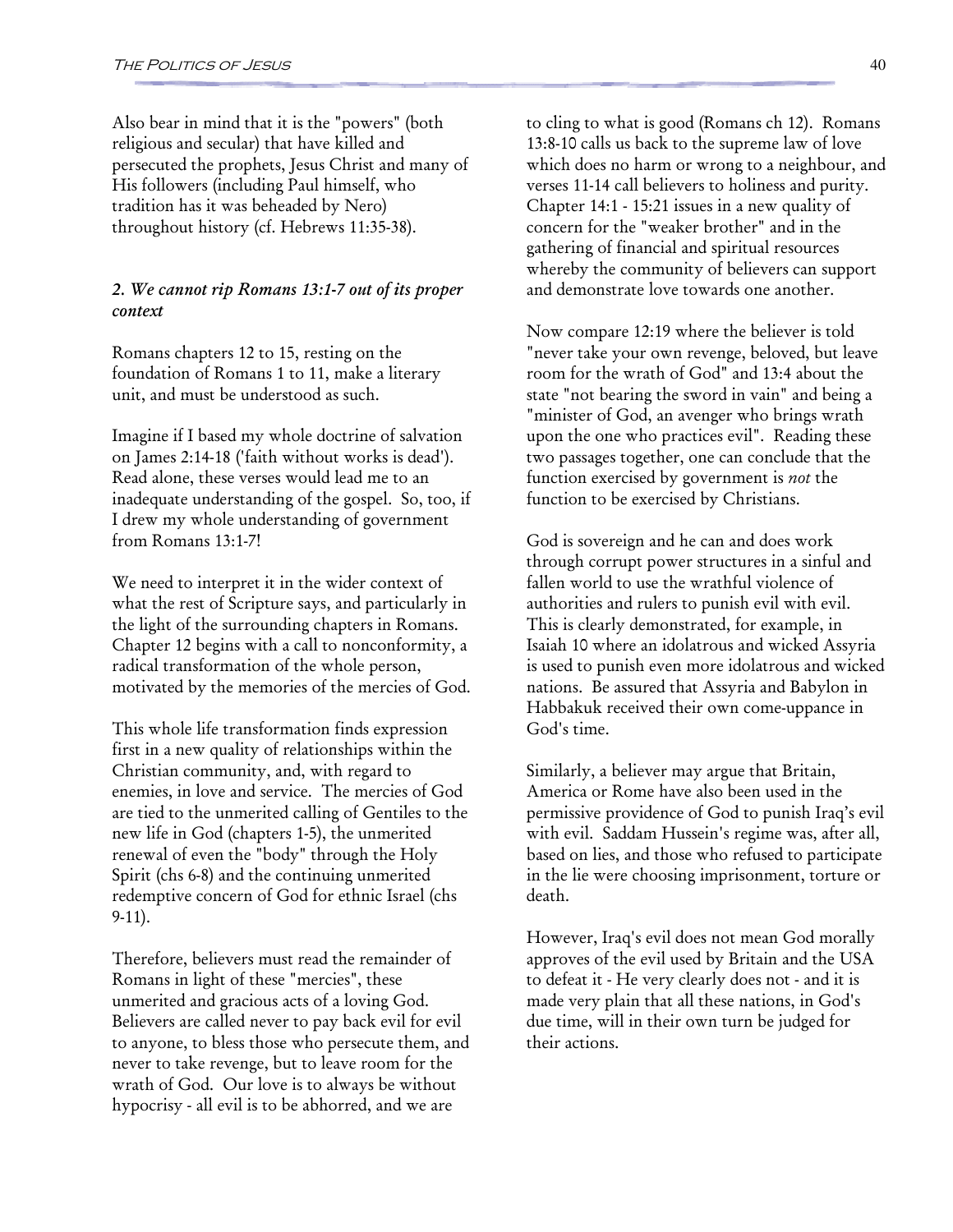Also bear in mind that it is the "powers" (both religious and secular) that have killed and persecuted the prophets, Jesus Christ and many of His followers (including Paul himself, who tradition has it was beheaded by Nero) throughout history (cf. Hebrews 11:35-38).

### *2. We cannot rip Romans 13:1-7 out of its proper context*

Romans chapters 12 to 15, resting on the foundation of Romans 1 to 11, make a literary unit, and must be understood as such.

Imagine if I based my whole doctrine of salvation on James 2:14-18 ('faith without works is dead'). Read alone, these verses would lead me to an inadequate understanding of the gospel. So, too, if I drew my whole understanding of government from Romans 13:1-7!

We need to interpret it in the wider context of what the rest of Scripture says, and particularly in the light of the surrounding chapters in Romans. Chapter 12 begins with a call to nonconformity, a radical transformation of the whole person, motivated by the memories of the mercies of God.

This whole life transformation finds expression first in a new quality of relationships within the Christian community, and, with regard to enemies, in love and service. The mercies of God are tied to the unmerited calling of Gentiles to the new life in God (chapters 1-5), the unmerited renewal of even the "body" through the Holy Spirit (chs 6-8) and the continuing unmerited redemptive concern of God for ethnic Israel (chs 9-11).

Therefore, believers must read the remainder of Romans in light of these "mercies", these unmerited and gracious acts of a loving God. Believers are called never to pay back evil for evil to anyone, to bless those who persecute them, and never to take revenge, but to leave room for the wrath of God. Our love is to always be without hypocrisy - all evil is to be abhorred, and we are to cling to what is good (Romans ch 12). Romans 13:8-10 calls us back to the supreme law of love which does no harm or wrong to a neighbour, and verses 11-14 call believers to holiness and purity. Chapter 14:1 - 15:21 issues in a new quality of concern for the "weaker brother" and in the gathering of financial and spiritual resources whereby the community of believers can support and demonstrate love towards one another.

Now compare 12:19 where the believer is told "never take your own revenge, beloved, but leave room for the wrath of God" and 13:4 about the state "not bearing the sword in vain" and being a "minister of God, an avenger who brings wrath upon the one who practices evil". Reading these two passages together, one can conclude that the function exercised by government is *not* the function to be exercised by Christians.

God is sovereign and he can and does work through corrupt power structures in a sinful and fallen world to use the wrathful violence of authorities and rulers to punish evil with evil. This is clearly demonstrated, for example, in Isaiah 10 where an idolatrous and wicked Assyria is used to punish even more idolatrous and wicked nations. Be assured that Assyria and Babylon in Habbakuk received their own come-uppance in God's time.

Similarly, a believer may argue that Britain, America or Rome have also been used in the permissive providence of God to punish Iraq's evil with evil. Saddam Hussein's regime was, after all, based on lies, and those who refused to participate in the lie were choosing imprisonment, torture or death.

However, Iraq's evil does not mean God morally approves of the evil used by Britain and the USA to defeat it - He very clearly does not - and it is made very plain that all these nations, in God's due time, will in their own turn be judged for their actions.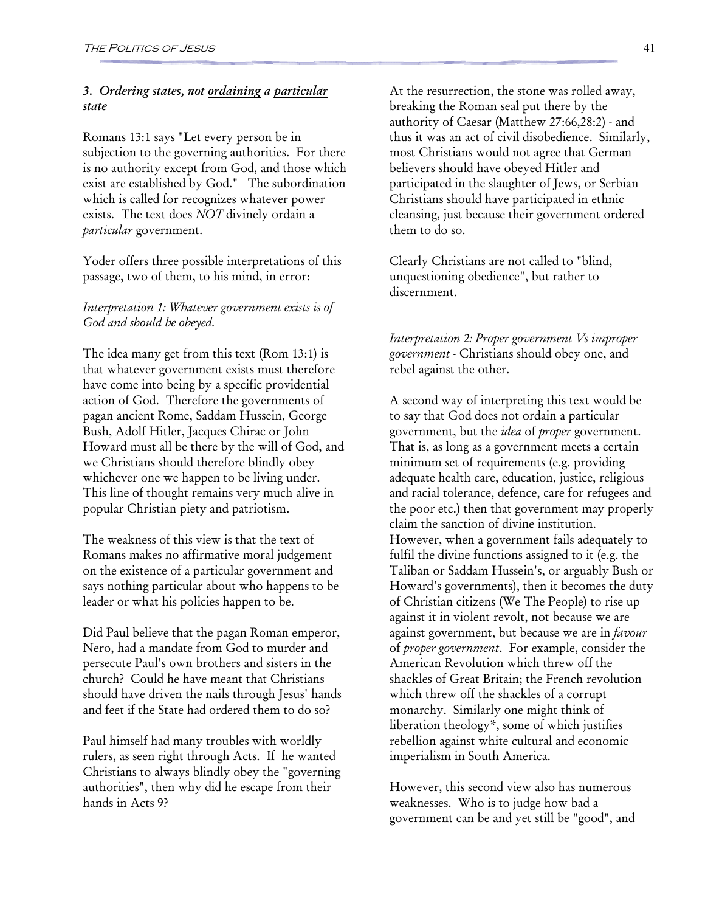### *3. Ordering states, not ordaining a particular state*

Romans 13:1 says "Let every person be in subjection to the governing authorities. For there is no authority except from God, and those which exist are established by God." The subordination which is called for recognizes whatever power exists. The text does *NOT* divinely ordain a *particular* government.

Yoder offers three possible interpretations of this passage, two of them, to his mind, in error:

*Interpretation 1: Whatever government exists is of God and should be obeyed.*

The idea many get from this text (Rom 13:1) is that whatever government exists must therefore have come into being by a specific providential action of God. Therefore the governments of pagan ancient Rome, Saddam Hussein, George Bush, Adolf Hitler, Jacques Chirac or John Howard must all be there by the will of God, and we Christians should therefore blindly obey whichever one we happen to be living under. This line of thought remains very much alive in popular Christian piety and patriotism.

The weakness of this view is that the text of Romans makes no affirmative moral judgement on the existence of a particular government and says nothing particular about who happens to be leader or what his policies happen to be.

Did Paul believe that the pagan Roman emperor, Nero, had a mandate from God to murder and persecute Paul's own brothers and sisters in the church? Could he have meant that Christians should have driven the nails through Jesus' hands and feet if the State had ordered them to do so?

Paul himself had many troubles with worldly rulers, as seen right through Acts. If he wanted Christians to always blindly obey the "governing authorities", then why did he escape from their hands in Acts 9?

At the resurrection, the stone was rolled away, breaking the Roman seal put there by the authority of Caesar (Matthew 27:66,28:2) - and thus it was an act of civil disobedience. Similarly, most Christians would not agree that German believers should have obeyed Hitler and participated in the slaughter of Jews, or Serbian Christians should have participated in ethnic cleansing, just because their government ordered them to do so.

Clearly Christians are not called to "blind, unquestioning obedience", but rather to discernment.

*Interpretation 2: Proper government Vs improper government* - Christians should obey one, and rebel against the other.

A second way of interpreting this text would be to say that God does not ordain a particular government, but the *idea* of *proper* government. That is, as long as a government meets a certain minimum set of requirements (e.g. providing adequate health care, education, justice, religious and racial tolerance, defence, care for refugees and the poor etc.) then that government may properly claim the sanction of divine institution. However, when a government fails adequately to fulfil the divine functions assigned to it (e.g. the Taliban or Saddam Hussein's, or arguably Bush or Howard's governments), then it becomes the duty of Christian citizens (We The People) to rise up against it in violent revolt, not because we are against government, but because we are in *favour* of *proper government*. For example, consider the American Revolution which threw off the shackles of Great Britain; the French revolution which threw off the shackles of a corrupt monarchy. Similarly one might think of liberation theology*, some of which justifies rebellion against white cultural and economic imperialism in South America.

However, this second view also has numerous weaknesses. Who is to judge how bad a government can be and yet still be "good", and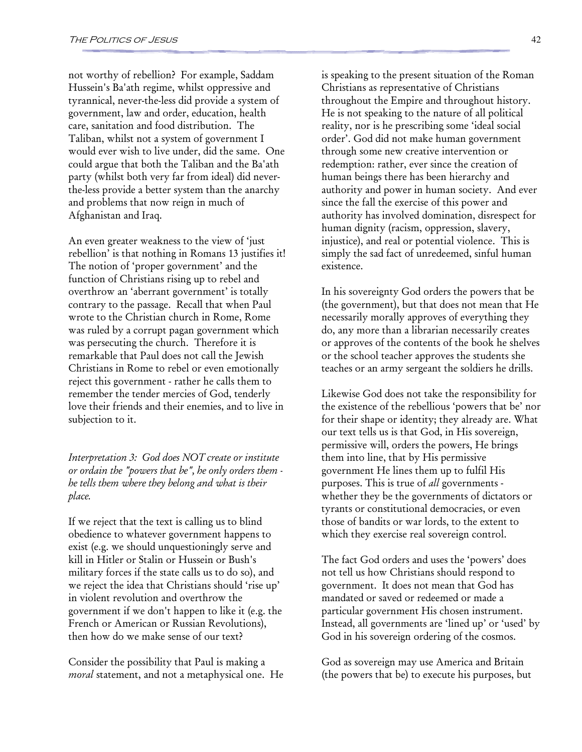not worthy of rebellion? For example, Saddam Hussein's Ba'ath regime, whilst oppressive and tyrannical, never-the-less did provide a system of government, law and order, education, health care, sanitation and food distribution. The Taliban, whilst not a system of government I would ever wish to live under, did the same. One could argue that both the Taliban and the Ba'ath party (whilst both very far from ideal) did never-the-less provide a better system than the anarchy and problems that now reign in much of Afghanistan and Iraq.

An even greater weakness to the view of 'just rebellion' is that nothing in Romans 13 justifies it! The notion of 'proper government' and the function of Christians rising up to rebel and overthrow an 'aberrant government' is totally contrary to the passage. Recall that when Paul wrote to the Christian church in Rome, Rome was ruled by a corrupt pagan government which was persecuting the church. Therefore it is remarkable that Paul does not call the Jewish Christians in Rome to rebel or even emotionally reject this government - rather he calls them to remember the tender mercies of God, tenderly love their friends and their enemies, and to live in subjection to it.

*Interpretation 3: God does NOT create or institute or ordain the "powers that be", he only orders them - he tells them where they belong and what is their place.*

If we reject that the text is calling us to blind obedience to whatever government happens to exist (e.g. we should unquestioningly serve and kill in Hitler or Stalin or Hussein or Bush's military forces if the state calls us to do so), and we reject the idea that Christians should 'rise up' in violent revolution and overthrow the government if we don't happen to like it (e.g. the French or American or Russian Revolutions), then how do we make sense of our text?

Consider the possibility that Paul is making a *moral* statement, and not a metaphysical one. He is speaking to the present situation of the Roman Christians as representative of Christians throughout the Empire and throughout history. He is not speaking to the nature of all political reality, nor is he prescribing some 'ideal social order'. God did not make human government through some new creative intervention or redemption: rather, ever since the creation of human beings there has been hierarchy and authority and power in human society. And ever since the fall the exercise of this power and authority has involved domination, disrespect for human dignity (racism, oppression, slavery, injustice), and real or potential violence. This is simply the sad fact of unredeemed, sinful human existence.

In his sovereignty God orders the powers that be (the government), but that does not mean that He necessarily morally approves of everything they do, any more than a librarian necessarily creates or approves of the contents of the book he shelves or the school teacher approves the students she teaches or an army sergeant the soldiers he drills.

Likewise God does not take the responsibility for the existence of the rebellious 'powers that be' nor for their shape or identity; they already are. What our text tells us is that God, in His sovereign, permissive will, orders the powers, He brings them into line, that by His permissive government He lines them up to fulfil His purposes. This is true of *all* governments - whether they be the governments of dictators or tyrants or constitutional democracies, or even those of bandits or war lords, to the extent to which they exercise real sovereign control.

The fact God orders and uses the 'powers' does not tell us how Christians should respond to government. It does not mean that God has mandated or saved or redeemed or made a particular government His chosen instrument. Instead, all governments are 'lined up' or 'used' by God in his sovereign ordering of the cosmos.

God as sovereign may use America and Britain (the powers that be) to execute his purposes, but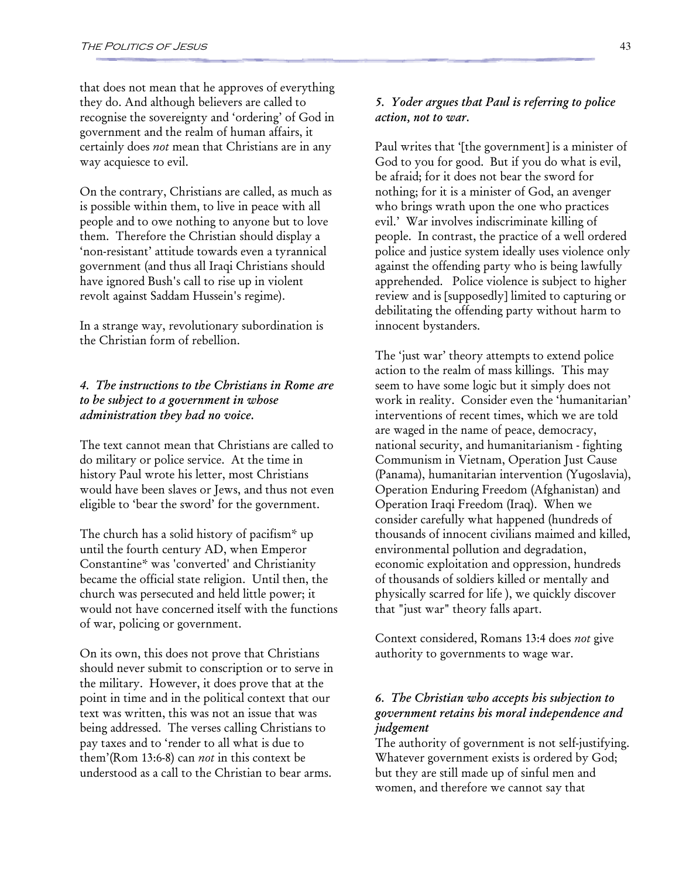that does not mean that he approves of everything they do. And although believers are called to recognise the sovereignty and 'ordering' of God in government and the realm of human affairs, it certainly does *not* mean that Christians are in any way acquiesce to evil.

On the contrary, Christians are called, as much as is possible within them, to live in peace with all people and to owe nothing to anyone but to love them. Therefore the Christian should display a 'non-resistant' attitude towards even a tyrannical government (and thus all Iraqi Christians should have ignored Bush's call to rise up in violent revolt against Saddam Hussein's regime).

In a strange way, revolutionary subordination is the Christian form of rebellion.

### *4. The instructions to the Christians in Rome are to be subject to a government in whose administration they had no voice.*

The text cannot mean that Christians are called to do military or police service. At the time in history Paul wrote his letter, most Christians would have been slaves or Jews, and thus not even eligible to 'bear the sword' for the government.

The church has a solid history of pacifism* up until the fourth century AD, when Emperor Constantine* was 'converted' and Christianity became the official state religion. Until then, the church was persecuted and held little power; it would not have concerned itself with the functions of war, policing or government.

On its own, this does not prove that Christians should never submit to conscription or to serve in the military. However, it does prove that at the point in time and in the political context that our text was written, this was not an issue that was being addressed. The verses calling Christians to pay taxes and to 'render to all what is due to them'(Rom 13:6-8) can *not* in this context be understood as a call to the Christian to bear arms.

### *5. Yoder argues that Paul is referring to police action, not to war.*

Paul writes that '[the government] is a minister of God to you for good. But if you do what is evil, be afraid; for it does not bear the sword for nothing; for it is a minister of God, an avenger who brings wrath upon the one who practices evil.' War involves indiscriminate killing of people. In contrast, the practice of a well ordered police and justice system ideally uses violence only against the offending party who is being lawfully apprehended. Police violence is subject to higher review and is [supposedly] limited to capturing or debilitating the offending party without harm to innocent bystanders.

The 'just war' theory attempts to extend police action to the realm of mass killings. This may seem to have some logic but it simply does not work in reality. Consider even the 'humanitarian' interventions of recent times, which we are told are waged in the name of peace, democracy, national security, and humanitarianism - fighting Communism in Vietnam, Operation Just Cause (Panama), humanitarian intervention (Yugoslavia), Operation Enduring Freedom (Afghanistan) and Operation Iraqi Freedom (Iraq). When we consider carefully what happened (hundreds of thousands of innocent civilians maimed and killed, environmental pollution and degradation, economic exploitation and oppression, hundreds of thousands of soldiers killed or mentally and physically scarred for life ), we quickly discover that "just war" theory falls apart.

Context considered, Romans 13:4 does *not* give authority to governments to wage war.

### *6. The Christian who accepts his subjection to government retains his moral independence and judgement*

The authority of government is not self-justifying. Whatever government exists is ordered by God; but they are still made up of sinful men and women, and therefore we cannot say that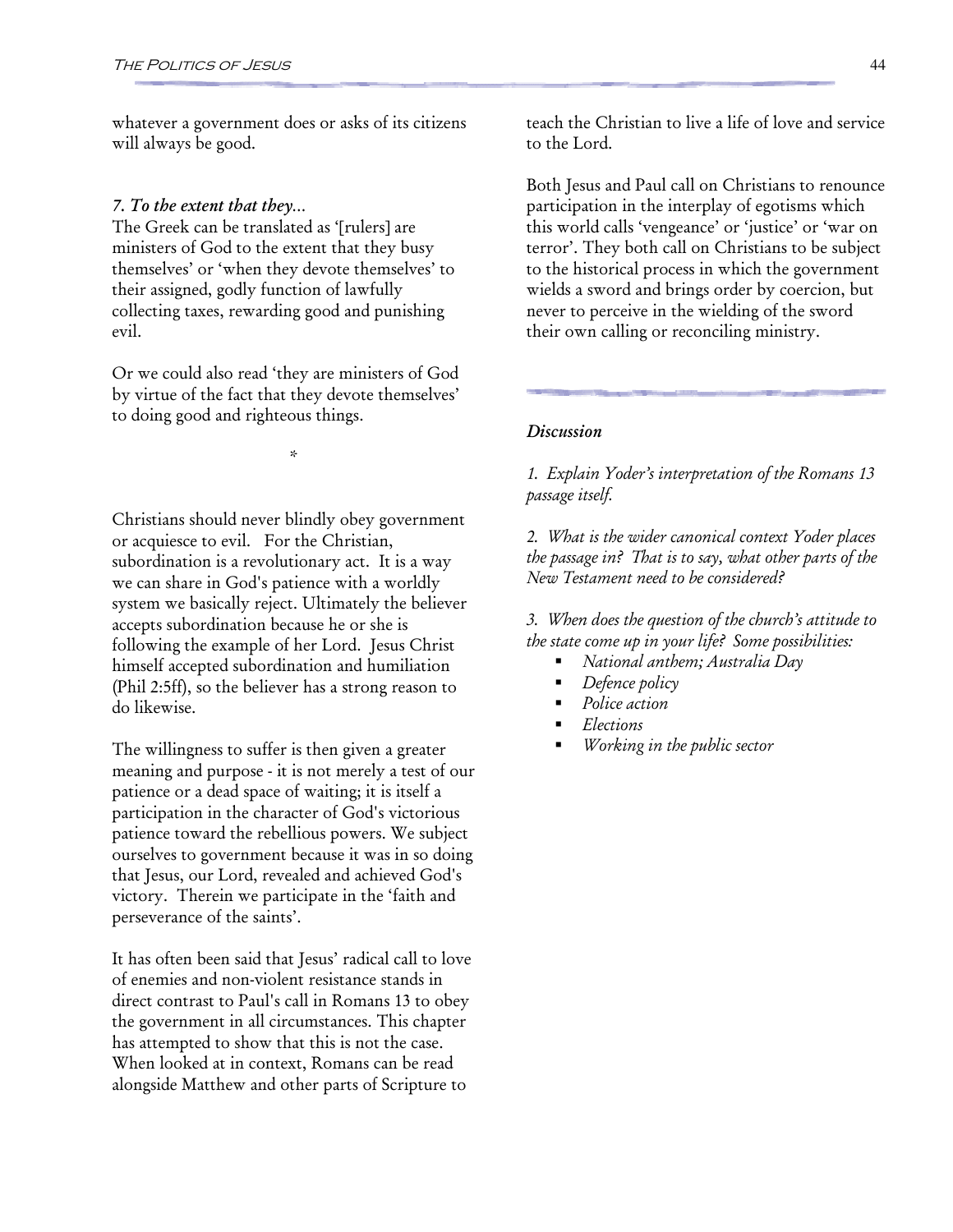whatever a government does or asks of its citizens will always be good.

### *7. To the extent that they...*

The Greek can be translated as '[rulers] are ministers of God to the extent that they busy themselves' or 'when they devote themselves' to their assigned, godly function of lawfully collecting taxes, rewarding good and punishing evil.

Or we could also read 'they are ministers of God by virtue of the fact that they devote themselves' to doing good and righteous things.

*

Christians should never blindly obey government or acquiesce to evil. For the Christian, subordination is a revolutionary act. It is a way we can share in God's patience with a worldly system we basically reject. Ultimately the believer accepts subordination because he or she is following the example of her Lord. Jesus Christ himself accepted subordination and humiliation (Phil 2:5ff), so the believer has a strong reason to do likewise.

The willingness to suffer is then given a greater meaning and purpose - it is not merely a test of our patience or a dead space of waiting; it is itself a participation in the character of God's victorious patience toward the rebellious powers. We subject ourselves to government because it was in so doing that Jesus, our Lord, revealed and achieved God's victory. Therein we participate in the 'faith and perseverance of the saints'.

It has often been said that Jesus' radical call to love of enemies and non-violent resistance stands in direct contrast to Paul's call in Romans 13 to obey the government in all circumstances. This chapter has attempted to show that this is not the case. When looked at in context, Romans can be read alongside Matthew and other parts of Scripture to teach the Christian to live a life of love and service to the Lord.

Both Jesus and Paul call on Christians to renounce participation in the interplay of egotisms which this world calls 'vengeance' or 'justice' or 'war on terror'. They both call on Christians to be subject to the historical process in which the government wields a sword and brings order by coercion, but never to perceive in the wielding of the sword their own calling or reconciling ministry.

### *Discussion*

*1. Explain Yoder's interpretation of the Romans 13 passage itself.*

*2. What is the wider canonical context Yoder places the passage in? That is to say, what other parts of the New Testament need to be considered?*

*3. When does the question of the church's attitude to the state come up in your life? Some possibilities:*

- *National anthem; Australia Day*
- *Defence policy*
- *Police action*
- *Elections*
- *Working in the public sector*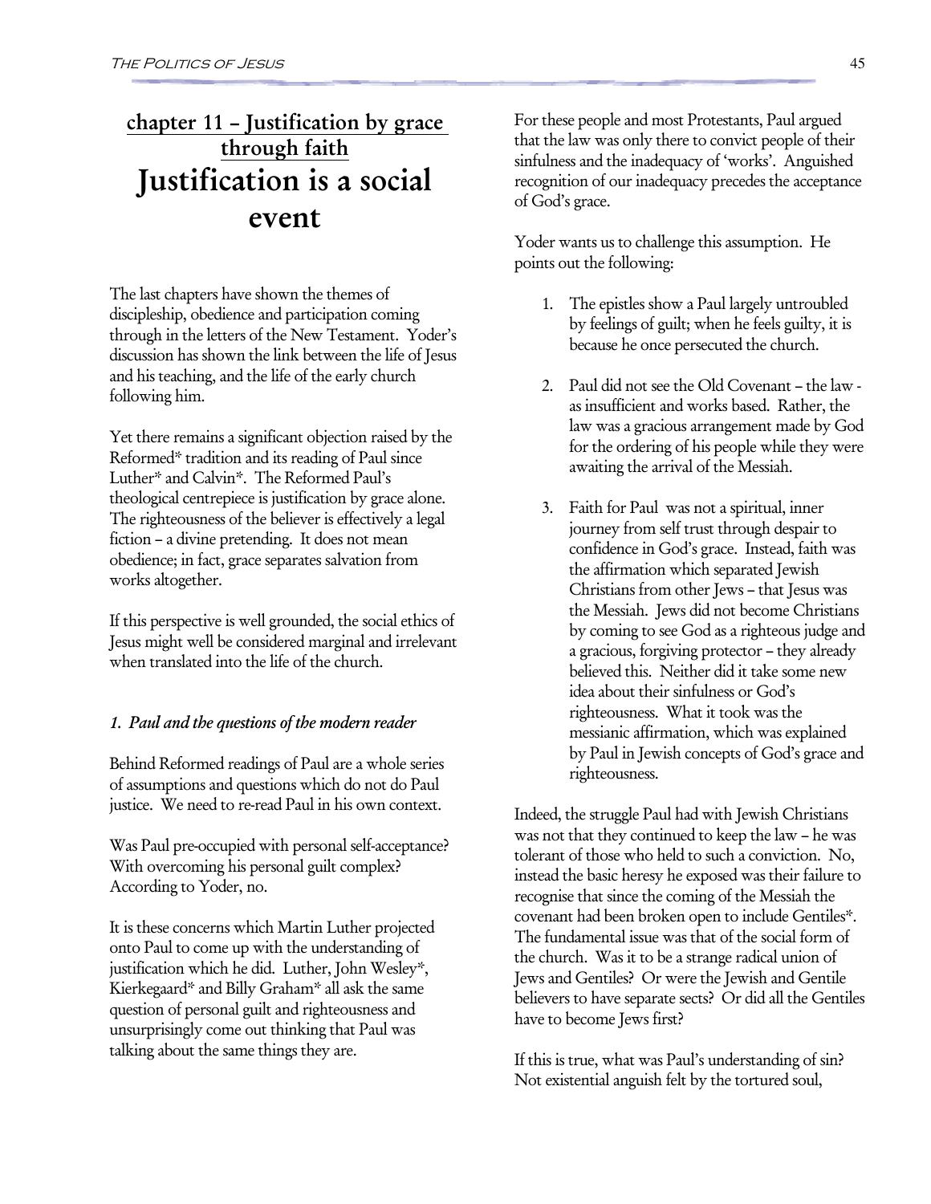## chapter 11 – Justification by grace through faith

# Justification is a social event

The last chapters have shown the themes of discipleship, obedience and participation coming through in the letters of the New Testament. Yoder's discussion has shown the link between the life of Jesus and his teaching, and the life of the early church following him.

Yet there remains a significant objection raised by the Reformed* tradition and its reading of Paul since Luther* and Calvin*. The Reformed Paul's theological centrepiece is justification by grace alone. The righteousness of the believer is effectively a legal fiction – a divine pretending. It does not mean obedience; in fact, grace separates salvation from works altogether.

If this perspective is well grounded, the social ethics of Jesus might well be considered marginal and irrelevant when translated into the life of the church.

### *1. Paul and the questions of the modern reader*

Behind Reformed readings of Paul are a whole series of assumptions and questions which do not do Paul justice. We need to re-read Paul in his own context.

Was Paul pre-occupied with personal self-acceptance? With overcoming his personal guilt complex? According to Yoder, no.

It is these concerns which Martin Luther projected onto Paul to come up with the understanding of justification which he did. Luther, John Wesley*, Kierkegaard* and Billy Graham* all ask the same question of personal guilt and righteousness and unsurprisingly come out thinking that Paul was talking about the same things they are.

For these people and most Protestants, Paul argued that the law was only there to convict people of their sinfulness and the inadequacy of 'works'. Anguished recognition of our inadequacy precedes the acceptance of God's grace.

Yoder wants us to challenge this assumption. He points out the following:

1. The epistles show a Paul largely untroubled by feelings of guilt; when he feels guilty, it is because he once persecuted the church.

2. Paul did not see the Old Covenant – the law - as insufficient and works based. Rather, the law was a gracious arrangement made by God for the ordering of his people while they were awaiting the arrival of the Messiah.

3. Faith for Paul was not a spiritual, inner journey from self trust through despair to confidence in God's grace. Instead, faith was the affirmation which separated Jewish Christians from other Jews – that Jesus was the Messiah. Jews did not become Christians by coming to see God as a righteous judge and a gracious, forgiving protector – they already believed this. Neither did it take some new idea about their sinfulness or God's righteousness. What it took was the messianic affirmation, which was explained by Paul in Jewish concepts of God's grace and righteousness.

Indeed, the struggle Paul had with Jewish Christians was not that they continued to keep the law – he was tolerant of those who held to such a conviction. No, instead the basic heresy he exposed was their failure to recognise that since the coming of the Messiah the covenant had been broken open to include Gentiles*. The fundamental issue was that of the social form of the church. Was it to be a strange radical union of Jews and Gentiles? Or were the Jewish and Gentile believers to have separate sects? Or did all the Gentiles have to become Jews first?

If this is true, what was Paul's understanding of sin? Not existential anguish felt by the tortured soul,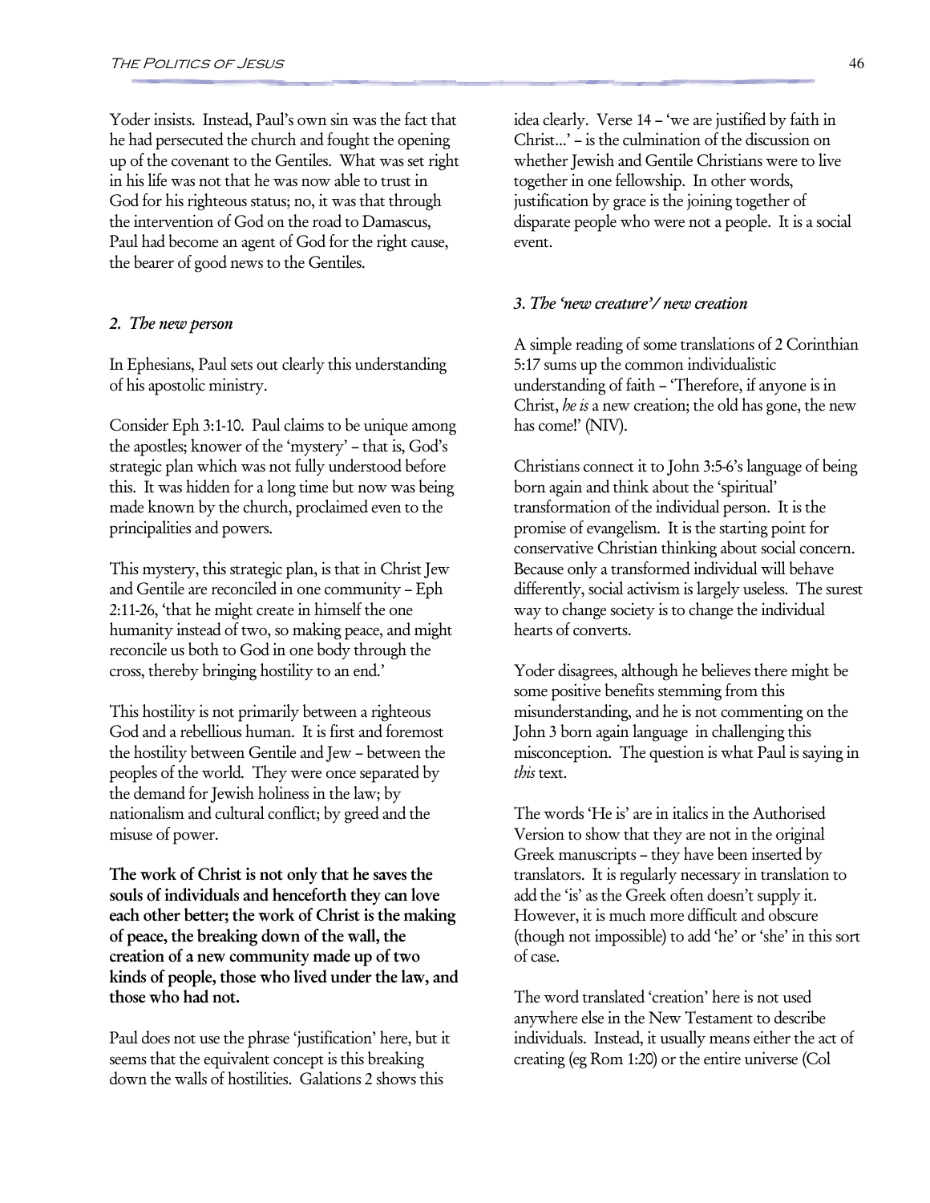Yoder insists. Instead, Paul's own sin was the fact that he had persecuted the church and fought the opening up of the covenant to the Gentiles. What was set right in his life was not that he was now able to trust in God for his righteous status; no, it was that through the intervention of God on the road to Damascus, Paul had become an agent of God for the right cause, the bearer of good news to the Gentiles.

### *2. The new person*

In Ephesians, Paul sets out clearly this understanding of his apostolic ministry.

Consider Eph 3:1-10. Paul claims to be unique among the apostles; knower of the 'mystery' – that is, God's strategic plan which was not fully understood before this. It was hidden for a long time but now was being made known by the church, proclaimed even to the principalities and powers.

This mystery, this strategic plan, is that in Christ Jew and Gentile are reconciled in one community – Eph 2:11-26, 'that he might create in himself the one humanity instead of two, so making peace, and might reconcile us both to God in one body through the cross, thereby bringing hostility to an end.'

This hostility is not primarily between a righteous God and a rebellious human. It is first and foremost the hostility between Gentile and Jew – between the peoples of the world. They were once separated by the demand for Jewish holiness in the law; by nationalism and cultural conflict; by greed and the misuse of power.

**The work of Christ is not only that he saves the souls of individuals and henceforth they can love each other better; the work of Christ is the making of peace, the breaking down of the wall, the creation of a new community made up of two kinds of people, those who lived under the law, and those who had not.**

Paul does not use the phrase 'justification' here, but it seems that the equivalent concept is this breaking down the walls of hostilities. Galations 2 shows this idea clearly. Verse 14 – 'we are justified by faith in Christ...' – is the culmination of the discussion on whether Jewish and Gentile Christians were to live together in one fellowship. In other words, justification by grace is the joining together of disparate people who were not a people. It is a social event.

### *3. The 'new creature'/ new creation*

A simple reading of some translations of 2 Corinthian 5:17 sums up the common individualistic understanding of faith – 'Therefore, if anyone is in Christ, *he is* a new creation; the old has gone, the new has come!' (NIV).

Christians connect it to John 3:5-6's language of being born again and think about the 'spiritual' transformation of the individual person. It is the promise of evangelism. It is the starting point for conservative Christian thinking about social concern. Because only a transformed individual will behave differently, social activism is largely useless. The surest way to change society is to change the individual hearts of converts.

Yoder disagrees, although he believes there might be some positive benefits stemming from this misunderstanding, and he is not commenting on the John 3 born again language in challenging this misconception. The question is what Paul is saying in *this* text.

The words 'He is' are in italics in the Authorised Version to show that they are not in the original Greek manuscripts – they have been inserted by translators. It is regularly necessary in translation to add the 'is' as the Greek often doesn't supply it. However, it is much more difficult and obscure (though not impossible) to add 'he' or 'she' in this sort of case.

The word translated 'creation' here is not used anywhere else in the New Testament to describe individuals. Instead, it usually means either the act of creating (eg Rom 1:20) or the entire universe (Col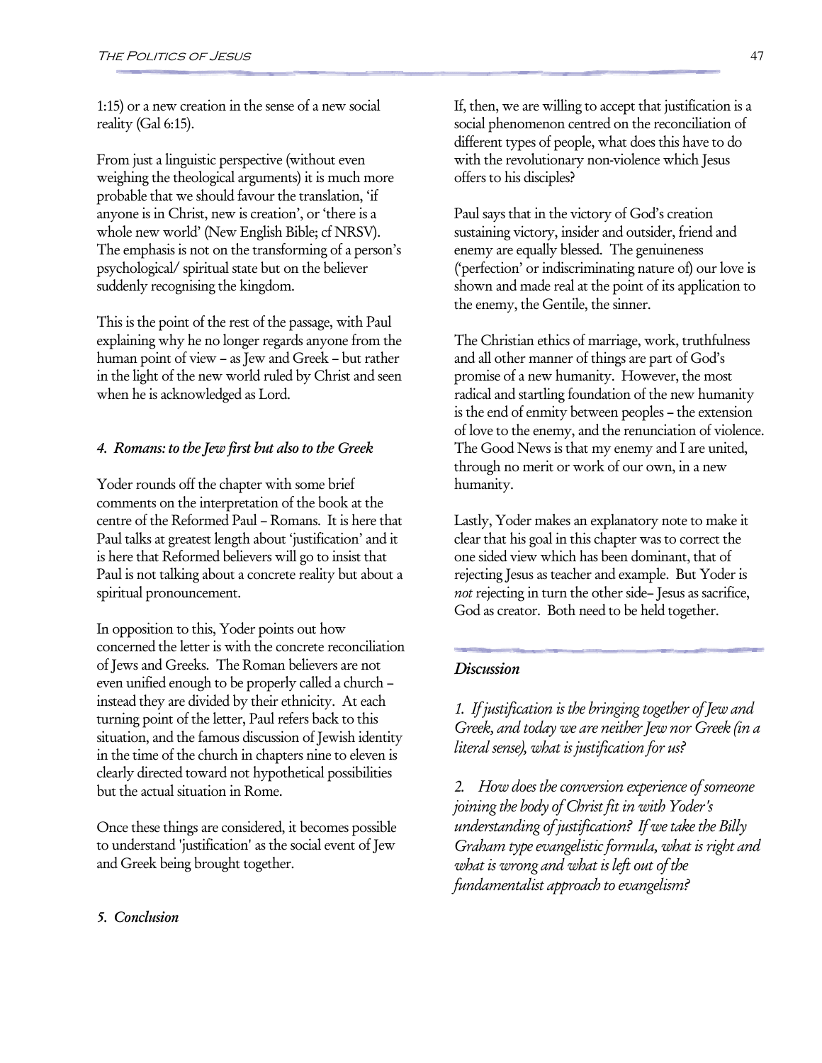1:15) or a new creation in the sense of a new social reality (Gal 6:15).

From just a linguistic perspective (without even weighing the theological arguments) it is much more probable that we should favour the translation, 'if anyone is in Christ, new is creation', or 'there is a whole new world' (New English Bible; cf NRSV). The emphasis is not on the transforming of a person's psychological/ spiritual state but on the believer suddenly recognising the kingdom.

This is the point of the rest of the passage, with Paul explaining why he no longer regards anyone from the human point of view – as Jew and Greek – but rather in the light of the new world ruled by Christ and seen when he is acknowledged as Lord.

### *4. Romans: to the Jew first but also to the Greek*

Yoder rounds off the chapter with some brief comments on the interpretation of the book at the centre of the Reformed Paul – Romans. It is here that Paul talks at greatest length about 'justification' and it is here that Reformed believers will go to insist that Paul is not talking about a concrete reality but about a spiritual pronouncement.

In opposition to this, Yoder points out how concerned the letter is with the concrete reconciliation of Jews and Greeks. The Roman believers are not even unified enough to be properly called a church – instead they are divided by their ethnicity. At each turning point of the letter, Paul refers back to this situation, and the famous discussion of Jewish identity in the time of the church in chapters nine to eleven is clearly directed toward not hypothetical possibilities but the actual situation in Rome.

Once these things are considered, it becomes possible to understand 'justification' as the social event of Jew and Greek being brought together.

### *5. Conclusion*

If, then, we are willing to accept that justification is a social phenomenon centred on the reconciliation of different types of people, what does this have to do with the revolutionary non-violence which Jesus offers to his disciples?

Paul says that in the victory of God's creation sustaining victory, insider and outsider, friend and enemy are equally blessed. The genuineness ('perfection' or indiscriminating nature of) our love is shown and made real at the point of its application to the enemy, the Gentile, the sinner.

The Christian ethics of marriage, work, truthfulness and all other manner of things are part of God's promise of a new humanity. However, the most radical and startling foundation of the new humanity is the end of enmity between peoples – the extension of love to the enemy, and the renunciation of violence. The Good News is that my enemy and I are united, through no merit or work of our own, in a new humanity.

Lastly, Yoder makes an explanatory note to make it clear that his goal in this chapter was to correct the one sided view which has been dominant, that of rejecting Jesus as teacher and example. But Yoder is *not* rejecting in turn the other side– Jesus as sacrifice, God as creator. Both need to be held together.

### *Discussion*

*1. If justification is the bringing together of Jew and Greek, and today we are neither Jew nor Greek (in a literal sense), what is justification for us?*

*2. How does the conversion experience of someone joining the body of Christ fit in with Yoder's understanding of justification? If we take the Billy Graham type evangelistic formula, what is right and what is wrong and what is left out of the fundamentalist approach to evangelism?*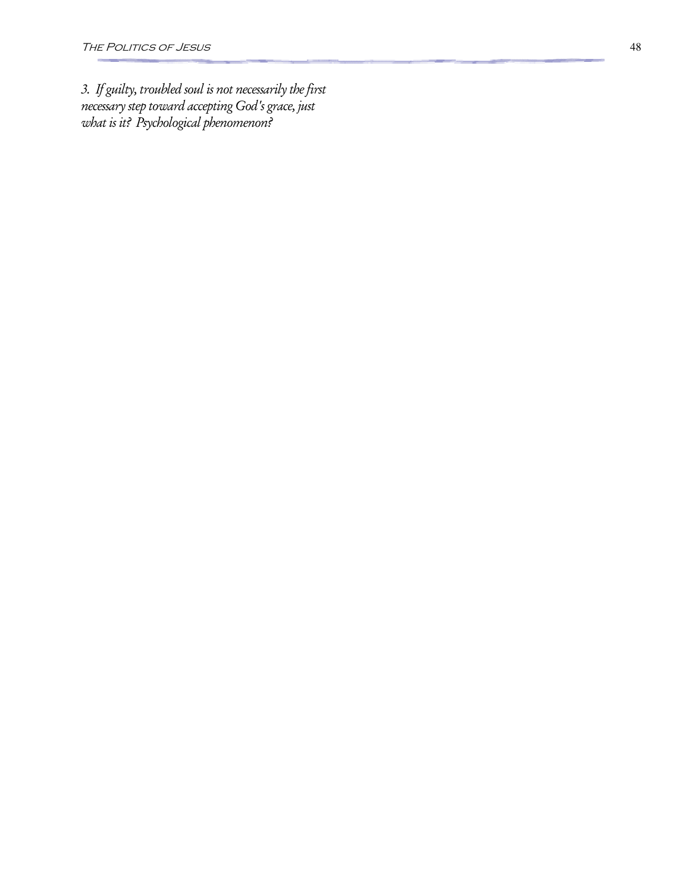*3. If guilty, troubled soul is not necessarily the first necessary step toward accepting God's grace, just what is it? Psychological phenomenon?*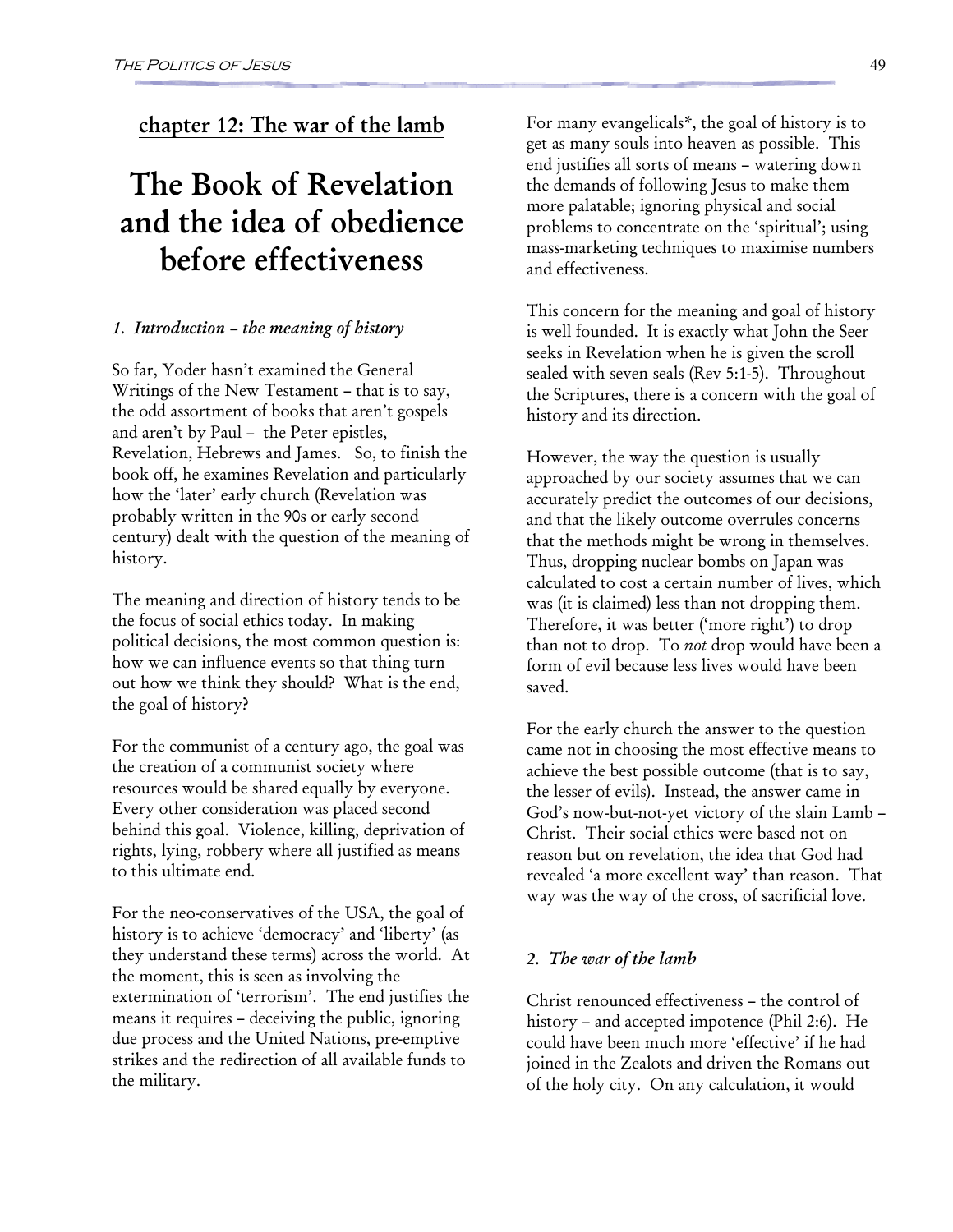## chapter 12: The war of the lamb

# The Book of Revelation and the idea of obedience before effectiveness

### *1. Introduction – the meaning of history*

So far, Yoder hasn't examined the General Writings of the New Testament – that is to say, the odd assortment of books that aren't gospels and aren't by Paul – the Peter epistles, Revelation, Hebrews and James. So, to finish the book off, he examines Revelation and particularly how the 'later' early church (Revelation was probably written in the 90s or early second century) dealt with the question of the meaning of history.

The meaning and direction of history tends to be the focus of social ethics today. In making political decisions, the most common question is: how we can influence events so that thing turn out how we think they should? What is the end, the goal of history?

For the communist of a century ago, the goal was the creation of a communist society where resources would be shared equally by everyone. Every other consideration was placed second behind this goal. Violence, killing, deprivation of rights, lying, robbery where all justified as means to this ultimate end.

For the neo-conservatives of the USA, the goal of history is to achieve 'democracy' and 'liberty' (as they understand these terms) across the world. At the moment, this is seen as involving the extermination of 'terrorism'. The end justifies the means it requires – deceiving the public, ignoring due process and the United Nations, pre-emptive strikes and the redirection of all available funds to the military.

For many evangelicals*, the goal of history is to get as many souls into heaven as possible. This end justifies all sorts of means – watering down the demands of following Jesus to make them more palatable; ignoring physical and social problems to concentrate on the 'spiritual'; using mass-marketing techniques to maximise numbers and effectiveness.

This concern for the meaning and goal of history is well founded. It is exactly what John the Seer seeks in Revelation when he is given the scroll sealed with seven seals (Rev 5:1-5). Throughout the Scriptures, there is a concern with the goal of history and its direction.

However, the way the question is usually approached by our society assumes that we can accurately predict the outcomes of our decisions, and that the likely outcome overrules concerns that the methods might be wrong in themselves. Thus, dropping nuclear bombs on Japan was calculated to cost a certain number of lives, which was (it is claimed) less than not dropping them. Therefore, it was better ('more right') to drop than not to drop. To *not* drop would have been a form of evil because less lives would have been saved.

For the early church the answer to the question came not in choosing the most effective means to achieve the best possible outcome (that is to say, the lesser of evils). Instead, the answer came in God's now-but-not-yet victory of the slain Lamb – Christ. Their social ethics were based not on reason but on revelation, the idea that God had revealed 'a more excellent way' than reason. That way was the way of the cross, of sacrificial love.

### *2. The war of the lamb*

Christ renounced effectiveness – the control of history – and accepted impotence (Phil 2:6). He could have been much more 'effective' if he had joined in the Zealots and driven the Romans out of the holy city. On any calculation, it would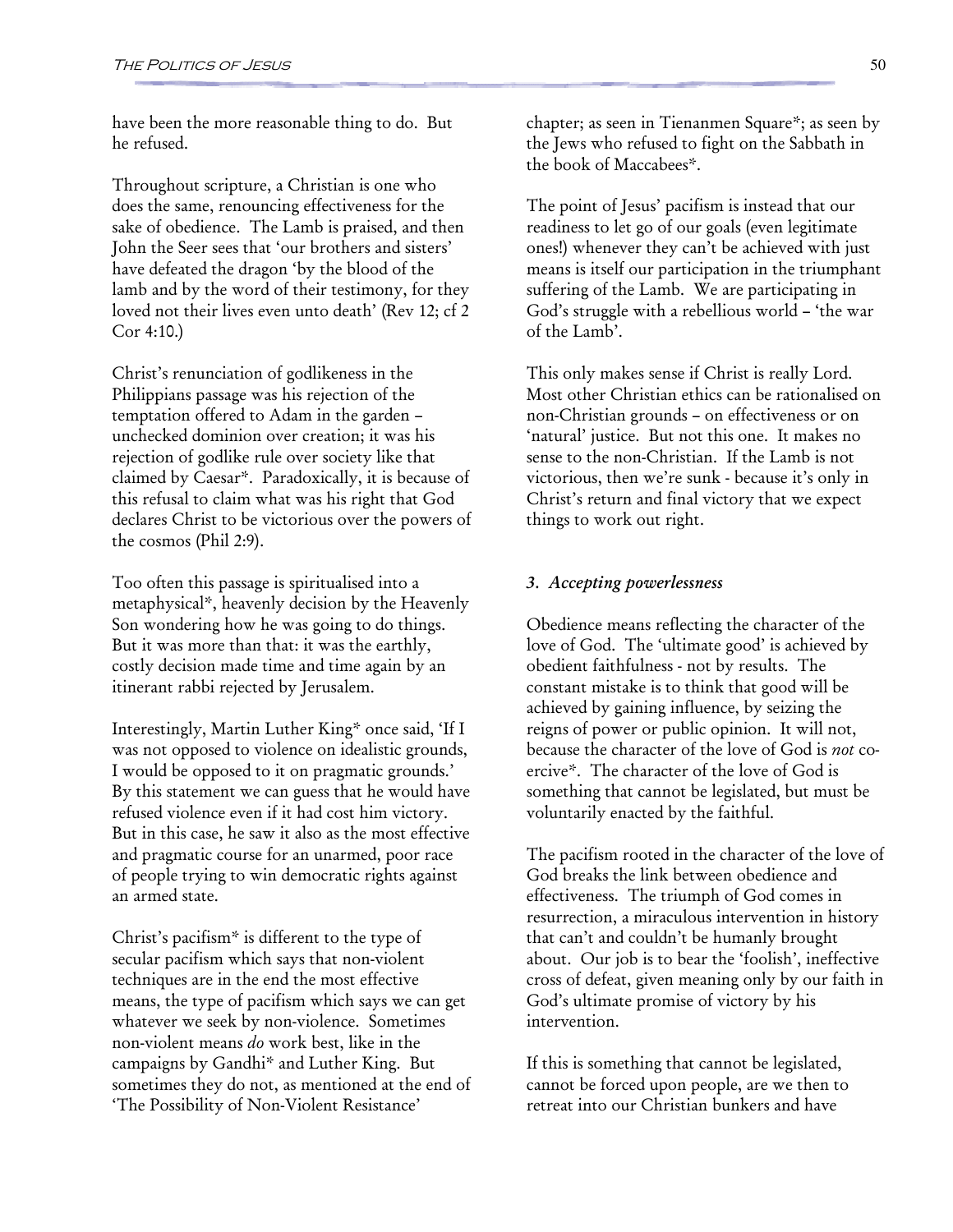have been the more reasonable thing to do. But he refused.

Throughout scripture, a Christian is one who does the same, renouncing effectiveness for the sake of obedience. The Lamb is praised, and then John the Seer sees that 'our brothers and sisters' have defeated the dragon 'by the blood of the lamb and by the word of their testimony, for they loved not their lives even unto death' (Rev 12; cf 2 Cor 4:10.)

Christ's renunciation of godlikeness in the Philippians passage was his rejection of the temptation offered to Adam in the garden – unchecked dominion over creation; it was his rejection of godlike rule over society like that claimed by Caesar*. Paradoxically, it is because of this refusal to claim what was his right that God declares Christ to be victorious over the powers of the cosmos (Phil 2:9).

Too often this passage is spiritualised into a metaphysical*, heavenly decision by the Heavenly Son wondering how he was going to do things. But it was more than that: it was the earthly, costly decision made time and time again by an itinerant rabbi rejected by Jerusalem.

Interestingly, Martin Luther King* once said, 'If I was not opposed to violence on idealistic grounds, I would be opposed to it on pragmatic grounds.' By this statement we can guess that he would have refused violence even if it had cost him victory. But in this case, he saw it also as the most effective and pragmatic course for an unarmed, poor race of people trying to win democratic rights against an armed state.

Christ's pacifism* is different to the type of secular pacifism which says that non-violent techniques are in the end the most effective means, the type of pacifism which says we can get whatever we seek by non-violence. Sometimes non-violent means *do* work best, like in the campaigns by Gandhi* and Luther King. But sometimes they do not, as mentioned at the end of 'The Possibility of Non-Violent Resistance' chapter; as seen in Tienanmen Square*; as seen by the Jews who refused to fight on the Sabbath in the book of Maccabees*.

The point of Jesus' pacifism is instead that our readiness to let go of our goals (even legitimate ones!) whenever they can't be achieved with just means is itself our participation in the triumphant suffering of the Lamb. We are participating in God's struggle with a rebellious world – 'the war of the Lamb'.

This only makes sense if Christ is really Lord. Most other Christian ethics can be rationalised on non-Christian grounds – on effectiveness or on 'natural' justice. But not this one. It makes no sense to the non-Christian. If the Lamb is not victorious, then we're sunk - because it's only in Christ's return and final victory that we expect things to work out right.

### *3. Accepting powerlessness*

Obedience means reflecting the character of the love of God. The 'ultimate good' is achieved by obedient faithfulness - not by results. The constant mistake is to think that good will be achieved by gaining influence, by seizing the reigns of power or public opinion. It will not, because the character of the love of God is *not* co-ercive*. The character of the love of God is something that cannot be legislated, but must be voluntarily enacted by the faithful.

The pacifism rooted in the character of the love of God breaks the link between obedience and effectiveness. The triumph of God comes in resurrection, a miraculous intervention in history that can't and couldn't be humanly brought about. Our job is to bear the 'foolish', ineffective cross of defeat, given meaning only by our faith in God's ultimate promise of victory by his intervention.

If this is something that cannot be legislated, cannot be forced upon people, are we then to retreat into our Christian bunkers and have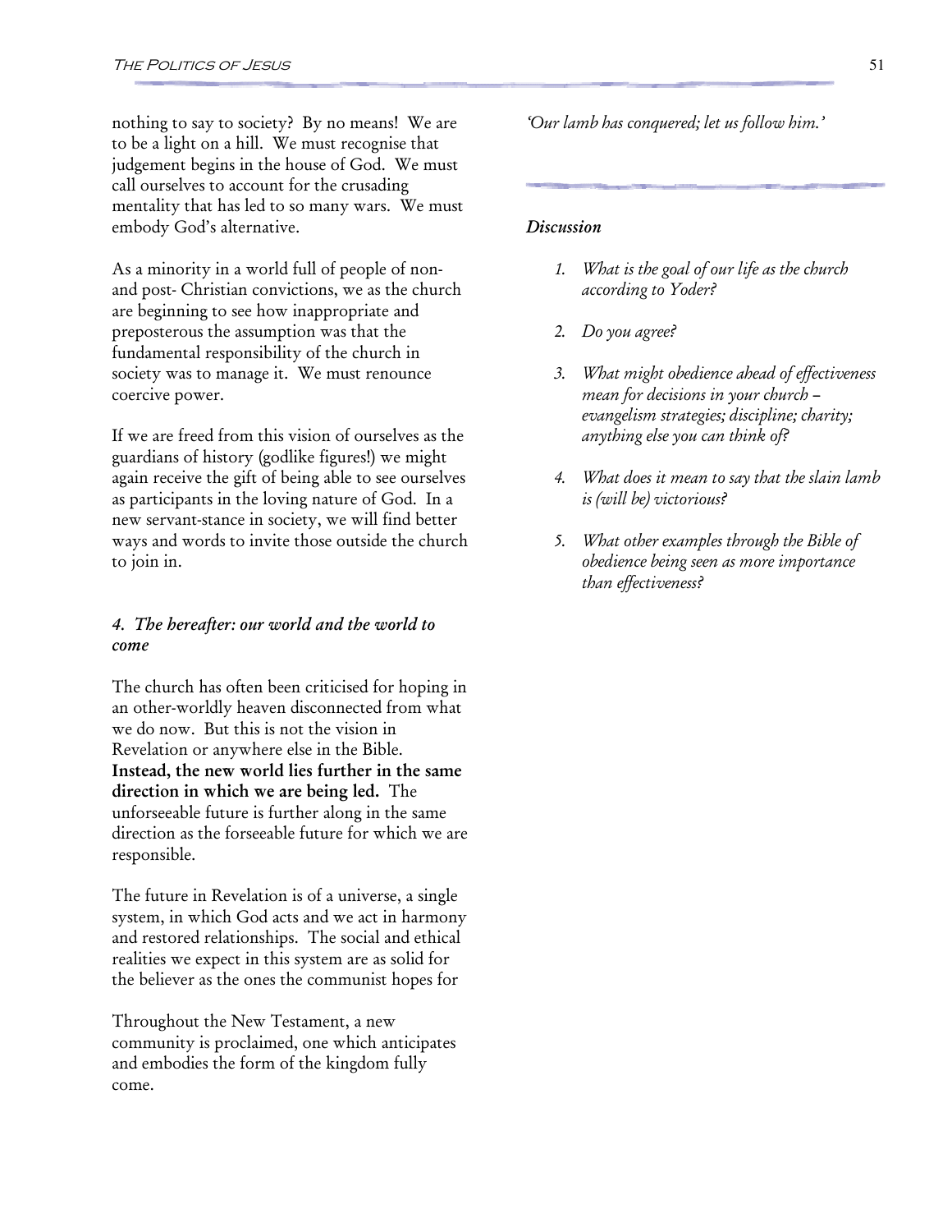nothing to say to society? By no means! We are to be a light on a hill. We must recognise that judgement begins in the house of God. We must call ourselves to account for the crusading mentality that has led to so many wars. We must embody God's alternative.

As a minority in a world full of people of non- and post- Christian convictions, we as the church are beginning to see how inappropriate and preposterous the assumption was that the fundamental responsibility of the church in society was to manage it. We must renounce coercive power.

If we are freed from this vision of ourselves as the guardians of history (godlike figures!) we might again receive the gift of being able to see ourselves as participants in the loving nature of God. In a new servant-stance in society, we will find better ways and words to invite those outside the church to join in.

### *4. The hereafter: our world and the world to come*

The church has often been criticised for hoping in an other-worldly heaven disconnected from what we do now. But this is not the vision in Revelation or anywhere else in the Bible. **Instead, the new world lies further in the same direction in which we are being led.** The unforseeable future is further along in the same direction as the forseeable future for which we are responsible.

The future in Revelation is of a universe, a single system, in which God acts and we act in harmony and restored relationships. The social and ethical realities we expect in this system are as solid for the believer as the ones the communist hopes for

Throughout the New Testament, a new community is proclaimed, one which anticipates and embodies the form of the kingdom fully come.

*'Our lamb has conquered; let us follow him.'*

---

### *Discussion*

1. *What is the goal of our life as the church according to Yoder?*
2. *Do you agree?*
3. *What might obedience ahead of effectiveness mean for decisions in your church – evangelism strategies; discipline; charity; anything else you can think of?*
4. *What does it mean to say that the slain lamb is (will be) victorious?*
5. *What other examples through the Bible of obedience being seen as more importance than effectiveness?*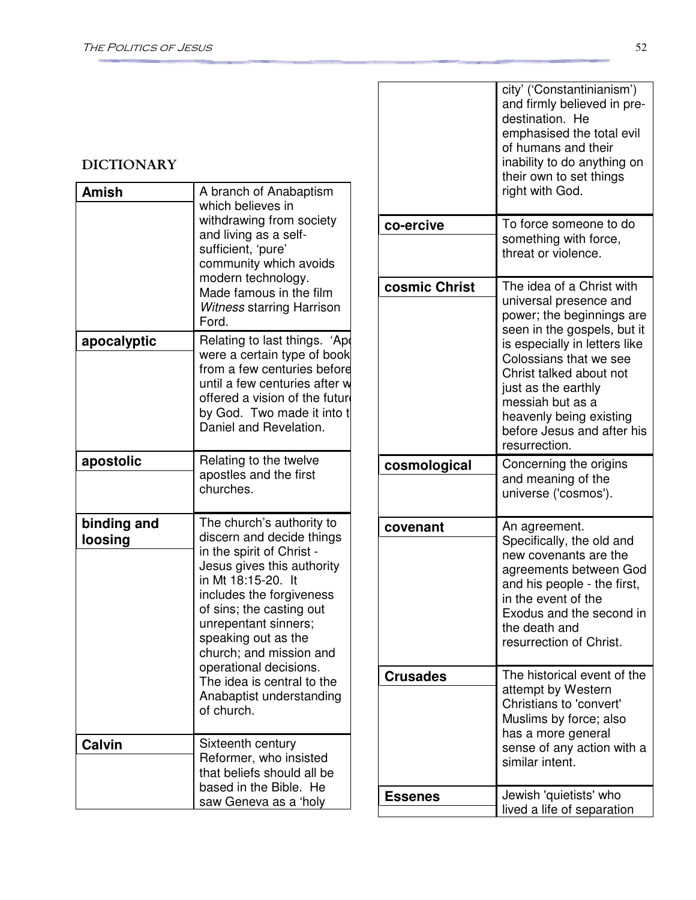## DICTIONARY

| | |
|---|---|
| **Amish** | A branch of Anabaptism which believes in withdrawing from society and living as a self-sufficient, 'pure' community which avoids modern technology. Made famous in the film *Witness* starring Harrison Ford. |
| **apocalyptic** | Relating to last things. 'Apo were a certain type of book from a few centuries before until a few centuries after w offered a vision of the futur by God. Two made it into t Daniel and Revelation. |
| **apostolic** | Relating to the twelve apostles and the first churches. |
| **binding and loosing** | The church's authority to discern and decide things in the spirit of Christ - Jesus gives this authority in Mt 18:15-20. It includes the forgiveness of sins; the casting out unrepentant sinners; speaking out as the church; and mission and operational decisions. The idea is central to the Anabaptist understanding of church. |
| **Calvin** | Sixteenth century Reformer, who insisted that beliefs should all be based in the Bible. He saw Geneva as a 'holy city' ('Constantinianism') and firmly believed in pre-destination. He emphasised the total evil of humans and their inability to do anything on their own to set things right with God. |
| **co-ercive** | To force someone to do something with force, threat or violence. |
| **cosmic Christ** | The idea of a Christ with universal presence and power; the beginnings are seen in the gospels, but it is especially in letters like Colossians that we see Christ talked about not just as the earthly messiah but as a heavenly being existing before Jesus and after his resurrection. |
| **cosmological** | Concerning the origins and meaning of the universe ('cosmos'). |
| **covenant** | An agreement. Specifically, the old and new covenants are the agreements between God and his people - the first, in the event of the Exodus and the second in the death and resurrection of Christ. |
| **Crusades** | The historical event of the attempt by Western Christians to 'convert' Muslims by force; also has a more general sense of any action with a similar intent. |
| **Essenes** | Jewish 'quietists' who lived a life of separation |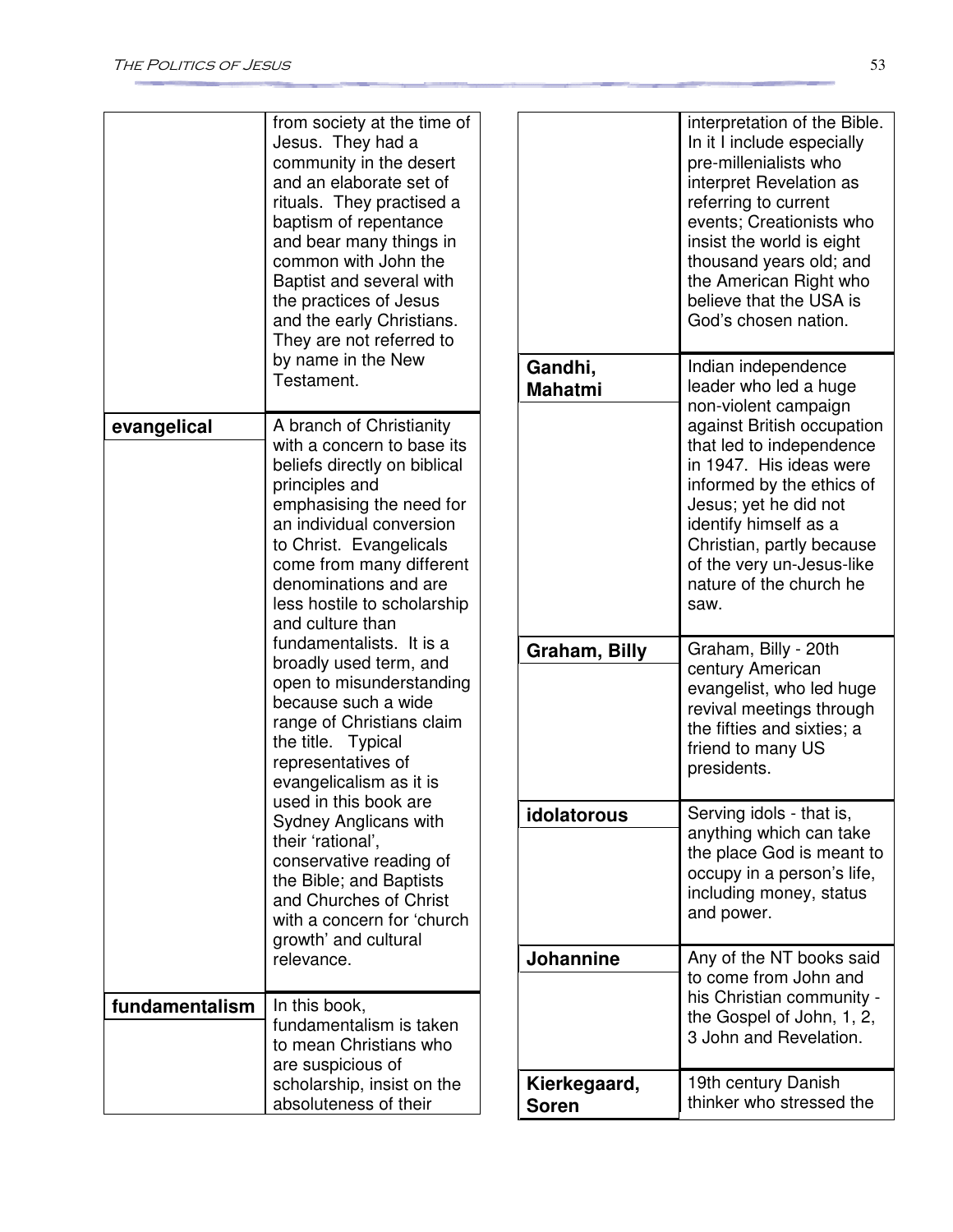| | |
|---|---|
| | from society at the time of Jesus. They had a community in the desert and an elaborate set of rituals. They practised a baptism of repentance and bear many things in common with John the Baptist and several with the practices of Jesus and the early Christians. They are not referred to by name in the New Testament. |
| **evangelical** | A branch of Christianity with a concern to base its beliefs directly on biblical principles and emphasising the need for an individual conversion to Christ. Evangelicals come from many different denominations and are less hostile to scholarship and culture than fundamentalists. It is a broadly used term, and open to misunderstanding because such a wide range of Christians claim the title. Typical representatives of evangelicalism as it is used in this book are Sydney Anglicans with their 'rational', conservative reading of the Bible; and Baptists and Churches of Christ with a concern for 'church growth' and cultural relevance. |
| **fundamentalism** | In this book, fundamentalism is taken to mean Christians who are suspicious of scholarship, insist on the absoluteness of their interpretation of the Bible. In it I include especially pre-millenialists who interpret Revelation as referring to current events; Creationists who insist the world is eight thousand years old; and the American Right who believe that the USA is God's chosen nation. |
| **Gandhi, Mahatmi** | Indian independence leader who led a huge non-violent campaign against British occupation that led to independence in 1947. His ideas were informed by the ethics of Jesus; yet he did not identify himself as a Christian, partly because of the very un-Jesus-like nature of the church he saw. |
| **Graham, Billy** | Graham, Billy - 20th century American evangelist, who led huge revival meetings through the fifties and sixties; a friend to many US presidents. |
| **idolatorous** | Serving idols - that is, anything which can take the place God is meant to occupy in a person's life, including money, status and power. |
| **Johannine** | Any of the NT books said to come from John and his Christian community - the Gospel of John, 1, 2, 3 John and Revelation. |
| **Kierkegaard, Soren** | 19th century Danish thinker who stressed the |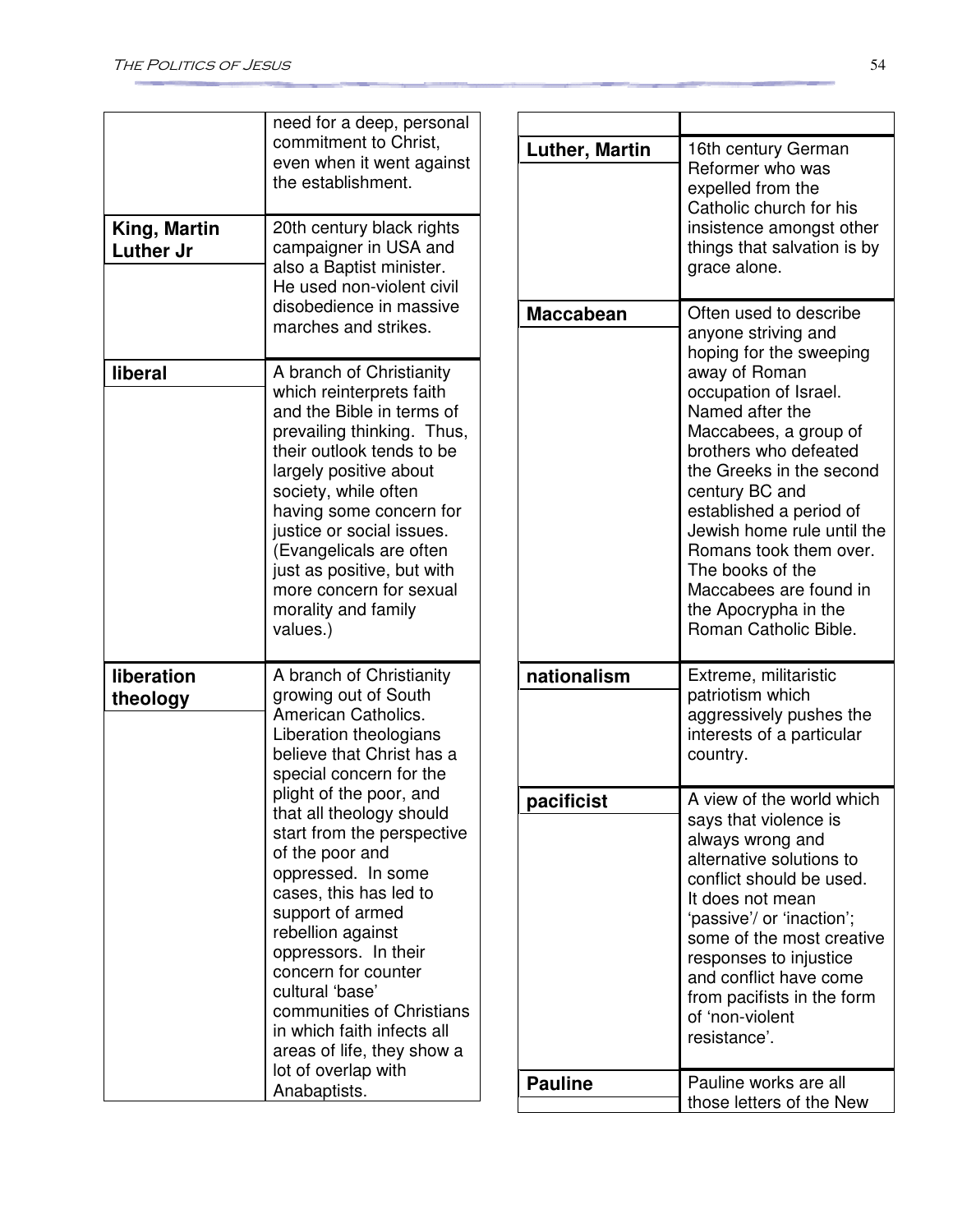| | |
|---|---|
| | need for a deep, personal commitment to Christ, even when it went against the establishment. |
| **King, Martin Luther Jr** | 20th century black rights campaigner in USA and also a Baptist minister. He used non-violent civil disobedience in massive marches and strikes. |
| **liberal** | A branch of Christianity which reinterprets faith and the Bible in terms of prevailing thinking. Thus, their outlook tends to be largely positive about society, while often having some concern for justice or social issues. (Evangelicals are often just as positive, but with more concern for sexual morality and family values.) |
| **liberation theology** | A branch of Christianity growing out of South American Catholics. Liberation theologians believe that Christ has a special concern for the plight of the poor, and that all theology should start from the perspective of the poor and oppressed. In some cases, this has led to support of armed rebellion against oppressors. In their concern for counter cultural 'base' communities of Christians in which faith infects all areas of life, they show a lot of overlap with Anabaptists. |
| **Luther, Martin** | 16th century German Reformer who was expelled from the Catholic church for his insistence amongst other things that salvation is by grace alone. |
| **Maccabean** | Often used to describe anyone striving and hoping for the sweeping away of Roman occupation of Israel. Named after the Maccabees, a group of brothers who defeated the Greeks in the second century BC and established a period of Jewish home rule until the Romans took them over. The books of the Maccabees are found in the Apocrypha in the Roman Catholic Bible. |
| **nationalism** | Extreme, militaristic patriotism which aggressively pushes the interests of a particular country. |
| **pacificist** | A view of the world which says that violence is always wrong and alternative solutions to conflict should be used. It does not mean 'passive'/ or 'inaction'; some of the most creative responses to injustice and conflict have come from pacifists in the form of 'non-violent resistance'. |
| **Pauline** | Pauline works are all those letters of the New |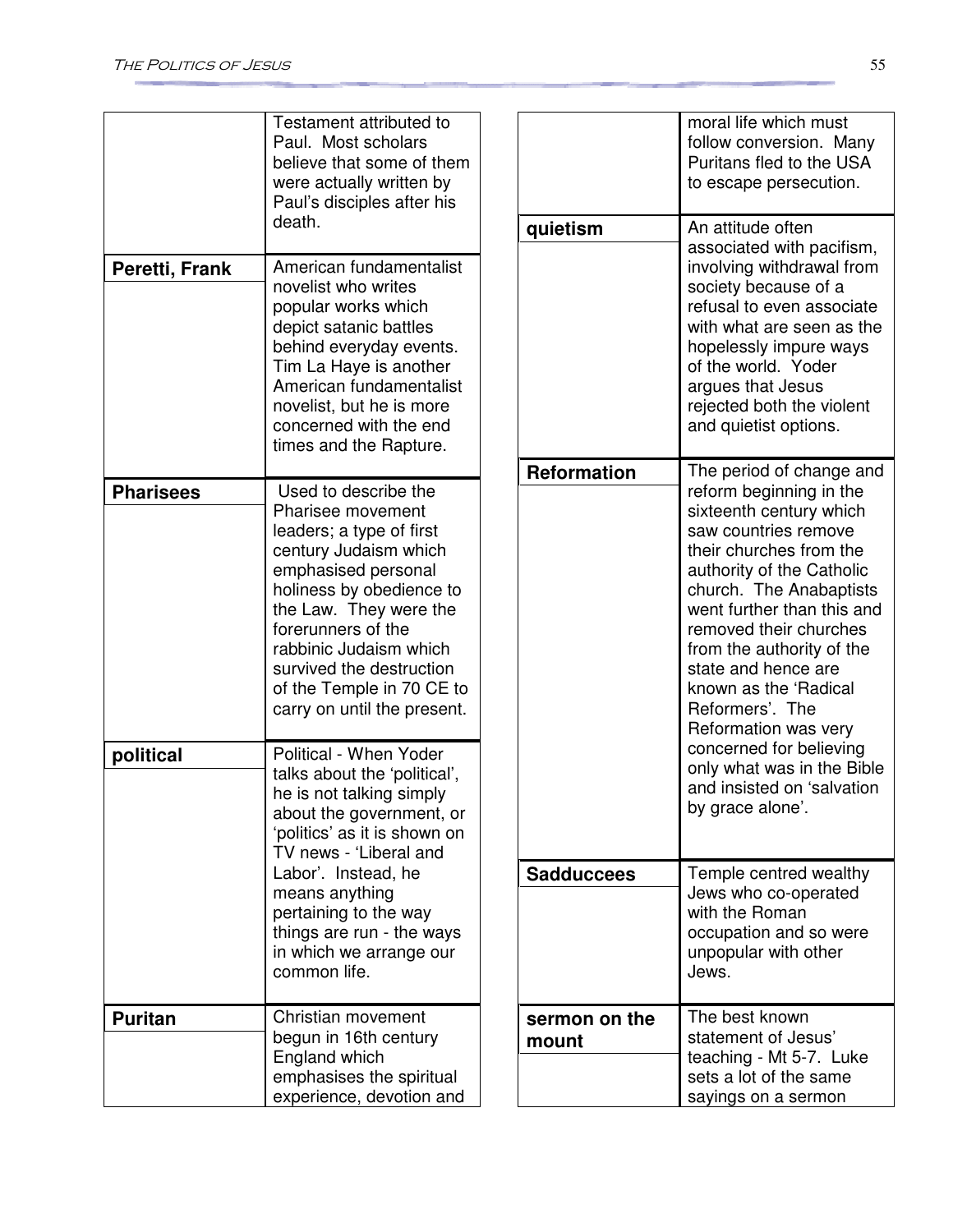| | |
|---|---|
| | Testament attributed to Paul. Most scholars believe that some of them were actually written by Paul's disciples after his death. |
| **Peretti, Frank** | American fundamentalist novelist who writes popular works which depict satanic battles behind everyday events. Tim La Haye is another American fundamentalist novelist, but he is more concerned with the end times and the Rapture. |
| **Pharisees** | Used to describe the Pharisee movement leaders; a type of first century Judaism which emphasised personal holiness by obedience to the Law. They were the forerunners of the rabbinic Judaism which survived the destruction of the Temple in 70 CE to carry on until the present. |
| **political** | Political - When Yoder talks about the 'political', he is not talking simply about the government, or 'politics' as it is shown on TV news - 'Liberal and Labor'. Instead, he means anything pertaining to the way things are run - the ways in which we arrange our common life. |
| **Puritan** | Christian movement begun in 16th century England which emphasises the spiritual experience, devotion and moral life which must follow conversion. Many Puritans fled to the USA to escape persecution. |
| **quietism** | An attitude often associated with pacifism, involving withdrawal from society because of a refusal to even associate with what are seen as the hopelessly impure ways of the world. Yoder argues that Jesus rejected both the violent and quietist options. |
| **Reformation** | The period of change and reform beginning in the sixteenth century which saw countries remove their churches from the authority of the Catholic church. The Anabaptists went further than this and removed their churches from the authority of the state and hence are known as the 'Radical Reformers'. The Reformation was very concerned for believing only what was in the Bible and insisted on 'salvation by grace alone'. |
| **Sadducees** | Temple centred wealthy Jews who co-operated with the Roman occupation and so were unpopular with other Jews. |
| **sermon on the mount** | The best known statement of Jesus' teaching - Mt 5-7. Luke sets a lot of the same sayings on a sermon |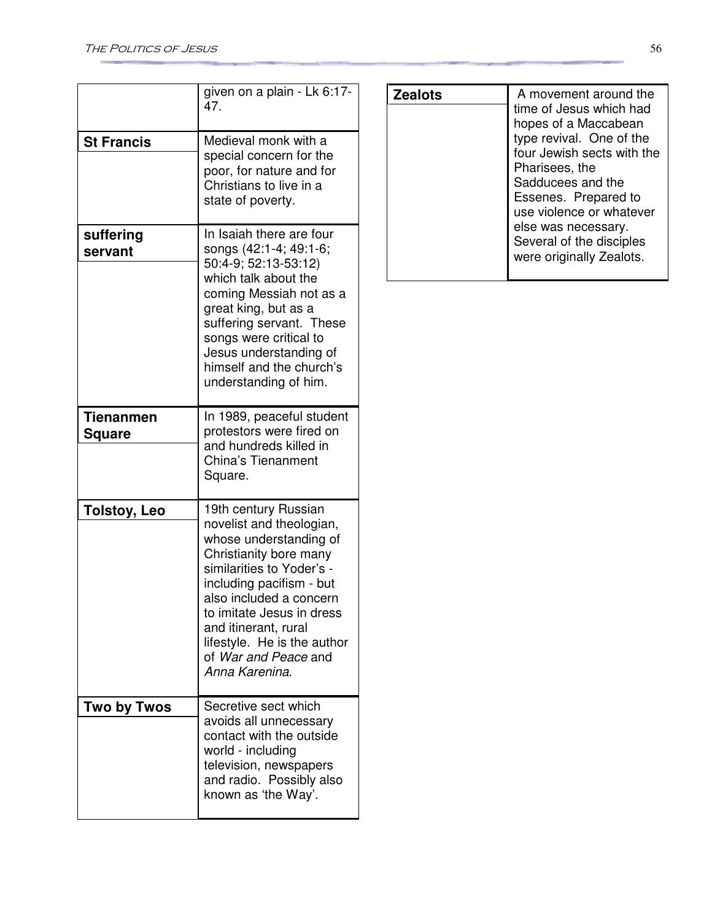| | |
|---|---|
| | given on a plain - Lk 6:17-47. |
| **St Francis** | Medieval monk with a special concern for the poor, for nature and for Christians to live in a state of poverty. |
| **suffering servant** | In Isaiah there are four songs (42:1-4; 49:1-6; 50:4-9; 52:13-53:12) which talk about the coming Messiah not as a great king, but as a suffering servant. These songs were critical to Jesus understanding of himself and the church's understanding of him. |
| **Tienanmen Square** | In 1989, peaceful student protestors were fired on and hundreds killed in China's Tienanment Square. |
| **Tolstoy, Leo** | 19th century Russian novelist and theologian, whose understanding of Christianity bore many similarities to Yoder's - including pacifism - but also included a concern to imitate Jesus in dress and itinerant, rural lifestyle. He is the author of *War and Peace* and *Anna Karenina*. |
| **Two by Twos** | Secretive sect which avoids all unnecessary contact with the outside world - including television, newspapers and radio. Possibly also known as 'the Way'. |
| **Zealots** | A movement around the time of Jesus which had hopes of a Maccabean type revival. One of the four Jewish sects with the Pharisees, the Sadducees and the Essenes. Prepared to use violence or whatever else was necessary. Several of the disciples were originally Zealots. |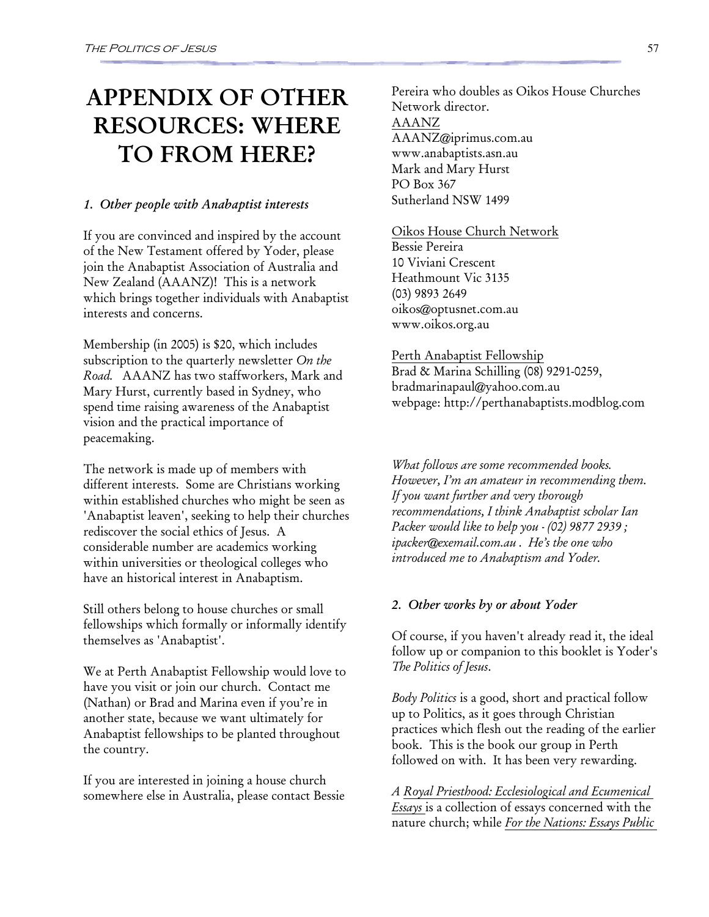# APPENDIX OF OTHER RESOURCES: WHERE TO FROM HERE?

### *1. Other people with Anabaptist interests*

If you are convinced and inspired by the account of the New Testament offered by Yoder, please join the Anabaptist Association of Australia and New Zealand (AAANZ)! This is a network which brings together individuals with Anabaptist interests and concerns.

Membership (in 2005) is $20, which includes subscription to the quarterly newsletter *On the Road*. AAANZ has two staffworkers, Mark and Mary Hurst, currently based in Sydney, who spend time raising awareness of the Anabaptist vision and the practical importance of peacemaking.

The network is made up of members with different interests. Some are Christians working within established churches who might be seen as 'Anabaptist leaven', seeking to help their churches rediscover the social ethics of Jesus. A considerable number are academics working within universities or theological colleges who have an historical interest in Anabaptism.

Still others belong to house churches or small fellowships which formally or informally identify themselves as 'Anabaptist'.

We at Perth Anabaptist Fellowship would love to have you visit or join our church. Contact me (Nathan) or Brad and Marina even if you're in another state, because we want ultimately for Anabaptist fellowships to be planted throughout the country.

If you are interested in joining a house church somewhere else in Australia, please contact Bessie Pereira who doubles as Oikos House Churches Network director.

<u>AAANZ</u>
AAANZ@iprimus.com.au
www.anabaptists.asn.au
Mark and Mary Hurst
PO Box 367
Sutherland NSW 1499

<u>Oikos House Church Network</u>
Bessie Pereira
10 Viviani Crescent
Heathmount Vic 3135
(03) 9893 2649
oikos@optusnet.com.au
www.oikos.org.au

<u>Perth Anabaptist Fellowship</u>
Brad & Marina Schilling (08) 9291-0259,
bradmarinapaul@yahoo.com.au
webpage: http://perthanabaptists.modblog.com

*What follows are some recommended books. However, I'm an amateur in recommending them. If you want further and very thorough recommendations, I think Anabaptist scholar Ian Packer would like to help you - (02) 9877 2939 ; ipacker@exemail.com.au . He's the one who introduced me to Anabaptism and Yoder.*

### *2. Other works by or about Yoder*

Of course, if you haven't already read it, the ideal follow up or companion to this booklet is Yoder's *The Politics of Jesus*.

*Body Politics* is a good, short and practical follow up to Politics, as it goes through Christian practices which flesh out the reading of the earlier book. This is the book our group in Perth followed on with. It has been very rewarding.

*A <u>Royal Priesthood: Ecclesiological and Ecumenical Essays</u>* is a collection of essays concerned with the nature church; while *<u>For the Nations: Essays Public</u>*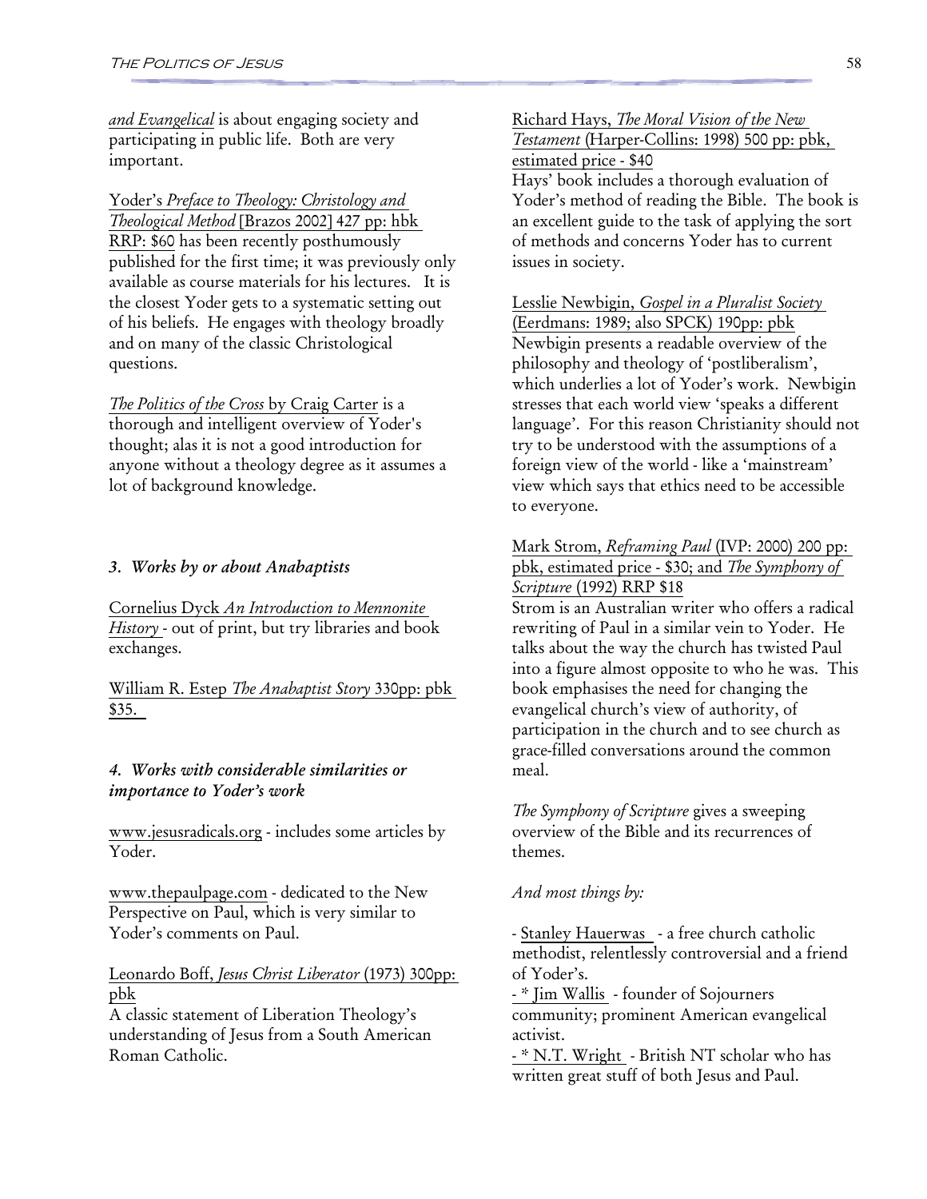*and Evangelical* is about engaging society and participating in public life. Both are very important.

Yoder's *Preface to Theology: Christology and Theological Method* [Brazos 2002] 427 pp: hbk RRP: $60 has been recently posthumously published for the first time; it was previously only available as course materials for his lectures. It is the closest Yoder gets to a systematic setting out of his beliefs. He engages with theology broadly and on many of the classic Christological questions.

*The Politics of the Cross* by Craig Carter is a thorough and intelligent overview of Yoder's thought; alas it is not a good introduction for anyone without a theology degree as it assumes a lot of background knowledge.

### *3. Works by or about Anabaptists*

Cornelius Dyck *An Introduction to Mennonite History* - out of print, but try libraries and book exchanges.

William R. Estep *The Anabaptist Story* 330pp: pbk $35.

### *4. Works with considerable similarities or importance to Yoder's work*

www.jesusradicals.org - includes some articles by Yoder.

www.thepaulpage.com - dedicated to the New Perspective on Paul, which is very similar to Yoder's comments on Paul.

Leonardo Boff, *Jesus Christ Liberator* (1973) 300pp: pbk
A classic statement of Liberation Theology's understanding of Jesus from a South American Roman Catholic.

Richard Hays, *The Moral Vision of the New Testament* (Harper-Collins: 1998) 500 pp: pbk, estimated price - $40
Hays' book includes a thorough evaluation of Yoder's method of reading the Bible. The book is an excellent guide to the task of applying the sort of methods and concerns Yoder has to current issues in society.

Lesslie Newbigin, *Gospel in a Pluralist Society* (Eerdmans: 1989; also SPCK) 190pp: pbk
Newbigin presents a readable overview of the philosophy and theology of 'postliberalism', which underlies a lot of Yoder's work. Newbigin stresses that each world view 'speaks a different language'. For this reason Christianity should not try to be understood with the assumptions of a foreign view of the world - like a 'mainstream' view which says that ethics need to be accessible to everyone.

Mark Strom, *Reframing Paul* (IVP: 2000) 200 pp: pbk, estimated price - $30; and *The Symphony of Scripture* (1992) RRP $18
Strom is an Australian writer who offers a radical rewriting of Paul in a similar vein to Yoder. He talks about the way the church has twisted Paul into a figure almost opposite to who he was. This book emphasises the need for changing the evangelical church's view of authority, of participation in the church and to see church as grace-filled conversations around the common meal.

*The Symphony of Scripture* gives a sweeping overview of the Bible and its recurrences of themes.

*And most things by:*

- Stanley Hauerwas - a free church catholic methodist, relentlessly controversial and a friend of Yoder's.
- * Jim Wallis - founder of Sojourners community; prominent American evangelical activist.
- * N.T. Wright - British NT scholar who has written great stuff of both Jesus and Paul.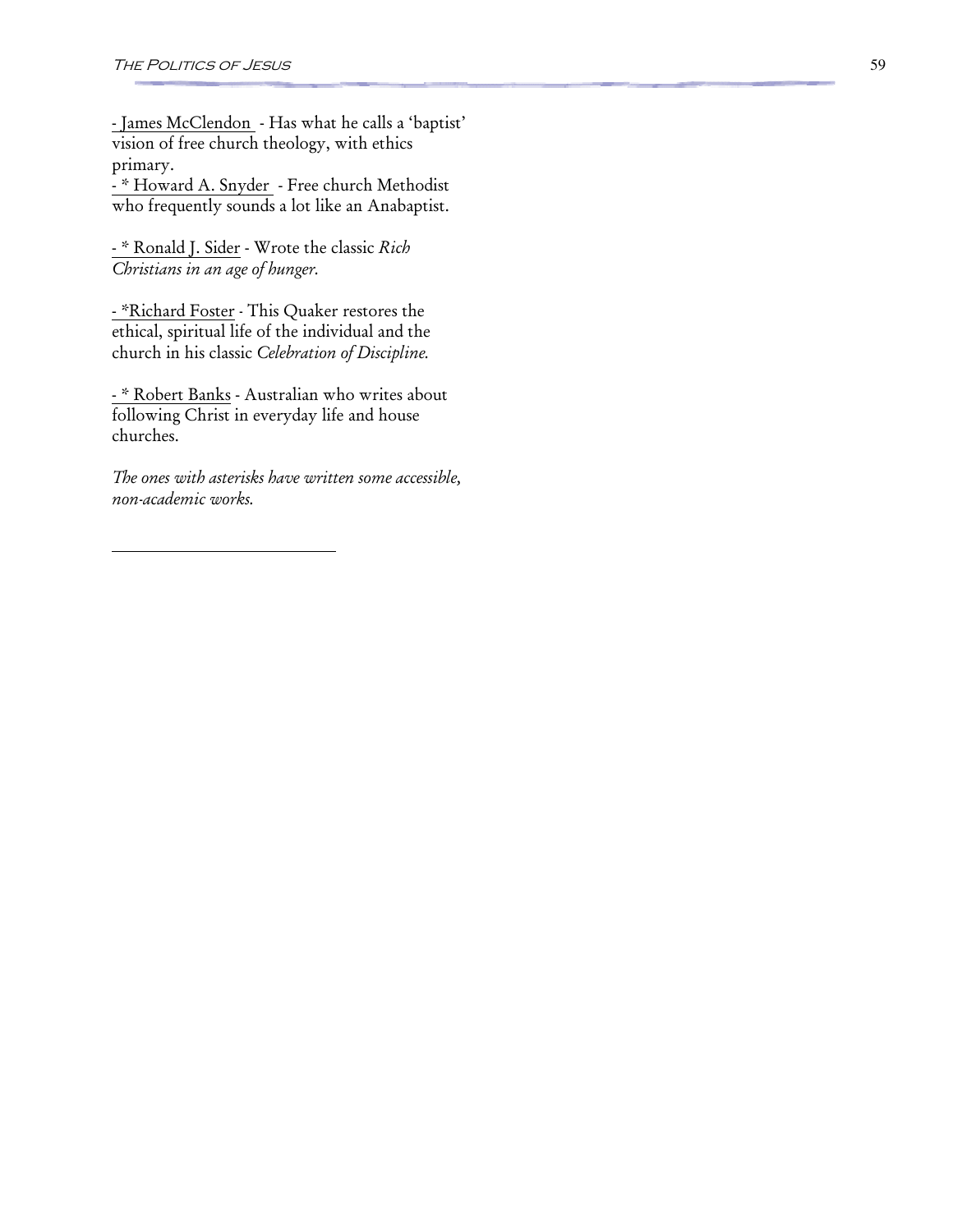- James McClendon - Has what he calls a 'baptist' vision of free church theology, with ethics primary.
- * Howard A. Snyder - Free church Methodist who frequently sounds a lot like an Anabaptist.

- * Ronald J. Sider - Wrote the classic *Rich Christians in an age of hunger*.

- *Richard Foster - This Quaker restores the ethical, spiritual life of the individual and the church in his classic *Celebration of Discipline.*

- * Robert Banks - Australian who writes about following Christ in everyday life and house churches.

*The ones with asterisks have written some accessible, non-academic works.*